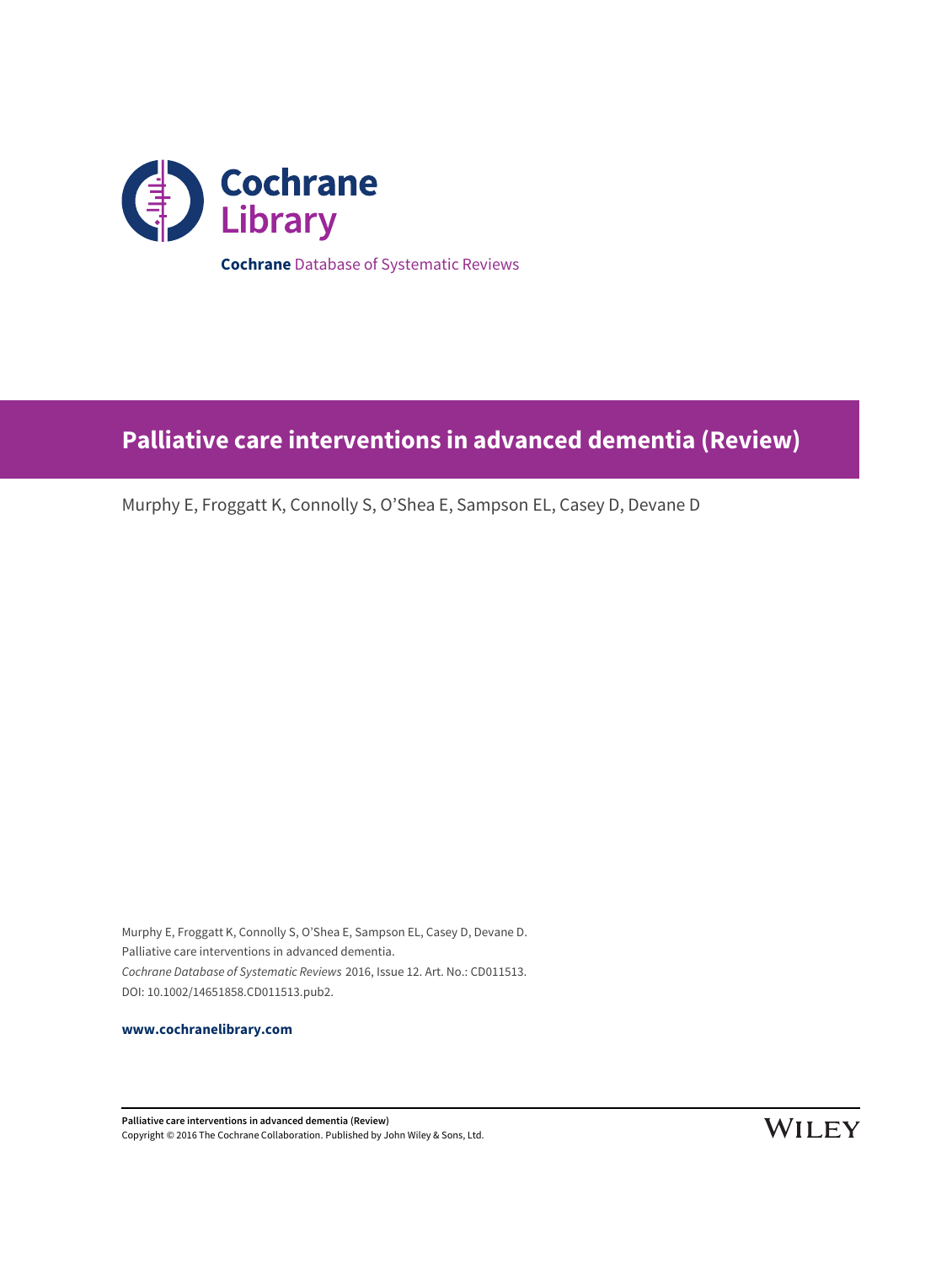Cochrane Library

**Cochrane** Database of Systematic Reviews

# Palliative care interventions in advanced dementia (Review)

Murphy E, Froggatt K, Connolly S, O'Shea E, Sampson EL, Casey D, Devane D

Murphy E, Froggatt K, Connolly S, O'Shea E, Sampson EL, Casey D, Devane D.
Palliative care interventions in advanced dementia.
*Cochrane Database of Systematic Reviews* 2016, Issue 12. Art. No.: CD011513.
DOI: 10.1002/14651858.CD011513.pub2.

**www.cochranelibrary.com**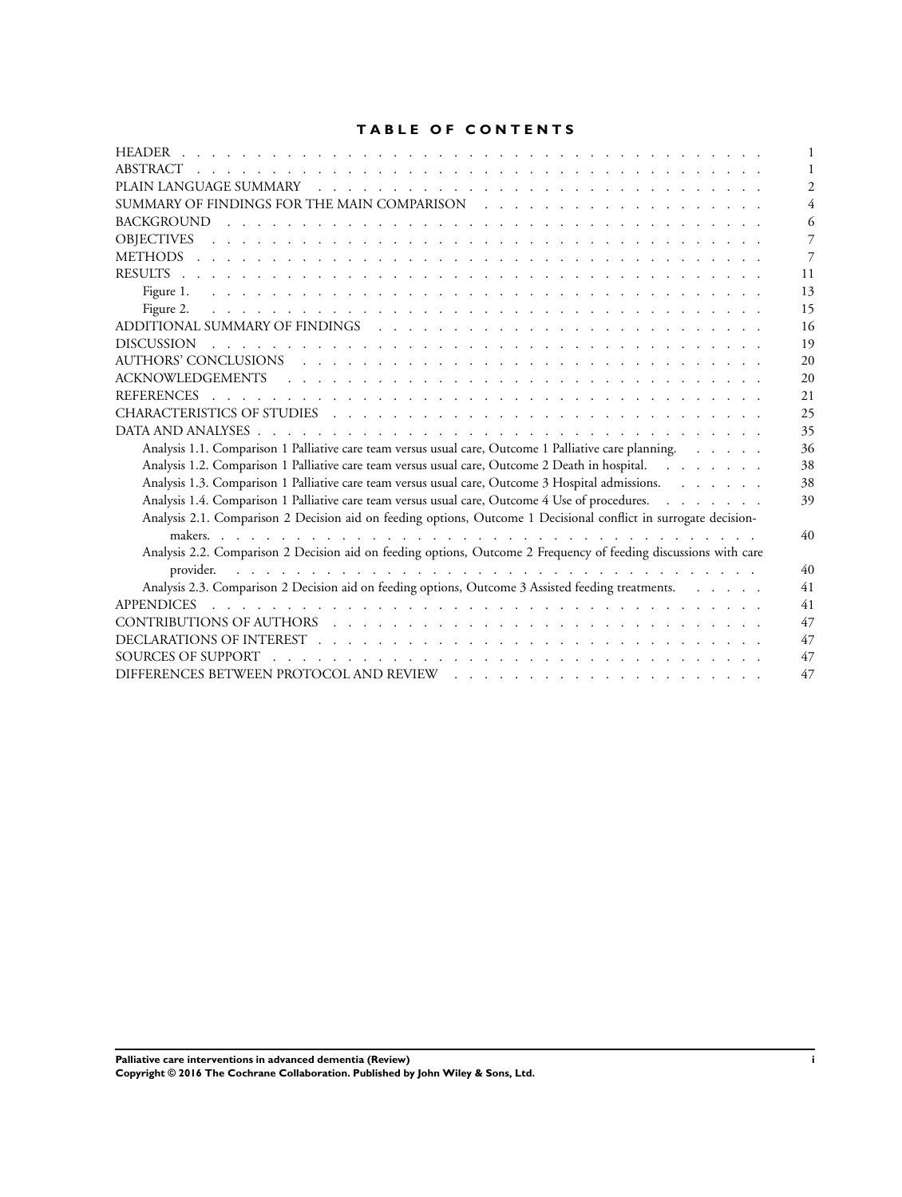# TABLE OF CONTENTS

| | |
|---|---|
| HEADER | 1 |
| ABSTRACT | 1 |
| PLAIN LANGUAGE SUMMARY | 2 |
| SUMMARY OF FINDINGS FOR THE MAIN COMPARISON | 4 |
| BACKGROUND | 6 |
| OBJECTIVES | 7 |
| METHODS | 7 |
| RESULTS | 11 |
| Figure 1. | 13 |
| Figure 2. | 15 |
| ADDITIONAL SUMMARY OF FINDINGS | 16 |
| DISCUSSION | 19 |
| AUTHORS' CONCLUSIONS | 20 |
| ACKNOWLEDGEMENTS | 20 |
| REFERENCES | 21 |
| CHARACTERISTICS OF STUDIES | 25 |
| DATA AND ANALYSES | 35 |
| Analysis 1.1. Comparison 1 Palliative care team versus usual care, Outcome 1 Palliative care planning. | 36 |
| Analysis 1.2. Comparison 1 Palliative care team versus usual care, Outcome 2 Death in hospital. | 38 |
| Analysis 1.3. Comparison 1 Palliative care team versus usual care, Outcome 3 Hospital admissions. | 38 |
| Analysis 1.4. Comparison 1 Palliative care team versus usual care, Outcome 4 Use of procedures. | 39 |
| Analysis 2.1. Comparison 2 Decision aid on feeding options, Outcome 1 Decisional conflict in surrogate decision-makers. | 40 |
| Analysis 2.2. Comparison 2 Decision aid on feeding options, Outcome 2 Frequency of feeding discussions with care provider. | 40 |
| Analysis 2.3. Comparison 2 Decision aid on feeding options, Outcome 3 Assisted feeding treatments. | 41 |
| APPENDICES | 41 |
| CONTRIBUTIONS OF AUTHORS | 47 |
| DECLARATIONS OF INTEREST | 47 |
| SOURCES OF SUPPORT | 47 |
| DIFFERENCES BETWEEN PROTOCOL AND REVIEW | 47 |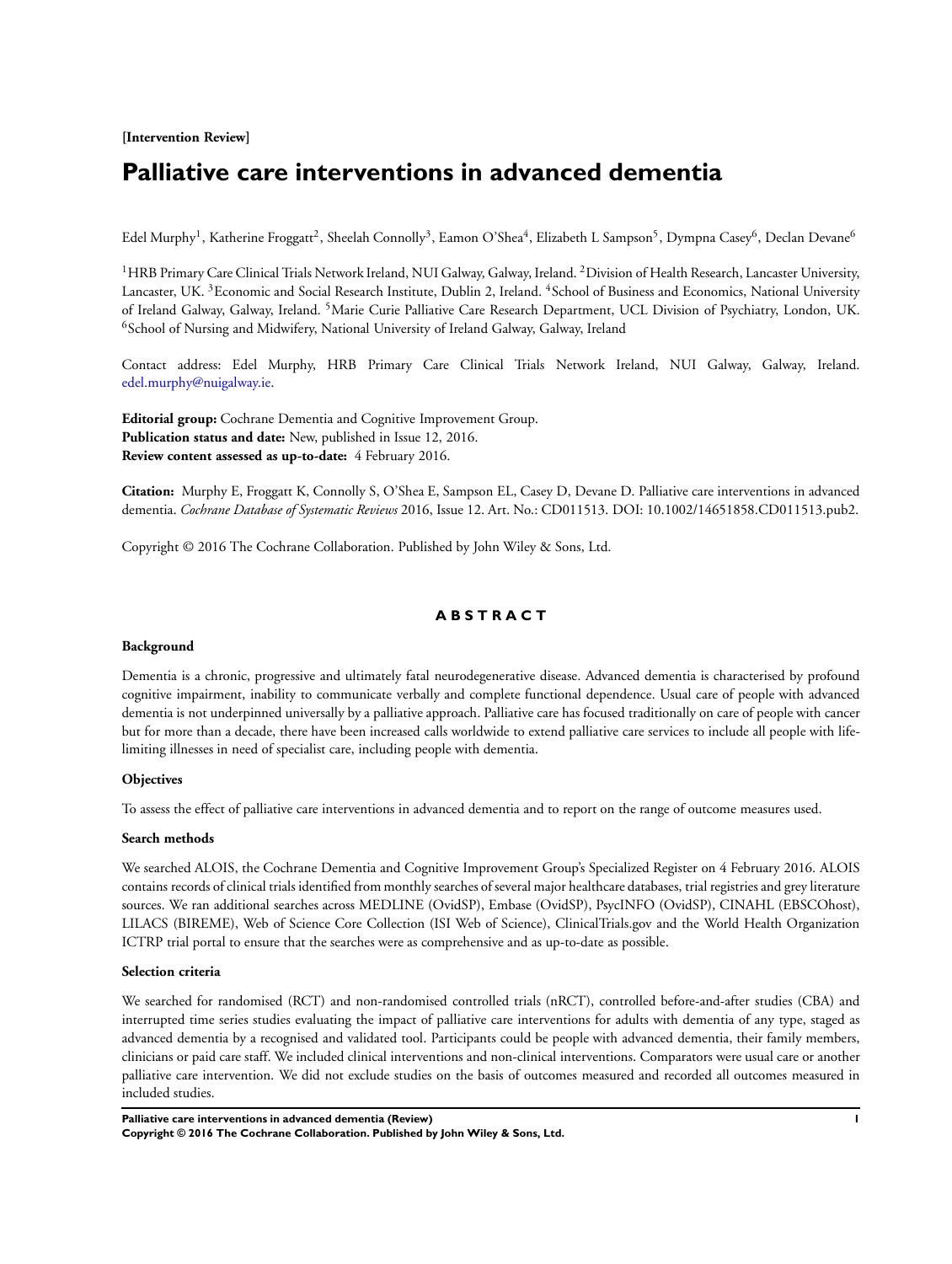**[Intervention Review]**

# Palliative care interventions in advanced dementia

Edel Murphy[1], Katherine Froggatt[2], Sheelah Connolly[3], Eamon O'Shea[4], Elizabeth L Sampson[5], Dympna Casey[6], Declan Devane[6]

[1]HRB Primary Care Clinical Trials Network Ireland, NUI Galway, Galway, Ireland. [2]Division of Health Research, Lancaster University, Lancaster, UK. [3]Economic and Social Research Institute, Dublin 2, Ireland. [4]School of Business and Economics, National University of Ireland Galway, Galway, Ireland. [5]Marie Curie Palliative Care Research Department, UCL Division of Psychiatry, London, UK. [6]School of Nursing and Midwifery, National University of Ireland Galway, Galway, Ireland

Contact address: Edel Murphy, HRB Primary Care Clinical Trials Network Ireland, NUI Galway, Galway, Ireland. edel.murphy@nuigalway.ie.

**Editorial group:** Cochrane Dementia and Cognitive Improvement Group.
**Publication status and date:** New, published in Issue 12, 2016.
**Review content assessed as up-to-date:** 4 February 2016.

**Citation:** Murphy E, Froggatt K, Connolly S, O'Shea E, Sampson EL, Casey D, Devane D. Palliative care interventions in advanced dementia. *Cochrane Database of Systematic Reviews* 2016, Issue 12. Art. No.: CD011513. DOI: 10.1002/14651858.CD011513.pub2.

Copyright © 2016 The Cochrane Collaboration. Published by John Wiley & Sons, Ltd.

## ABSTRACT

### Background

Dementia is a chronic, progressive and ultimately fatal neurodegenerative disease. Advanced dementia is characterised by profound cognitive impairment, inability to communicate verbally and complete functional dependence. Usual care of people with advanced dementia is not underpinned universally by a palliative approach. Palliative care has focused traditionally on care of people with cancer but for more than a decade, there have been increased calls worldwide to extend palliative care services to include all people with life-limiting illnesses in need of specialist care, including people with dementia.

### Objectives

To assess the effect of palliative care interventions in advanced dementia and to report on the range of outcome measures used.

### Search methods

We searched ALOIS, the Cochrane Dementia and Cognitive Improvement Group's Specialized Register on 4 February 2016. ALOIS contains records of clinical trials identified from monthly searches of several major healthcare databases, trial registries and grey literature sources. We ran additional searches across MEDLINE (OvidSP), Embase (OvidSP), PsycINFO (OvidSP), CINAHL (EBSCOhost), LILACS (BIREME), Web of Science Core Collection (ISI Web of Science), ClinicalTrials.gov and the World Health Organization ICTRP trial portal to ensure that the searches were as comprehensive and as up-to-date as possible.

### Selection criteria

We searched for randomised (RCT) and non-randomised controlled trials (nRCT), controlled before-and-after studies (CBA) and interrupted time series studies evaluating the impact of palliative care interventions for adults with dementia of any type, staged as advanced dementia by a recognised and validated tool. Participants could be people with advanced dementia, their family members, clinicians or paid care staff. We included clinical interventions and non-clinical interventions. Comparators were usual care or another palliative care intervention. We did not exclude studies on the basis of outcomes measured and recorded all outcomes measured in included studies.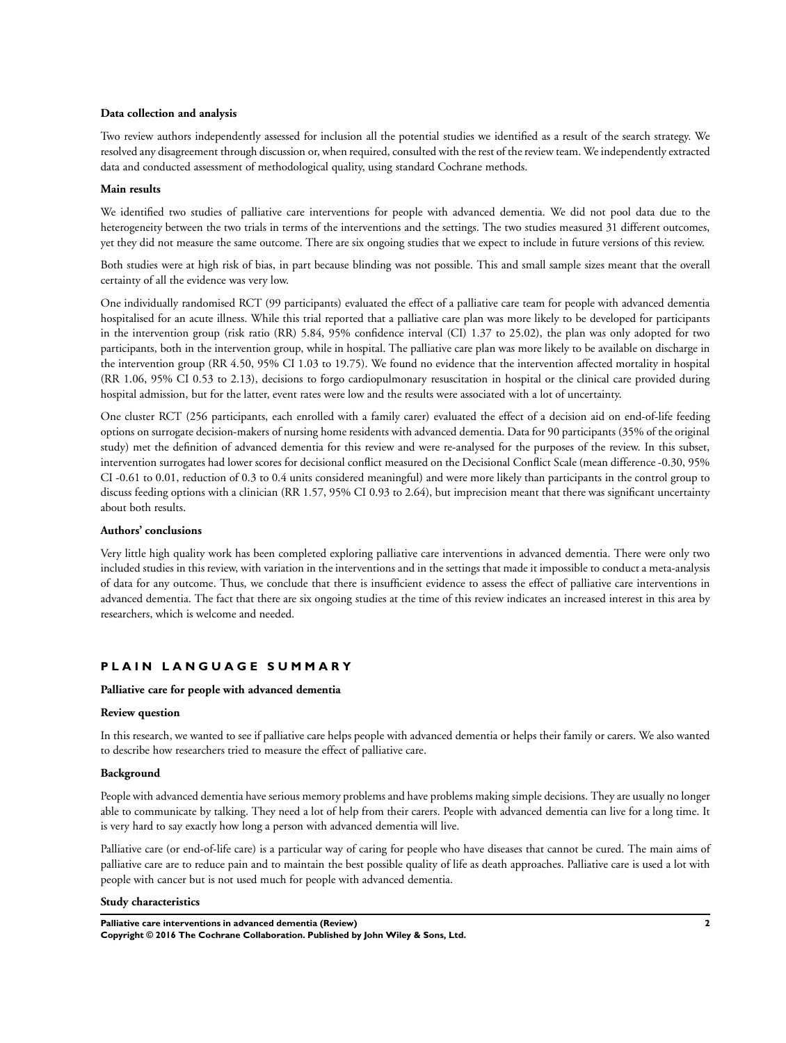**Data collection and analysis**

Two review authors independently assessed for inclusion all the potential studies we identified as a result of the search strategy. We resolved any disagreement through discussion or, when required, consulted with the rest of the review team. We independently extracted data and conducted assessment of methodological quality, using standard Cochrane methods.

**Main results**

We identified two studies of palliative care interventions for people with advanced dementia. We did not pool data due to the heterogeneity between the two trials in terms of the interventions and the settings. The two studies measured 31 different outcomes, yet they did not measure the same outcome. There are six ongoing studies that we expect to include in future versions of this review.

Both studies were at high risk of bias, in part because blinding was not possible. This and small sample sizes meant that the overall certainty of all the evidence was very low.

One individually randomised RCT (99 participants) evaluated the effect of a palliative care team for people with advanced dementia hospitalised for an acute illness. While this trial reported that a palliative care plan was more likely to be developed for participants in the intervention group (risk ratio (RR) 5.84, 95% confidence interval (CI) 1.37 to 25.02), the plan was only adopted for two participants, both in the intervention group, while in hospital. The palliative care plan was more likely to be available on discharge in the intervention group (RR 4.50, 95% CI 1.03 to 19.75). We found no evidence that the intervention affected mortality in hospital (RR 1.06, 95% CI 0.53 to 2.13), decisions to forgo cardiopulmonary resuscitation in hospital or the clinical care provided during hospital admission, but for the latter, event rates were low and the results were associated with a lot of uncertainty.

One cluster RCT (256 participants, each enrolled with a family carer) evaluated the effect of a decision aid on end-of-life feeding options on surrogate decision-makers of nursing home residents with advanced dementia. Data for 90 participants (35% of the original study) met the definition of advanced dementia for this review and were re-analysed for the purposes of the review. In this subset, intervention surrogates had lower scores for decisional conflict measured on the Decisional Conflict Scale (mean difference -0.30, 95% CI -0.61 to 0.01, reduction of 0.3 to 0.4 units considered meaningful) and were more likely than participants in the control group to discuss feeding options with a clinician (RR 1.57, 95% CI 0.93 to 2.64), but imprecision meant that there was significant uncertainty about both results.

**Authors' conclusions**

Very little high quality work has been completed exploring palliative care interventions in advanced dementia. There were only two included studies in this review, with variation in the interventions and in the settings that made it impossible to conduct a meta-analysis of data for any outcome. Thus, we conclude that there is insufficient evidence to assess the effect of palliative care interventions in advanced dementia. The fact that there are six ongoing studies at the time of this review indicates an increased interest in this area by researchers, which is welcome and needed.

## PLAIN LANGUAGE SUMMARY

**Palliative care for people with advanced dementia**

**Review question**

In this research, we wanted to see if palliative care helps people with advanced dementia or helps their family or carers. We also wanted to describe how researchers tried to measure the effect of palliative care.

**Background**

People with advanced dementia have serious memory problems and have problems making simple decisions. They are usually no longer able to communicate by talking. They need a lot of help from their carers. People with advanced dementia can live for a long time. It is very hard to say exactly how long a person with advanced dementia will live.

Palliative care (or end-of-life care) is a particular way of caring for people who have diseases that cannot be cured. The main aims of palliative care are to reduce pain and to maintain the best possible quality of life as death approaches. Palliative care is used a lot with people with cancer but is not used much for people with advanced dementia.

**Study characteristics**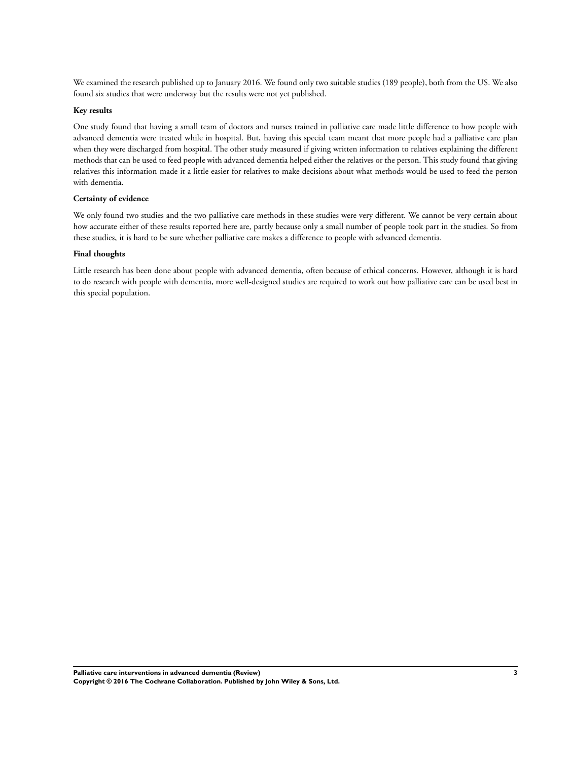We examined the research published up to January 2016. We found only two suitable studies (189 people), both from the US. We also found six studies that were underway but the results were not yet published.

**Key results**

One study found that having a small team of doctors and nurses trained in palliative care made little difference to how people with advanced dementia were treated while in hospital. But, having this special team meant that more people had a palliative care plan when they were discharged from hospital. The other study measured if giving written information to relatives explaining the different methods that can be used to feed people with advanced dementia helped either the relatives or the person. This study found that giving relatives this information made it a little easier for relatives to make decisions about what methods would be used to feed the person with dementia.

**Certainty of evidence**

We only found two studies and the two palliative care methods in these studies were very different. We cannot be very certain about how accurate either of these results reported here are, partly because only a small number of people took part in the studies. So from these studies, it is hard to be sure whether palliative care makes a difference to people with advanced dementia.

**Final thoughts**

Little research has been done about people with advanced dementia, often because of ethical concerns. However, although it is hard to do research with people with dementia, more well-designed studies are required to work out how palliative care can be used best in this special population.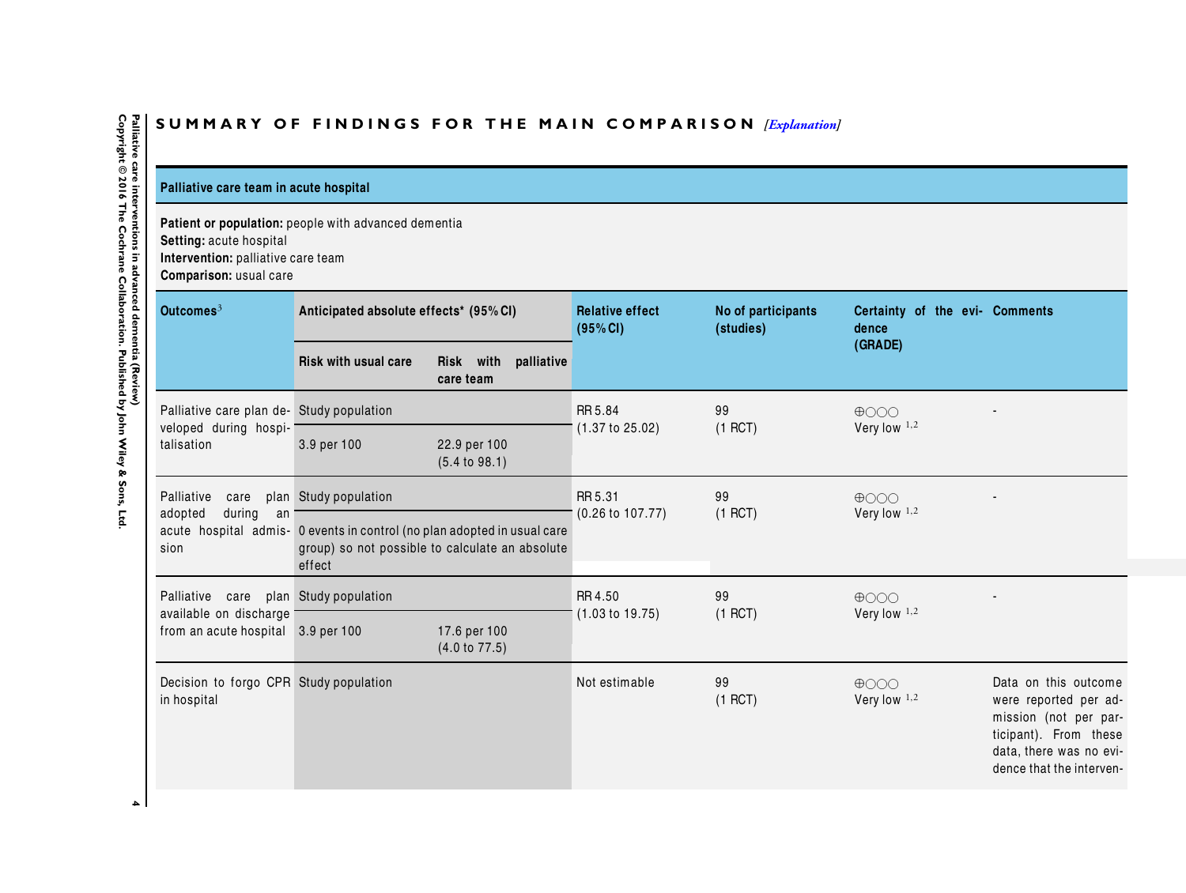## SUMMARY OF FINDINGS FOR THE MAIN COMPARISON *[Explanation]*

| Palliative care team in acute hospital | | | | | | |
|---|---|---|---|---|---|---|
| **Patient or population:** people with advanced dementia<br>**Setting:** acute hospital<br>**Intervention:** palliative care team<br>**Comparison:** usual care | | | | | | |
| **Outcomes**[3] | **Anticipated absolute effects* (95% CI)** | | **Relative effect (95% CI)** | **No of participants (studies)** | **Certainty of the evidence (GRADE)** | **Comments** |
| | **Risk with usual care** | **Risk with palliative care team** | | | | |
| Palliative care plan developed during hospitalisation | Study population | | RR 5.84 (1.37 to 25.02) | 99 (1 RCT) | ⊕○○○ Very low [1,2] | - |
| | 3.9 per 100 | 22.9 per 100 (5.4 to 98.1) | | | | |
| Palliative care plan adopted during an acute hospital admission | Study population | | RR 5.31 (0.26 to 107.77) | 99 (1 RCT) | ⊕○○○ Very low [1,2] | - |
| | 0 events in control (no plan adopted in usual care group) so not possible to calculate an absolute effect | | | | | |
| Palliative care plan available on discharge from an acute hospital | Study population | | RR 4.50 (1.03 to 19.75) | 99 (1 RCT) | ⊕○○○ Very low [1,2] | - |
| | 3.9 per 100 | 17.6 per 100 (4.0 to 77.5) | | | | |
| Decision to forgo CPR in hospital | Study population | | Not estimable | 99 (1 RCT) | ⊕○○○ Very low [1,2] | Data on this outcome were reported per admission (not per participant). From these data, there was no evidence that the interven- |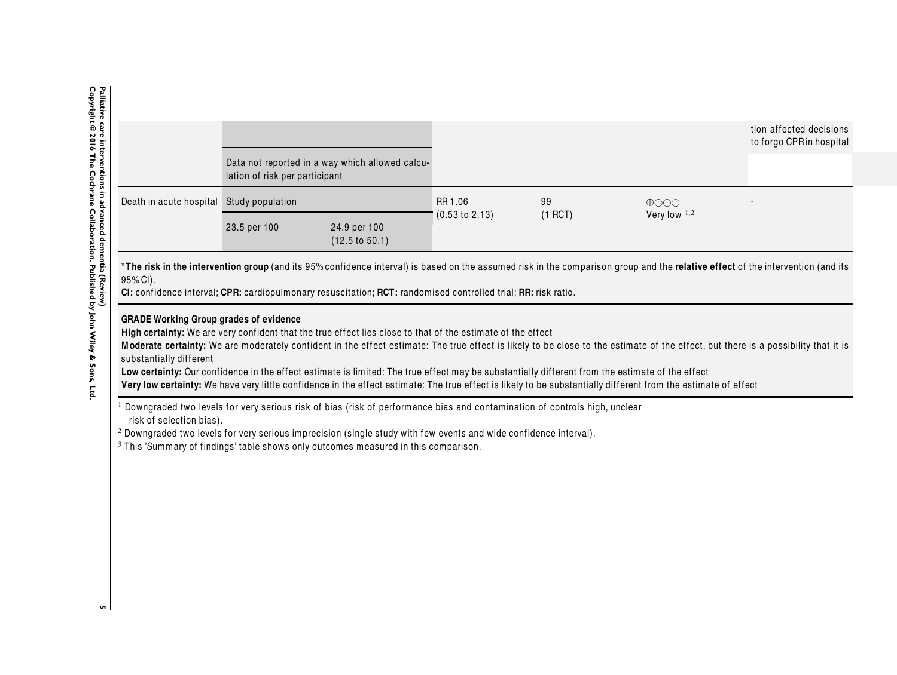|  |  |  |  |  |  | tion affected decisions to forgo CPR in hospital |
|---|---|---|---|---|---|---|
|  | Data not reported in a way which allowed calculation of risk per participant |  |  |  |  |  |
| Death in acute hospital | Study population |  | RR 1.06 (0.53 to 2.13) | 99 (1 RCT) | ⊕○○○ Very low [1,2] | - |
|  | 23.5 per 100 | 24.9 per 100 (12.5 to 50.1) |  |  |  |  |

\***The risk in the intervention group** (and its 95% confidence interval) is based on the assumed risk in the comparison group and the **relative effect** of the intervention (and its 95% CI).

**CI:** confidence interval; **CPR:** cardiopulmonary resuscitation; **RCT:** randomised controlled trial; **RR:** risk ratio.

**GRADE Working Group grades of evidence**

**High certainty:** We are very confident that the true effect lies close to that of the estimate of the effect

**Moderate certainty:** We are moderately confident in the effect estimate: The true effect is likely to be close to the estimate of the effect, but there is a possibility that it is substantially different

**Low certainty:** Our confidence in the effect estimate is limited: The true effect may be substantially different from the estimate of the effect

**Very low certainty:** We have very little confidence in the effect estimate: The true effect is likely to be substantially different from the estimate of effect

[1] Downgraded two levels for very serious risk of bias (risk of performance bias and contamination of controls high, unclear risk of selection bias).

[2] Downgraded two levels for very serious imprecision (single study with few events and wide confidence interval).

[3] This 'Summary of findings' table shows only outcomes measured in this comparison.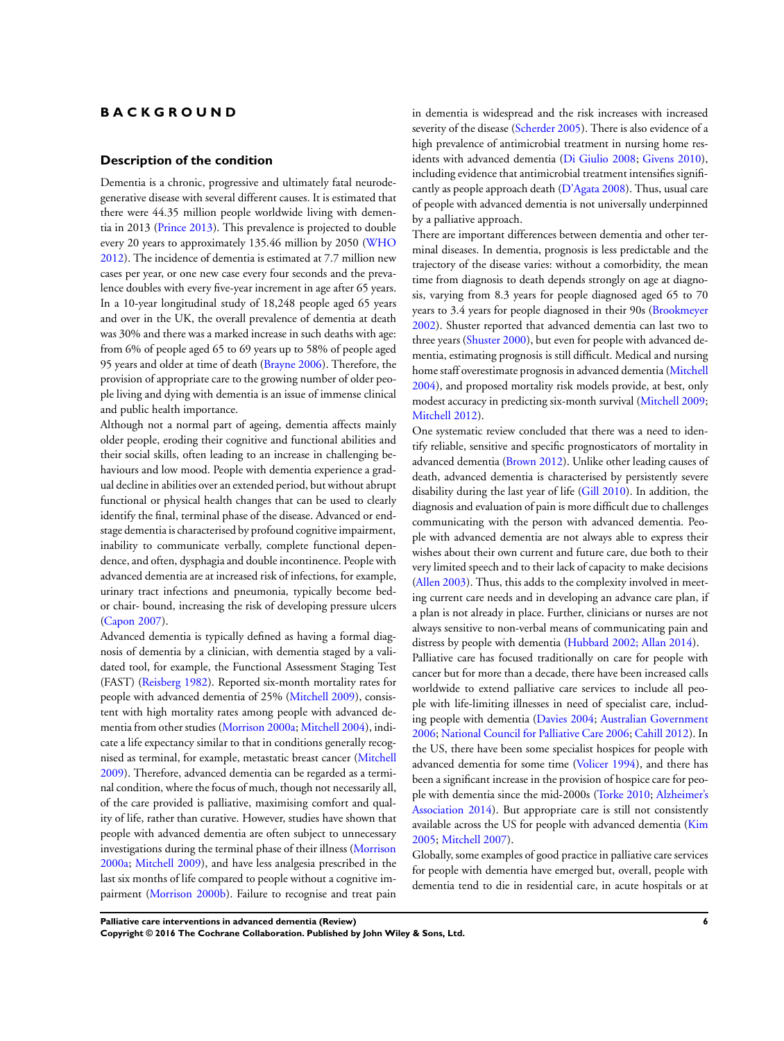# BACKGROUND

## Description of the condition

Dementia is a chronic, progressive and ultimately fatal neurodegenerative disease with several different causes. It is estimated that there were 44.35 million people worldwide living with dementia in 2013 (Prince 2013). This prevalence is projected to double every 20 years to approximately 135.46 million by 2050 (WHO 2012). The incidence of dementia is estimated at 7.7 million new cases per year, or one new case every four seconds and the prevalence doubles with every five-year increment in age after 65 years. In a 10-year longitudinal study of 18,248 people aged 65 years and over in the UK, the overall prevalence of dementia at death was 30% and there was a marked increase in such deaths with age: from 6% of people aged 65 to 69 years up to 58% of people aged 95 years and older at time of death (Brayne 2006). Therefore, the provision of appropriate care to the growing number of older people living and dying with dementia is an issue of immense clinical and public health importance.

Although not a normal part of ageing, dementia affects mainly older people, eroding their cognitive and functional abilities and their social skills, often leading to an increase in challenging behaviours and low mood. People with dementia experience a gradual decline in abilities over an extended period, but without abrupt functional or physical health changes that can be used to clearly identify the final, terminal phase of the disease. Advanced or end-stage dementia is characterised by profound cognitive impairment, inability to communicate verbally, complete functional dependence, and often, dysphagia and double incontinence. People with advanced dementia are at increased risk of infections, for example, urinary tract infections and pneumonia, typically become bed- or chair- bound, increasing the risk of developing pressure ulcers (Capon 2007).

Advanced dementia is typically defined as having a formal diagnosis of dementia by a clinician, with dementia staged by a validated tool, for example, the Functional Assessment Staging Test (FAST) (Reisberg 1982). Reported six-month mortality rates for people with advanced dementia of 25% (Mitchell 2009), consistent with high mortality rates among people with advanced dementia from other studies (Morrison 2000a; Mitchell 2004), indicate a life expectancy similar to that in conditions generally recognised as terminal, for example, metastatic breast cancer (Mitchell 2009). Therefore, advanced dementia can be regarded as a terminal condition, where the focus of much, though not necessarily all, of the care provided is palliative, maximising comfort and quality of life, rather than curative. However, studies have shown that people with advanced dementia are often subject to unnecessary investigations during the terminal phase of their illness (Morrison 2000a; Mitchell 2009), and have less analgesia prescribed in the last six months of life compared to people without a cognitive impairment (Morrison 2000b). Failure to recognise and treat pain in dementia is widespread and the risk increases with increased severity of the disease (Scherder 2005). There is also evidence of a high prevalence of antimicrobial treatment in nursing home residents with advanced dementia (Di Giulio 2008; Givens 2010), including evidence that antimicrobial treatment intensifies significantly as people approach death (D'Agata 2008). Thus, usual care of people with advanced dementia is not universally underpinned by a palliative approach.

There are important differences between dementia and other terminal diseases. In dementia, prognosis is less predictable and the trajectory of the disease varies: without a comorbidity, the mean time from diagnosis to death depends strongly on age at diagnosis, varying from 8.3 years for people diagnosed aged 65 to 70 years to 3.4 years for people diagnosed in their 90s (Brookmeyer 2002). Shuster reported that advanced dementia can last two to three years (Shuster 2000), but even for people with advanced dementia, estimating prognosis is still difficult. Medical and nursing home staff overestimate prognosis in advanced dementia (Mitchell 2004), and proposed mortality risk models provide, at best, only modest accuracy in predicting six-month survival (Mitchell 2009; Mitchell 2012).

One systematic review concluded that there was a need to identify reliable, sensitive and specific prognosticators of mortality in advanced dementia (Brown 2012). Unlike other leading causes of death, advanced dementia is characterised by persistently severe disability during the last year of life (Gill 2010). In addition, the diagnosis and evaluation of pain is more difficult due to challenges communicating with the person with advanced dementia. People with advanced dementia are not always able to express their wishes about their own current and future care, due both to their very limited speech and to their lack of capacity to make decisions (Allen 2003). Thus, this adds to the complexity involved in meeting current care needs and in developing an advance care plan, if a plan is not already in place. Further, clinicians or nurses are not always sensitive to non-verbal means of communicating pain and distress by people with dementia (Hubbard 2002; Allan 2014).

Palliative care has focused traditionally on care for people with cancer but for more than a decade, there have been increased calls worldwide to extend palliative care services to include all people with life-limiting illnesses in need of specialist care, including people with dementia (Davies 2004; Australian Government 2006; National Council for Palliative Care 2006; Cahill 2012). In the US, there have been some specialist hospices for people with advanced dementia for some time (Volicer 1994), and there has been a significant increase in the provision of hospice care for people with dementia since the mid-2000s (Torke 2010; Alzheimer's Association 2014). But appropriate care is still not consistently available across the US for people with advanced dementia (Kim 2005; Mitchell 2007).

Globally, some examples of good practice in palliative care services for people with dementia have emerged but, overall, people with dementia tend to die in residential care, in acute hospitals or at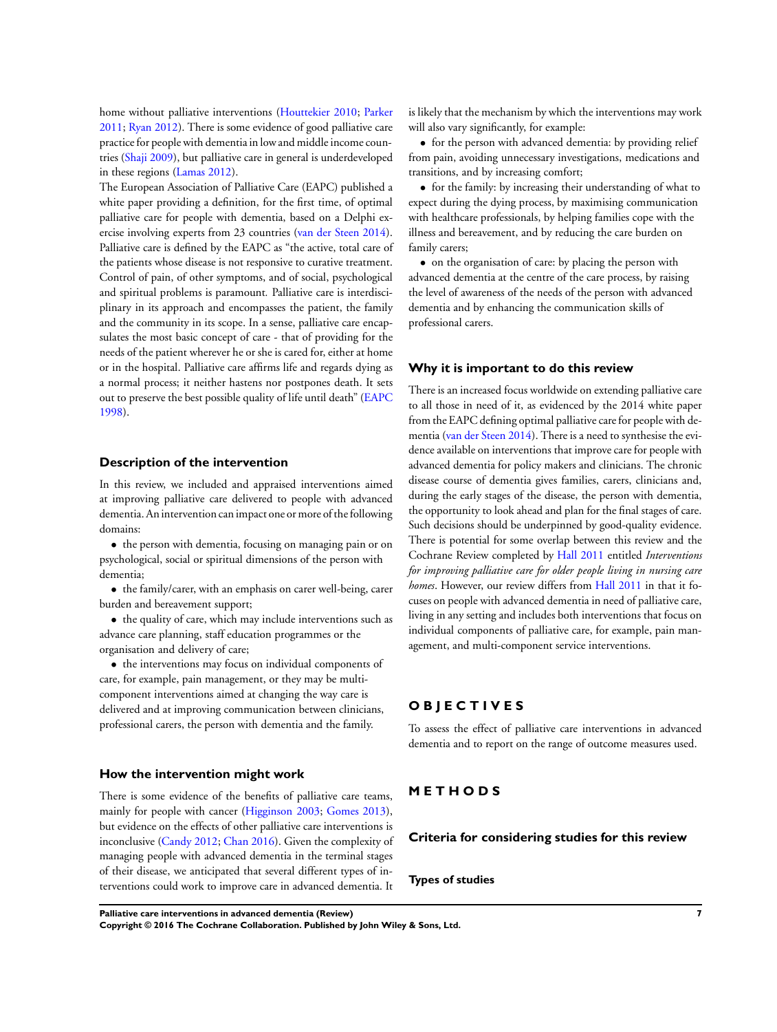home without palliative interventions (Houttekier 2010; Parker 2011; Ryan 2012). There is some evidence of good palliative care practice for people with dementia in low and middle income countries (Shaji 2009), but palliative care in general is underdeveloped in these regions (Lamas 2012).

The European Association of Palliative Care (EAPC) published a white paper providing a definition, for the first time, of optimal palliative care for people with dementia, based on a Delphi exercise involving experts from 23 countries (van der Steen 2014). Palliative care is defined by the EAPC as "the active, total care of the patients whose disease is not responsive to curative treatment. Control of pain, of other symptoms, and of social, psychological and spiritual problems is paramount. Palliative care is interdisciplinary in its approach and encompasses the patient, the family and the community in its scope. In a sense, palliative care encapsulates the most basic concept of care - that of providing for the needs of the patient wherever he or she is cared for, either at home or in the hospital. Palliative care affirms life and regards dying as a normal process; it neither hastens nor postpones death. It sets out to preserve the best possible quality of life until death" (EAPC 1998).

## Description of the intervention

In this review, we included and appraised interventions aimed at improving palliative care delivered to people with advanced dementia. An intervention can impact one or more of the following domains:

- the person with dementia, focusing on managing pain or on psychological, social or spiritual dimensions of the person with dementia;
- the family/carer, with an emphasis on carer well-being, carer burden and bereavement support;
- the quality of care, which may include interventions such as advance care planning, staff education programmes or the organisation and delivery of care;
- the interventions may focus on individual components of care, for example, pain management, or they may be multi-component interventions aimed at changing the way care is delivered and at improving communication between clinicians, professional carers, the person with dementia and the family.

## How the intervention might work

There is some evidence of the benefits of palliative care teams, mainly for people with cancer (Higginson 2003; Gomes 2013), but evidence on the effects of other palliative care interventions is inconclusive (Candy 2012; Chan 2016). Given the complexity of managing people with advanced dementia in the terminal stages of their disease, we anticipated that several different types of interventions could work to improve care in advanced dementia. It is likely that the mechanism by which the interventions may work will also vary significantly, for example:

- for the person with advanced dementia: by providing relief from pain, avoiding unnecessary investigations, medications and transitions, and by increasing comfort;
- for the family: by increasing their understanding of what to expect during the dying process, by maximising communication with healthcare professionals, by helping families cope with the illness and bereavement, and by reducing the care burden on family carers;
- on the organisation of care: by placing the person with advanced dementia at the centre of the care process, by raising the level of awareness of the needs of the person with advanced dementia and by enhancing the communication skills of professional carers.

## Why it is important to do this review

There is an increased focus worldwide on extending palliative care to all those in need of it, as evidenced by the 2014 white paper from the EAPC defining optimal palliative care for people with dementia (van der Steen 2014). There is a need to synthesise the evidence available on interventions that improve care for people with advanced dementia for policy makers and clinicians. The chronic disease course of dementia gives families, carers, clinicians and, during the early stages of the disease, the person with dementia, the opportunity to look ahead and plan for the final stages of care. Such decisions should be underpinned by good-quality evidence. There is potential for some overlap between this review and the Cochrane Review completed by Hall 2011 entitled *Interventions for improving palliative care for older people living in nursing care homes*. However, our review differs from Hall 2011 in that it focuses on people with advanced dementia in need of palliative care, living in any setting and includes both interventions that focus on individual components of palliative care, for example, pain management, and multi-component service interventions.

# OBJECTIVES

To assess the effect of palliative care interventions in advanced dementia and to report on the range of outcome measures used.

# METHODS

## Criteria for considering studies for this review

### Types of studies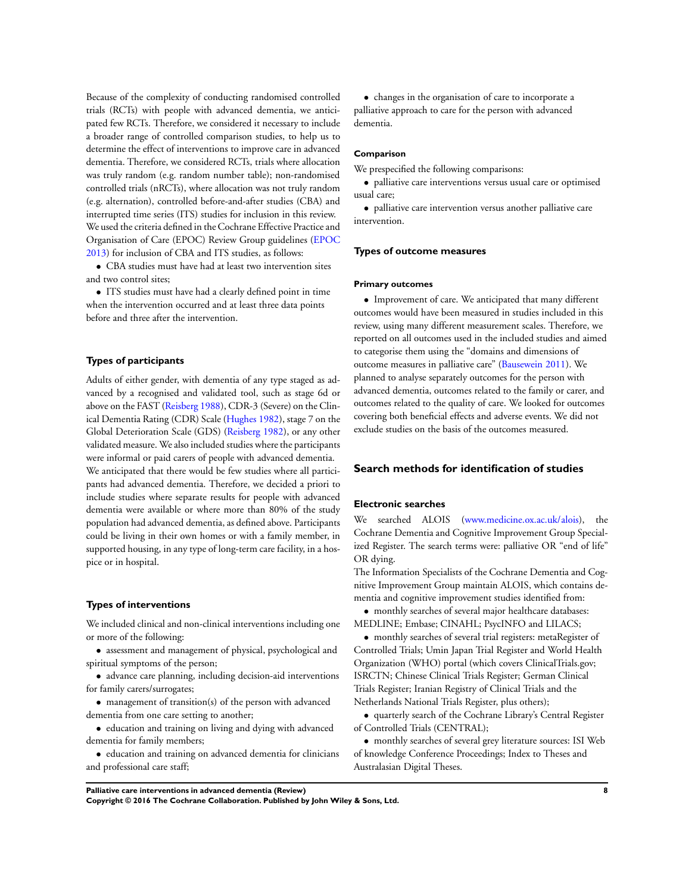Because of the complexity of conducting randomised controlled trials (RCTs) with people with advanced dementia, we anticipated few RCTs. Therefore, we considered it necessary to include a broader range of controlled comparison studies, to help us to determine the effect of interventions to improve care in advanced dementia. Therefore, we considered RCTs, trials where allocation was truly random (e.g. random number table); non-randomised controlled trials (nRCTs), where allocation was not truly random (e.g. alternation), controlled before-and-after studies (CBA) and interrupted time series (ITS) studies for inclusion in this review. We used the criteria defined in the Cochrane Effective Practice and Organisation of Care (EPOC) Review Group guidelines (EPOC 2013) for inclusion of CBA and ITS studies, as follows:

- CBA studies must have had at least two intervention sites and two control sites;
- ITS studies must have had a clearly defined point in time when the intervention occurred and at least three data points before and three after the intervention.

### Types of participants

Adults of either gender, with dementia of any type staged as advanced by a recognised and validated tool, such as stage 6d or above on the FAST (Reisberg 1988), CDR-3 (Severe) on the Clinical Dementia Rating (CDR) Scale (Hughes 1982), stage 7 on the Global Deterioration Scale (GDS) (Reisberg 1982), or any other validated measure. We also included studies where the participants were informal or paid carers of people with advanced dementia. We anticipated that there would be few studies where all participants had advanced dementia. Therefore, we decided a priori to include studies where separate results for people with advanced dementia were available or where more than 80% of the study population had advanced dementia, as defined above. Participants could be living in their own homes or with a family member, in supported housing, in any type of long-term care facility, in a hospice or in hospital.

### Types of interventions

We included clinical and non-clinical interventions including one or more of the following:

- assessment and management of physical, psychological and spiritual symptoms of the person;
- advance care planning, including decision-aid interventions for family carers/surrogates;
- management of transition(s) of the person with advanced dementia from one care setting to another;
- education and training on living and dying with advanced dementia for family members;
- education and training on advanced dementia for clinicians and professional care staff;
- changes in the organisation of care to incorporate a palliative approach to care for the person with advanced dementia.

#### Comparison

We prespecified the following comparisons:

- palliative care interventions versus usual care or optimised usual care;
- palliative care intervention versus another palliative care intervention.

### Types of outcome measures

#### Primary outcomes

- Improvement of care. We anticipated that many different outcomes would have been measured in studies included in this review, using many different measurement scales. Therefore, we reported on all outcomes used in the included studies and aimed to categorise them using the "domains and dimensions of outcome measures in palliative care" (Bausewein 2011). We planned to analyse separately outcomes for the person with advanced dementia, outcomes related to the family or carer, and outcomes related to the quality of care. We looked for outcomes covering both beneficial effects and adverse events. We did not exclude studies on the basis of the outcomes measured.

## Search methods for identification of studies

### Electronic searches

We searched ALOIS (www.medicine.ox.ac.uk/alois), the Cochrane Dementia and Cognitive Improvement Group Specialized Register. The search terms were: palliative OR "end of life" OR dying.

The Information Specialists of the Cochrane Dementia and Cognitive Improvement Group maintain ALOIS, which contains dementia and cognitive improvement studies identified from:

- monthly searches of several major healthcare databases: MEDLINE; Embase; CINAHL; PsycINFO and LILACS;
- monthly searches of several trial registers: metaRegister of Controlled Trials; Umin Japan Trial Register and World Health Organization (WHO) portal (which covers ClinicalTrials.gov; ISRCTN; Chinese Clinical Trials Register; German Clinical Trials Register; Iranian Registry of Clinical Trials and the Netherlands National Trials Register, plus others);
- quarterly search of the Cochrane Library's Central Register of Controlled Trials (CENTRAL);
- monthly searches of several grey literature sources: ISI Web of knowledge Conference Proceedings; Index to Theses and Australasian Digital Theses.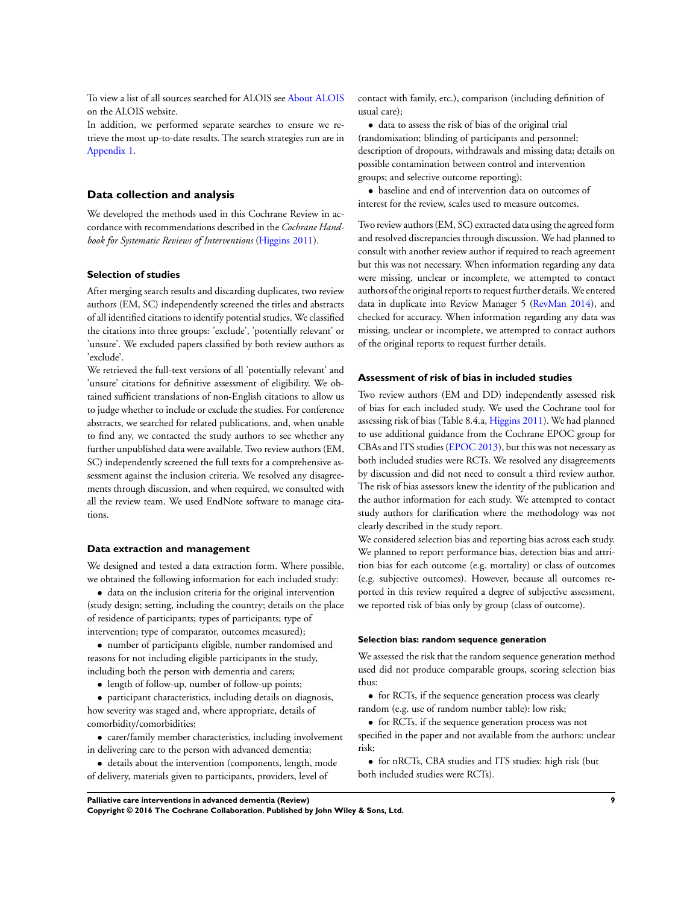To view a list of all sources searched for ALOIS see About ALOIS on the ALOIS website.

In addition, we performed separate searches to ensure we retrieve the most up-to-date results. The search strategies run are in Appendix 1.

## Data collection and analysis

We developed the methods used in this Cochrane Review in accordance with recommendations described in the *Cochrane Handbook for Systematic Reviews of Interventions* (Higgins 2011).

### Selection of studies

After merging search results and discarding duplicates, two review authors (EM, SC) independently screened the titles and abstracts of all identified citations to identify potential studies. We classified the citations into three groups: 'exclude', 'potentially relevant' or 'unsure'. We excluded papers classified by both review authors as 'exclude'.

We retrieved the full-text versions of all 'potentially relevant' and 'unsure' citations for definitive assessment of eligibility. We obtained sufficient translations of non-English citations to allow us to judge whether to include or exclude the studies. For conference abstracts, we searched for related publications, and, when unable to find any, we contacted the study authors to see whether any further unpublished data were available. Two review authors (EM, SC) independently screened the full texts for a comprehensive assessment against the inclusion criteria. We resolved any disagreements through discussion, and when required, we consulted with all the review team. We used EndNote software to manage citations.

### Data extraction and management

We designed and tested a data extraction form. Where possible, we obtained the following information for each included study:

- data on the inclusion criteria for the original intervention (study design; setting, including the country; details on the place of residence of participants; types of participants; type of intervention; type of comparator, outcomes measured);
- number of participants eligible, number randomised and reasons for not including eligible participants in the study, including both the person with dementia and carers;
- length of follow-up, number of follow-up points;
- participant characteristics, including details on diagnosis, how severity was staged and, where appropriate, details of comorbidity/comorbidities;
- carer/family member characteristics, including involvement in delivering care to the person with advanced dementia;
- details about the intervention (components, length, mode of delivery, materials given to participants, providers, level of contact with family, etc.), comparison (including definition of usual care);
- data to assess the risk of bias of the original trial (randomisation; blinding of participants and personnel; description of dropouts, withdrawals and missing data; details on possible contamination between control and intervention groups; and selective outcome reporting);
- baseline and end of intervention data on outcomes of interest for the review, scales used to measure outcomes.

Two review authors (EM, SC) extracted data using the agreed form and resolved discrepancies through discussion. We had planned to consult with another review author if required to reach agreement but this was not necessary. When information regarding any data were missing, unclear or incomplete, we attempted to contact authors of the original reports to request further details. We entered data in duplicate into Review Manager 5 (RevMan 2014), and checked for accuracy. When information regarding any data was missing, unclear or incomplete, we attempted to contact authors of the original reports to request further details.

### Assessment of risk of bias in included studies

Two review authors (EM and DD) independently assessed risk of bias for each included study. We used the Cochrane tool for assessing risk of bias (Table 8.4.a, Higgins 2011). We had planned to use additional guidance from the Cochrane EPOC group for CBAs and ITS studies (EPOC 2013), but this was not necessary as both included studies were RCTs. We resolved any disagreements by discussion and did not need to consult a third review author. The risk of bias assessors knew the identity of the publication and the author information for each study. We attempted to contact study authors for clarification where the methodology was not clearly described in the study report.

We considered selection bias and reporting bias across each study. We planned to report performance bias, detection bias and attrition bias for each outcome (e.g. mortality) or class of outcomes (e.g. subjective outcomes). However, because all outcomes reported in this review required a degree of subjective assessment, we reported risk of bias only by group (class of outcome).

#### Selection bias: random sequence generation

We assessed the risk that the random sequence generation method used did not produce comparable groups, scoring selection bias thus:

- for RCTs, if the sequence generation process was clearly random (e.g. use of random number table): low risk;
- for RCTs, if the sequence generation process was not specified in the paper and not available from the authors: unclear risk;
- for nRCTs, CBA studies and ITS studies: high risk (but both included studies were RCTs).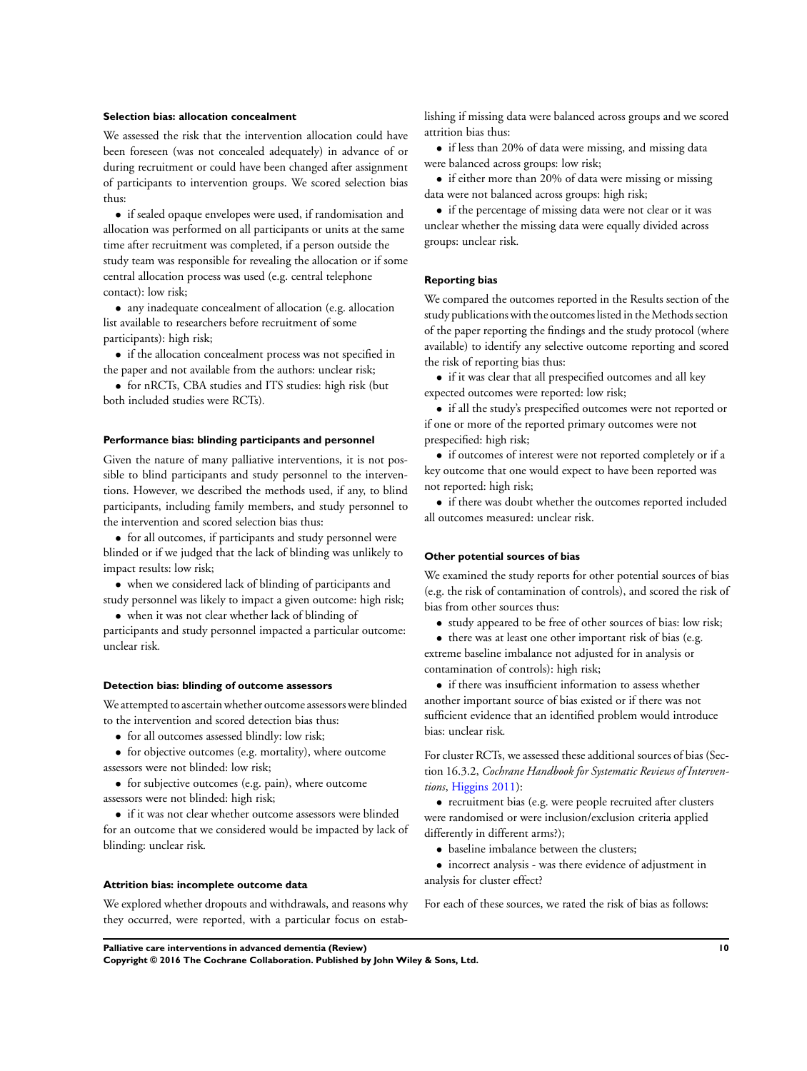#### Selection bias: allocation concealment

We assessed the risk that the intervention allocation could have been foreseen (was not concealed adequately) in advance of or during recruitment or could have been changed after assignment of participants to intervention groups. We scored selection bias thus:

- if sealed opaque envelopes were used, if randomisation and allocation was performed on all participants or units at the same time after recruitment was completed, if a person outside the study team was responsible for revealing the allocation or if some central allocation process was used (e.g. central telephone contact): low risk;
- any inadequate concealment of allocation (e.g. allocation list available to researchers before recruitment of some participants): high risk;
- if the allocation concealment process was not specified in the paper and not available from the authors: unclear risk;
- for nRCTs, CBA studies and ITS studies: high risk (but both included studies were RCTs).

#### Performance bias: blinding participants and personnel

Given the nature of many palliative interventions, it is not possible to blind participants and study personnel to the interventions. However, we described the methods used, if any, to blind participants, including family members, and study personnel to the intervention and scored selection bias thus:

- for all outcomes, if participants and study personnel were blinded or if we judged that the lack of blinding was unlikely to impact results: low risk;
- when we considered lack of blinding of participants and study personnel was likely to impact a given outcome: high risk;
- when it was not clear whether lack of blinding of participants and study personnel impacted a particular outcome: unclear risk.

#### Detection bias: blinding of outcome assessors

We attempted to ascertain whether outcome assessors were blinded to the intervention and scored detection bias thus:

- for all outcomes assessed blindly: low risk;
- for objective outcomes (e.g. mortality), where outcome assessors were not blinded: low risk;
- for subjective outcomes (e.g. pain), where outcome assessors were not blinded: high risk;
- if it was not clear whether outcome assessors were blinded for an outcome that we considered would be impacted by lack of blinding: unclear risk.

#### Attrition bias: incomplete outcome data

We explored whether dropouts and withdrawals, and reasons why they occurred, were reported, with a particular focus on establishing if missing data were balanced across groups and we scored attrition bias thus:

- if less than 20% of data were missing, and missing data were balanced across groups: low risk;
- if either more than 20% of data were missing or missing data were not balanced across groups: high risk;
- if the percentage of missing data were not clear or it was unclear whether the missing data were equally divided across groups: unclear risk.

#### Reporting bias

We compared the outcomes reported in the Results section of the study publications with the outcomes listed in the Methods section of the paper reporting the findings and the study protocol (where available) to identify any selective outcome reporting and scored the risk of reporting bias thus:

- if it was clear that all prespecified outcomes and all key expected outcomes were reported: low risk;
- if all the study's prespecified outcomes were not reported or if one or more of the reported primary outcomes were not prespecified: high risk;
- if outcomes of interest were not reported completely or if a key outcome that one would expect to have been reported was not reported: high risk;
- if there was doubt whether the outcomes reported included all outcomes measured: unclear risk.

#### Other potential sources of bias

We examined the study reports for other potential sources of bias (e.g. the risk of contamination of controls), and scored the risk of bias from other sources thus:

- study appeared to be free of other sources of bias: low risk;
- there was at least one other important risk of bias (e.g. extreme baseline imbalance not adjusted for in analysis or contamination of controls): high risk;
- if there was insufficient information to assess whether another important source of bias existed or if there was not sufficient evidence that an identified problem would introduce bias: unclear risk.

For cluster RCTs, we assessed these additional sources of bias (Section 16.3.2, *Cochrane Handbook for Systematic Reviews of Interventions*, Higgins 2011):

- recruitment bias (e.g. were people recruited after clusters were randomised or were inclusion/exclusion criteria applied differently in different arms?);
- baseline imbalance between the clusters;
- incorrect analysis - was there evidence of adjustment in analysis for cluster effect?

For each of these sources, we rated the risk of bias as follows: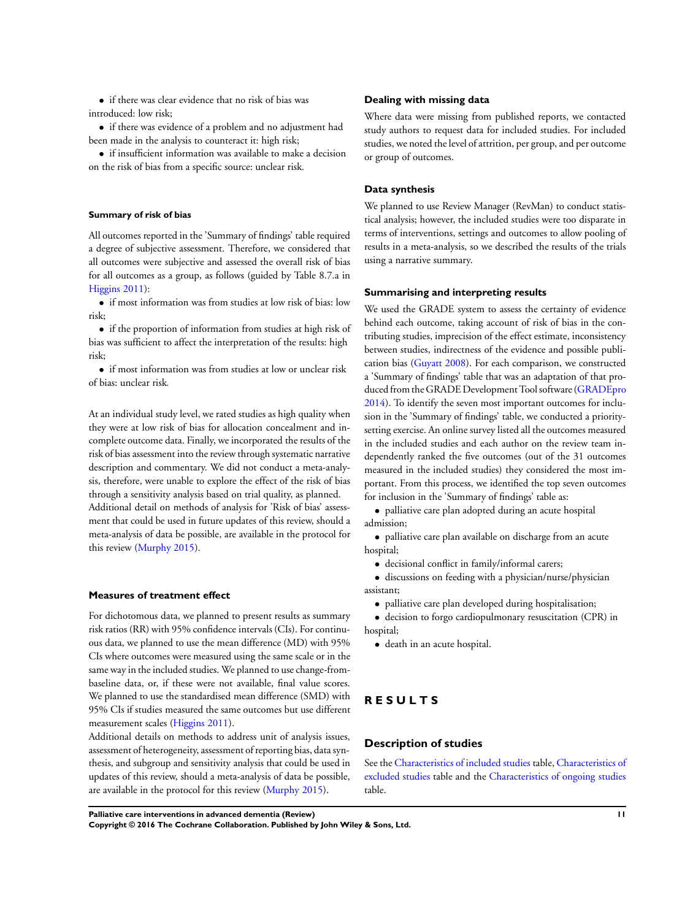- if there was clear evidence that no risk of bias was introduced: low risk;
- if there was evidence of a problem and no adjustment had been made in the analysis to counteract it: high risk;
- if insufficient information was available to make a decision on the risk of bias from a specific source: unclear risk.

#### Summary of risk of bias

All outcomes reported in the 'Summary of findings' table required a degree of subjective assessment. Therefore, we considered that all outcomes were subjective and assessed the overall risk of bias for all outcomes as a group, as follows (guided by Table 8.7.a in Higgins 2011):

- if most information was from studies at low risk of bias: low risk;
- if the proportion of information from studies at high risk of bias was sufficient to affect the interpretation of the results: high risk;
- if most information was from studies at low or unclear risk of bias: unclear risk.

At an individual study level, we rated studies as high quality when they were at low risk of bias for allocation concealment and incomplete outcome data. Finally, we incorporated the results of the risk of bias assessment into the review through systematic narrative description and commentary. We did not conduct a meta-analysis, therefore, were unable to explore the effect of the risk of bias through a sensitivity analysis based on trial quality, as planned. Additional detail on methods of analysis for 'Risk of bias' assessment that could be used in future updates of this review, should a meta-analysis of data be possible, are available in the protocol for this review (Murphy 2015).

### Measures of treatment effect

For dichotomous data, we planned to present results as summary risk ratios (RR) with 95% confidence intervals (CIs). For continuous data, we planned to use the mean difference (MD) with 95% CIs where outcomes were measured using the same scale or in the same way in the included studies. We planned to use change-from-baseline data, or, if these were not available, final value scores. We planned to use the standardised mean difference (SMD) with 95% CIs if studies measured the same outcomes but use different measurement scales (Higgins 2011).

Additional details on methods to address unit of analysis issues, assessment of heterogeneity, assessment of reporting bias, data synthesis, and subgroup and sensitivity analysis that could be used in updates of this review, should a meta-analysis of data be possible, are available in the protocol for this review (Murphy 2015).

### Dealing with missing data

Where data were missing from published reports, we contacted study authors to request data for included studies. For included studies, we noted the level of attrition, per group, and per outcome or group of outcomes.

### Data synthesis

We planned to use Review Manager (RevMan) to conduct statistical analysis; however, the included studies were too disparate in terms of interventions, settings and outcomes to allow pooling of results in a meta-analysis, so we described the results of the trials using a narrative summary.

### Summarising and interpreting results

We used the GRADE system to assess the certainty of evidence behind each outcome, taking account of risk of bias in the contributing studies, imprecision of the effect estimate, inconsistency between studies, indirectness of the evidence and possible publication bias (Guyatt 2008). For each comparison, we constructed a 'Summary of findings' table that was an adaptation of that produced from the GRADE Development Tool software (GRADEpro 2014). To identify the seven most important outcomes for inclusion in the 'Summary of findings' table, we conducted a priority-setting exercise. An online survey listed all the outcomes measured in the included studies and each author on the review team independently ranked the five outcomes (out of the 31 outcomes measured in the included studies) they considered the most important. From this process, we identified the top seven outcomes for inclusion in the 'Summary of findings' table as:

- palliative care plan adopted during an acute hospital admission;
- palliative care plan available on discharge from an acute hospital;
- decisional conflict in family/informal carers;
- discussions on feeding with a physician/nurse/physician assistant;
- palliative care plan developed during hospitalisation;
- decision to forgo cardiopulmonary resuscitation (CPR) in hospital;
- death in an acute hospital.

## RESULTS

### Description of studies

See the Characteristics of included studies table, Characteristics of excluded studies table and the Characteristics of ongoing studies table.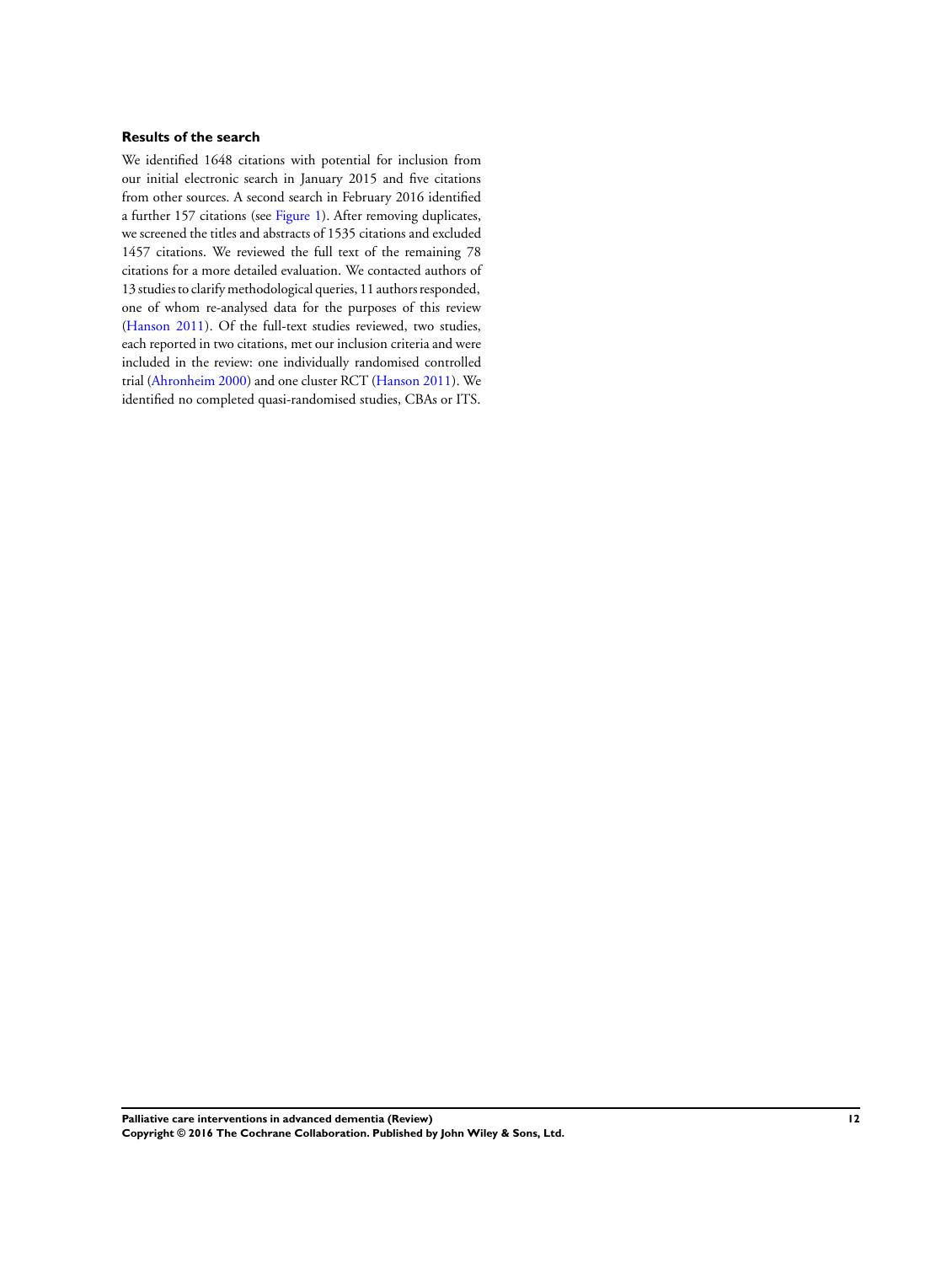### Results of the search

We identified 1648 citations with potential for inclusion from our initial electronic search in January 2015 and five citations from other sources. A second search in February 2016 identified a further 157 citations (see Figure 1). After removing duplicates, we screened the titles and abstracts of 1535 citations and excluded 1457 citations. We reviewed the full text of the remaining 78 citations for a more detailed evaluation. We contacted authors of 13 studies to clarify methodological queries, 11 authors responded, one of whom re-analysed data for the purposes of this review (Hanson 2011). Of the full-text studies reviewed, two studies, each reported in two citations, met our inclusion criteria and were included in the review: one individually randomised controlled trial (Ahronheim 2000) and one cluster RCT (Hanson 2011). We identified no completed quasi-randomised studies, CBAs or ITS.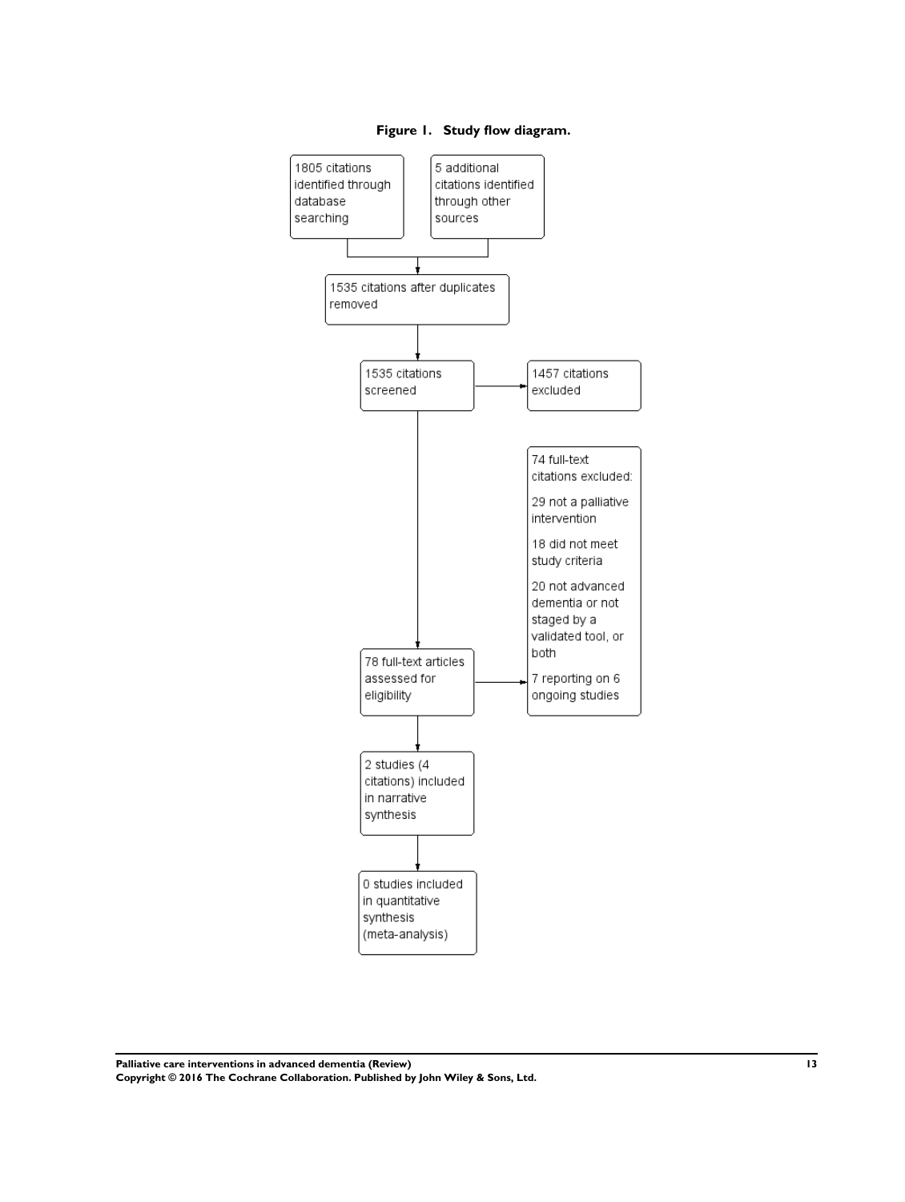**Figure 1. Study flow diagram.**

1805 citations identified through database searching

5 additional citations identified through other sources

1535 citations after duplicates removed

1535 citations screened

1457 citations excluded

78 full-text articles assessed for eligibility

74 full-text citations excluded:

29 not a palliative intervention

18 did not meet study criteria

20 not advanced dementia or not staged by a validated tool, or both

7 reporting on 6 ongoing studies

2 studies (4 citations) included in narrative synthesis

0 studies included in quantitative synthesis (meta-analysis)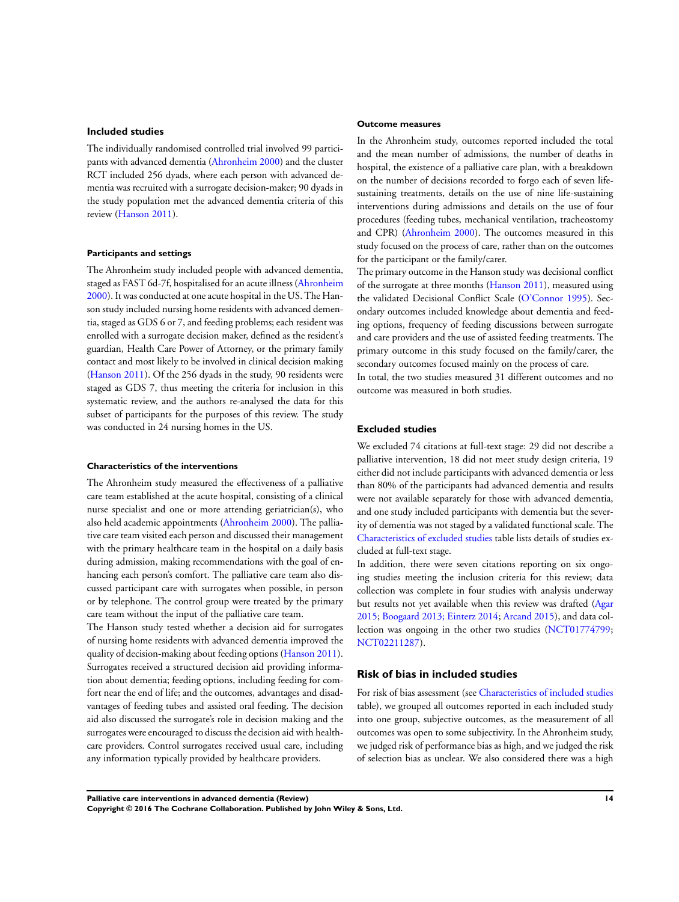### Included studies

The individually randomised controlled trial involved 99 participants with advanced dementia (Ahronheim 2000) and the cluster RCT included 256 dyads, where each person with advanced dementia was recruited with a surrogate decision-maker; 90 dyads in the study population met the advanced dementia criteria of this review (Hanson 2011).

#### Participants and settings

The Ahronheim study included people with advanced dementia, staged as FAST 6d-7f, hospitalised for an acute illness (Ahronheim 2000). It was conducted at one acute hospital in the US. The Hanson study included nursing home residents with advanced dementia, staged as GDS 6 or 7, and feeding problems; each resident was enrolled with a surrogate decision maker, defined as the resident's guardian, Health Care Power of Attorney, or the primary family contact and most likely to be involved in clinical decision making (Hanson 2011). Of the 256 dyads in the study, 90 residents were staged as GDS 7, thus meeting the criteria for inclusion in this systematic review, and the authors re-analysed the data for this subset of participants for the purposes of this review. The study was conducted in 24 nursing homes in the US.

#### Characteristics of the interventions

The Ahronheim study measured the effectiveness of a palliative care team established at the acute hospital, consisting of a clinical nurse specialist and one or more attending geriatrician(s), who also held academic appointments (Ahronheim 2000). The palliative care team visited each person and discussed their management with the primary healthcare team in the hospital on a daily basis during admission, making recommendations with the goal of enhancing each person's comfort. The palliative care team also discussed participant care with surrogates when possible, in person or by telephone. The control group were treated by the primary care team without the input of the palliative care team.

The Hanson study tested whether a decision aid for surrogates of nursing home residents with advanced dementia improved the quality of decision-making about feeding options (Hanson 2011). Surrogates received a structured decision aid providing information about dementia; feeding options, including feeding for comfort near the end of life; and the outcomes, advantages and disadvantages of feeding tubes and assisted oral feeding. The decision aid also discussed the surrogate's role in decision making and the surrogates were encouraged to discuss the decision aid with healthcare providers. Control surrogates received usual care, including any information typically provided by healthcare providers.

#### Outcome measures

In the Ahronheim study, outcomes reported included the total and the mean number of admissions, the number of deaths in hospital, the existence of a palliative care plan, with a breakdown on the number of decisions recorded to forgo each of seven life-sustaining treatments, details on the use of nine life-sustaining interventions during admissions and details on the use of four procedures (feeding tubes, mechanical ventilation, tracheostomy and CPR) (Ahronheim 2000). The outcomes measured in this study focused on the process of care, rather than on the outcomes for the participant or the family/carer.

The primary outcome in the Hanson study was decisional conflict of the surrogate at three months (Hanson 2011), measured using the validated Decisional Conflict Scale (O'Connor 1995). Secondary outcomes included knowledge about dementia and feeding options, frequency of feeding discussions between surrogate and care providers and the use of assisted feeding treatments. The primary outcome in this study focused on the family/carer, the secondary outcomes focused mainly on the process of care.

In total, the two studies measured 31 different outcomes and no outcome was measured in both studies.

### Excluded studies

We excluded 74 citations at full-text stage: 29 did not describe a palliative intervention, 18 did not meet study design criteria, 19 either did not include participants with advanced dementia or less than 80% of the participants had advanced dementia and results were not available separately for those with advanced dementia, and one study included participants with dementia but the severity of dementia was not staged by a validated functional scale. The Characteristics of excluded studies table lists details of studies excluded at full-text stage.

In addition, there were seven citations reporting on six ongoing studies meeting the inclusion criteria for this review; data collection was complete in four studies with analysis underway but results not yet available when this review was drafted (Agar 2015; Boogaard 2013; Einterz 2014; Arcand 2015), and data collection was ongoing in the other two studies (NCT01774799; NCT02211287).

## Risk of bias in included studies

For risk of bias assessment (see Characteristics of included studies table), we grouped all outcomes reported in each included study into one group, subjective outcomes, as the measurement of all outcomes was open to some subjectivity. In the Ahronheim study, we judged risk of performance bias as high, and we judged the risk of selection bias as unclear. We also considered there was a high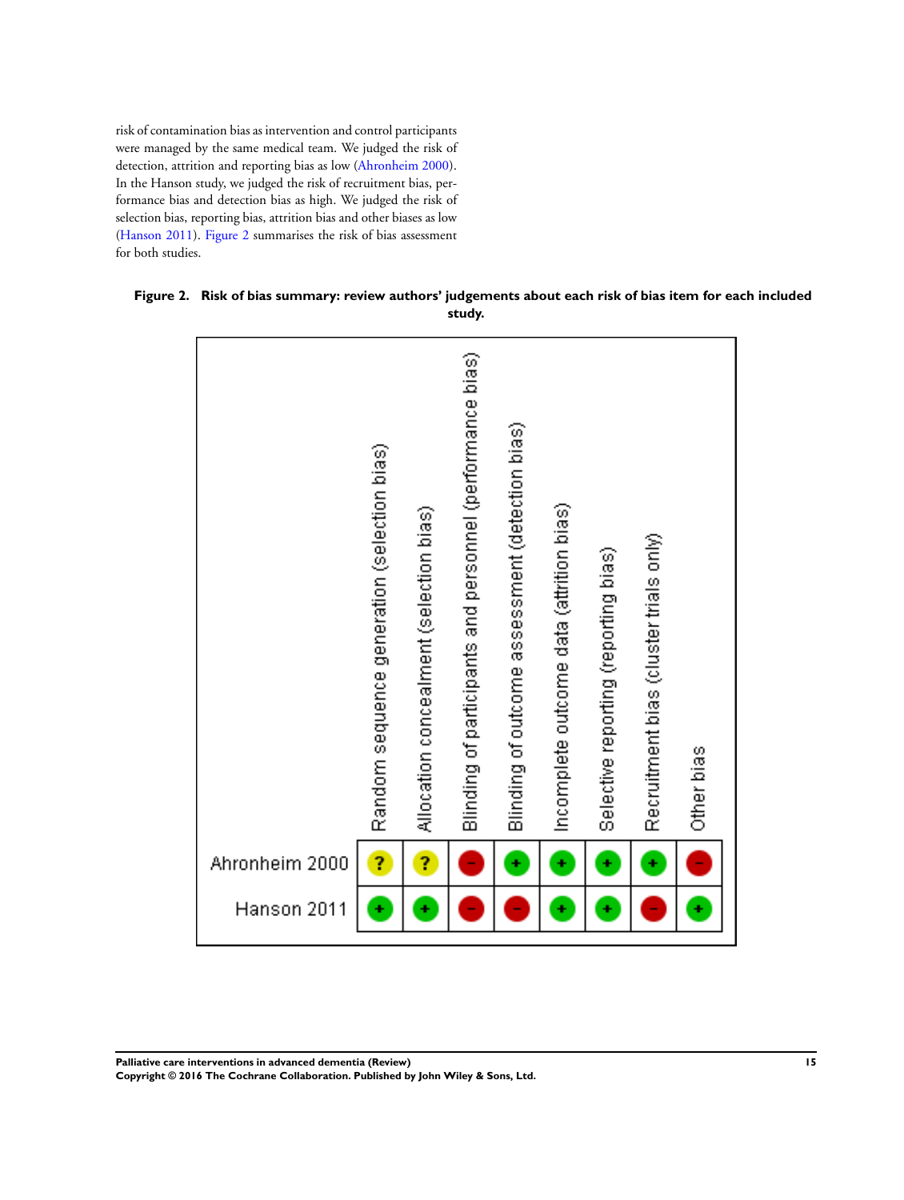risk of contamination bias as intervention and control participants were managed by the same medical team. We judged the risk of detection, attrition and reporting bias as low (Ahronheim 2000). In the Hanson study, we judged the risk of recruitment bias, performance bias and detection bias as high. We judged the risk of selection bias, reporting bias, attrition bias and other biases as low (Hanson 2011). Figure 2 summarises the risk of bias assessment for both studies.

**Figure 2. Risk of bias summary: review authors' judgements about each risk of bias item for each included study.**

| | Random sequence generation (selection bias) | Allocation concealment (selection bias) | Blinding of participants and personnel (performance bias) | Blinding of outcome assessment (detection bias) | Incomplete outcome data (attrition bias) | Selective reporting (reporting bias) | Recruitment bias (cluster trials only) | Other bias |
|---|---|---|---|---|---|---|---|---|
| Ahronheim 2000 | ? | ? | - | + | + | + | + | - |
| Hanson 2011 | + | + | - | - | + | + | - | + |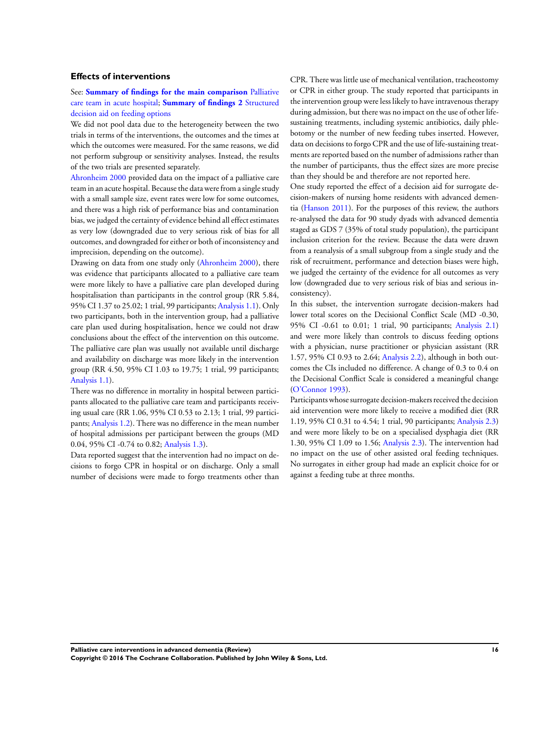### Effects of interventions

See: **Summary of findings for the main comparison** Palliative care team in acute hospital; **Summary of findings 2** Structured decision aid on feeding options

We did not pool data due to the heterogeneity between the two trials in terms of the interventions, the outcomes and the times at which the outcomes were measured. For the same reasons, we did not perform subgroup or sensitivity analyses. Instead, the results of the two trials are presented separately.

Ahronheim 2000 provided data on the impact of a palliative care team in an acute hospital. Because the data were from a single study with a small sample size, event rates were low for some outcomes, and there was a high risk of performance bias and contamination bias, we judged the certainty of evidence behind all effect estimates as very low (downgraded due to very serious risk of bias for all outcomes, and downgraded for either or both of inconsistency and imprecision, depending on the outcome).

Drawing on data from one study only (Ahronheim 2000), there was evidence that participants allocated to a palliative care team were more likely to have a palliative care plan developed during hospitalisation than participants in the control group (RR 5.84, 95% CI 1.37 to 25.02; 1 trial, 99 participants; Analysis 1.1). Only two participants, both in the intervention group, had a palliative care plan used during hospitalisation, hence we could not draw conclusions about the effect of the intervention on this outcome. The palliative care plan was usually not available until discharge and availability on discharge was more likely in the intervention group (RR 4.50, 95% CI 1.03 to 19.75; 1 trial, 99 participants; Analysis 1.1).

There was no difference in mortality in hospital between participants allocated to the palliative care team and participants receiving usual care (RR 1.06, 95% CI 0.53 to 2.13; 1 trial, 99 participants; Analysis 1.2). There was no difference in the mean number of hospital admissions per participant between the groups (MD 0.04, 95% CI -0.74 to 0.82; Analysis 1.3).

Data reported suggest that the intervention had no impact on decisions to forgo CPR in hospital or on discharge. Only a small number of decisions were made to forgo treatments other than CPR. There was little use of mechanical ventilation, tracheostomy or CPR in either group. The study reported that participants in the intervention group were less likely to have intravenous therapy during admission, but there was no impact on the use of other life-sustaining treatments, including systemic antibiotics, daily phlebotomy or the number of new feeding tubes inserted. However, data on decisions to forgo CPR and the use of life-sustaining treatments are reported based on the number of admissions rather than the number of participants, thus the effect sizes are more precise than they should be and therefore are not reported here.

One study reported the effect of a decision aid for surrogate decision-makers of nursing home residents with advanced dementia (Hanson 2011). For the purposes of this review, the authors re-analysed the data for 90 study dyads with advanced dementia staged as GDS 7 (35% of total study population), the participant inclusion criterion for the review. Because the data were drawn from a reanalysis of a small subgroup from a single study and the risk of recruitment, performance and detection biases were high, we judged the certainty of the evidence for all outcomes as very low (downgraded due to very serious risk of bias and serious inconsistency).

In this subset, the intervention surrogate decision-makers had lower total scores on the Decisional Conflict Scale (MD -0.30, 95% CI -0.61 to 0.01; 1 trial, 90 participants; Analysis 2.1) and were more likely than controls to discuss feeding options with a physician, nurse practitioner or physician assistant (RR 1.57, 95% CI 0.93 to 2.64; Analysis 2.2), although in both outcomes the CIs included no difference. A change of 0.3 to 0.4 on the Decisional Conflict Scale is considered a meaningful change (O'Connor 1993).

Participants whose surrogate decision-makers received the decision aid intervention were more likely to receive a modified diet (RR 1.19, 95% CI 0.31 to 4.54; 1 trial, 90 participants; Analysis 2.3) and were more likely to be on a specialised dysphagia diet (RR 1.30, 95% CI 1.09 to 1.56; Analysis 2.3). The intervention had no impact on the use of other assisted oral feeding techniques. No surrogates in either group had made an explicit choice for or against a feeding tube at three months.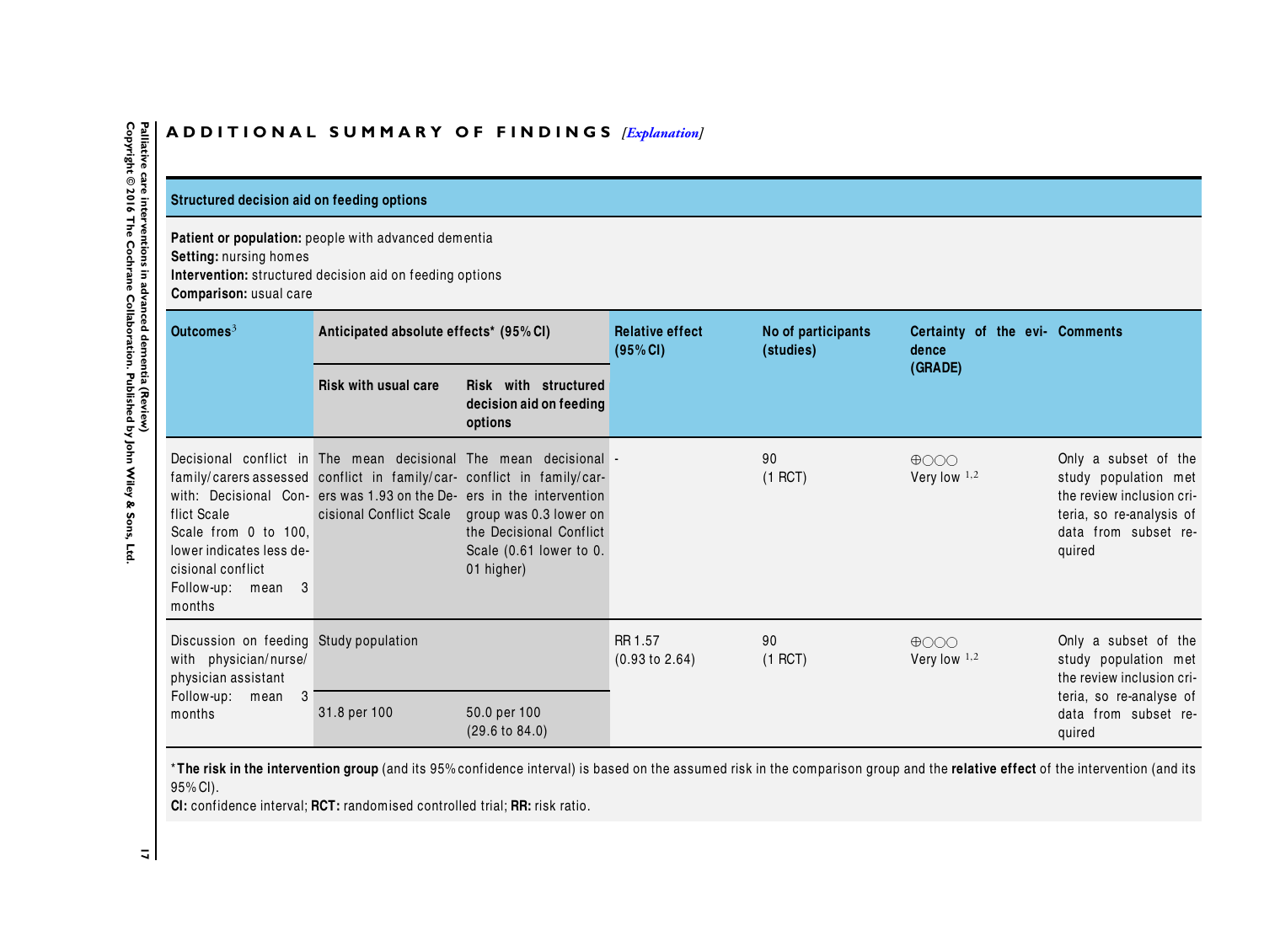## ADDITIONAL SUMMARY OF FINDINGS *[Explanation]*

**Structured decision aid on feeding options**

**Patient or population:** people with advanced dementia
**Setting:** nursing homes
**Intervention:** structured decision aid on feeding options
**Comparison:** usual care

| Outcomes[3] | Anticipated absolute effects* (95% CI) | | Relative effect (95% CI) | No of participants (studies) | Certainty of the evidence (GRADE) | Comments |
|---|---|---|---|---|---|---|
| | Risk with usual care | Risk with structured decision aid on feeding options | | | | |
| Decisional conflict in family/carers assessed with: Decisional Conflict Scale Scale from 0 to 100, lower indicates less decisional conflict Follow-up: mean 3 months | The mean decisional conflict in family/carers was 1.93 on the Decisional Conflict Scale | The mean decisional conflict in family/carers in the intervention group was 0.3 lower on the Decisional Conflict Scale (0.61 lower to 0.01 higher) | - | 90 (1 RCT) | ⊕◯◯◯ Very low [1,2] | Only a subset of the study population met the review inclusion criteria, so re-analysis of data from subset required |
| Discussion on feeding with physician/nurse/physician assistant Follow-up: mean 3 months | Study population | | RR 1.57 (0.93 to 2.64) | 90 (1 RCT) | ⊕◯◯◯ Very low [1,2] | Only a subset of the study population met the review inclusion criteria, so re-analyse of data from subset required |
| | 31.8 per 100 | 50.0 per 100 (29.6 to 84.0) | | | | |

***The risk in the intervention group** (and its 95% confidence interval) is based on the assumed risk in the comparison group and the **relative effect** of the intervention (and its 95% CI).
**CI:** confidence interval; **RCT:** randomised controlled trial; **RR:** risk ratio.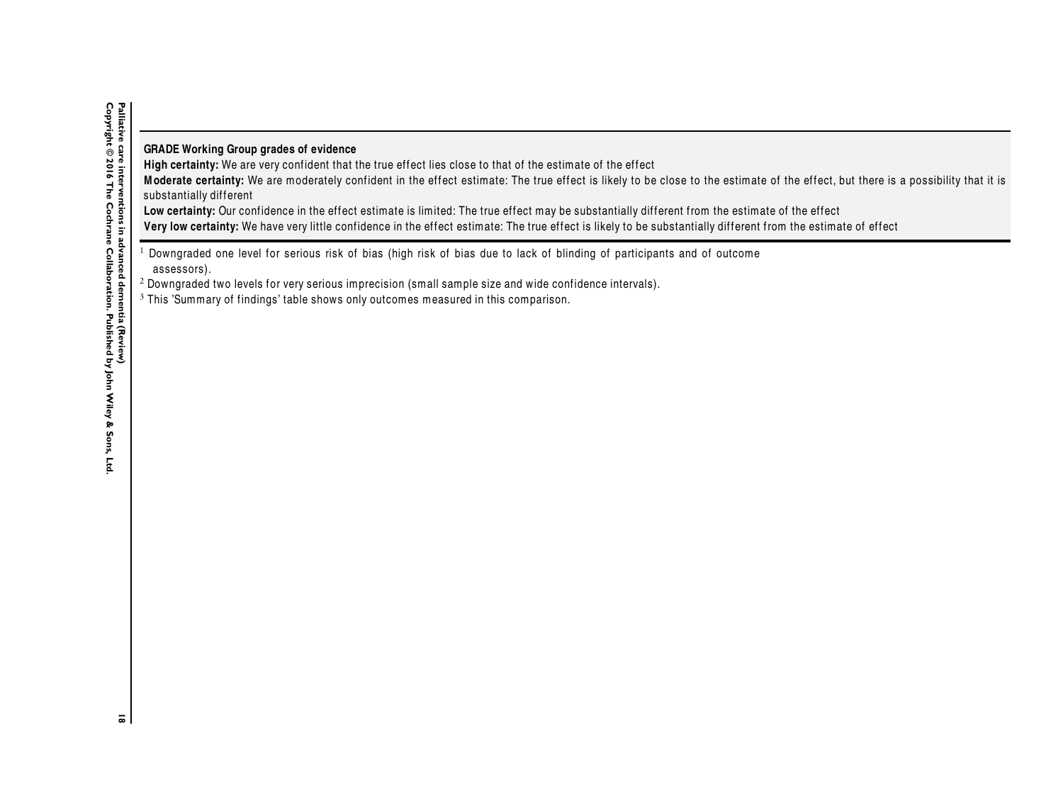**GRADE Working Group grades of evidence**
**High certainty:** We are very confident that the true effect lies close to that of the estimate of the effect
**Moderate certainty:** We are moderately confident in the effect estimate: The true effect is likely to be close to the estimate of the effect, but there is a possibility that it is substantially different
**Low certainty:** Our confidence in the effect estimate is limited: The true effect may be substantially different from the estimate of the effect
**Very low certainty:** We have very little confidence in the effect estimate: The true effect is likely to be substantially different from the estimate of effect

[1] Downgraded one level for serious risk of bias (high risk of bias due to lack of blinding of participants and of outcome assessors).
[2] Downgraded two levels for very serious imprecision (small sample size and wide confidence intervals).
[3] This 'Summary of findings' table shows only outcomes measured in this comparison.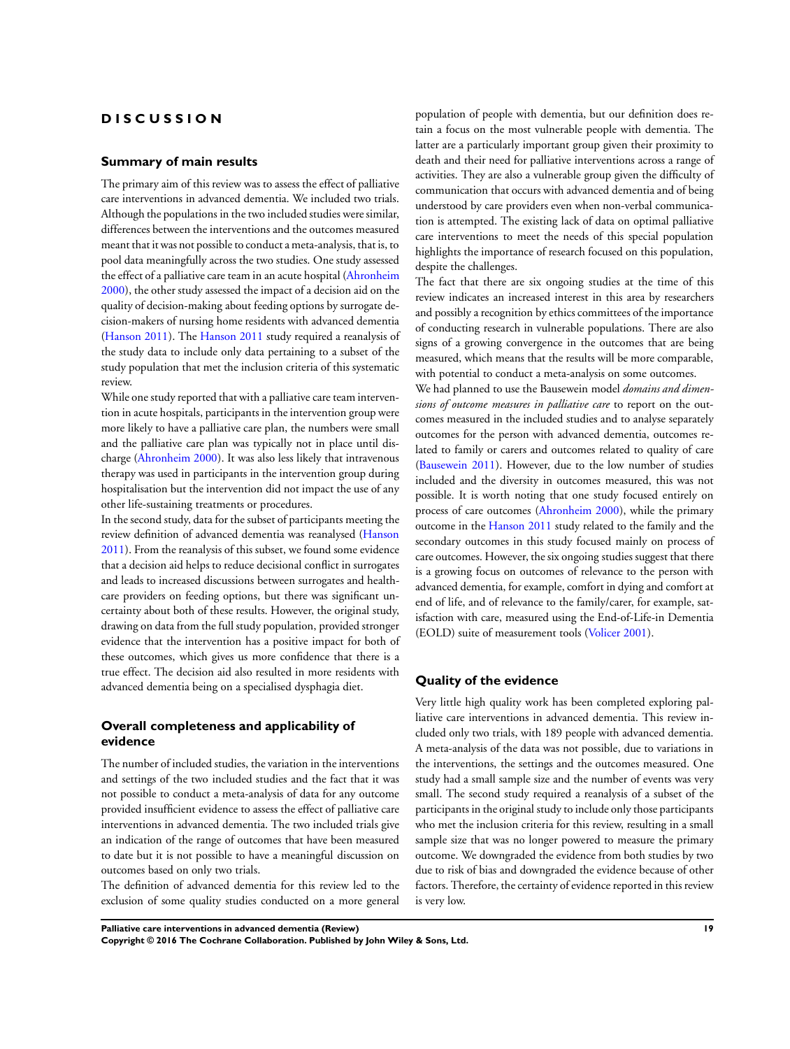# DISCUSSION

## Summary of main results

The primary aim of this review was to assess the effect of palliative care interventions in advanced dementia. We included two trials. Although the populations in the two included studies were similar, differences between the interventions and the outcomes measured meant that it was not possible to conduct a meta-analysis, that is, to pool data meaningfully across the two studies. One study assessed the effect of a palliative care team in an acute hospital (Ahronheim 2000), the other study assessed the impact of a decision aid on the quality of decision-making about feeding options by surrogate decision-makers of nursing home residents with advanced dementia (Hanson 2011). The Hanson 2011 study required a reanalysis of the study data to include only data pertaining to a subset of the study population that met the inclusion criteria of this systematic review.

While one study reported that with a palliative care team intervention in acute hospitals, participants in the intervention group were more likely to have a palliative care plan, the numbers were small and the palliative care plan was typically not in place until discharge (Ahronheim 2000). It was also less likely that intravenous therapy was used in participants in the intervention group during hospitalisation but the intervention did not impact the use of any other life-sustaining treatments or procedures.

In the second study, data for the subset of participants meeting the review definition of advanced dementia was reanalysed (Hanson 2011). From the reanalysis of this subset, we found some evidence that a decision aid helps to reduce decisional conflict in surrogates and leads to increased discussions between surrogates and healthcare providers on feeding options, but there was significant uncertainty about both of these results. However, the original study, drawing on data from the full study population, provided stronger evidence that the intervention has a positive impact for both of these outcomes, which gives us more confidence that there is a true effect. The decision aid also resulted in more residents with advanced dementia being on a specialised dysphagia diet.

## Overall completeness and applicability of evidence

The number of included studies, the variation in the interventions and settings of the two included studies and the fact that it was not possible to conduct a meta-analysis of data for any outcome provided insufficient evidence to assess the effect of palliative care interventions in advanced dementia. The two included trials give an indication of the range of outcomes that have been measured to date but it is not possible to have a meaningful discussion on outcomes based on only two trials.

The definition of advanced dementia for this review led to the exclusion of some quality studies conducted on a more general population of people with dementia, but our definition does retain a focus on the most vulnerable people with dementia. The latter are a particularly important group given their proximity to death and their need for palliative interventions across a range of activities. They are also a vulnerable group given the difficulty of communication that occurs with advanced dementia and of being understood by care providers even when non-verbal communication is attempted. The existing lack of data on optimal palliative care interventions to meet the needs of this special population highlights the importance of research focused on this population, despite the challenges.

The fact that there are six ongoing studies at the time of this review indicates an increased interest in this area by researchers and possibly a recognition by ethics committees of the importance of conducting research in vulnerable populations. There are also signs of a growing convergence in the outcomes that are being measured, which means that the results will be more comparable, with potential to conduct a meta-analysis on some outcomes.

We had planned to use the Bausewein model *domains and dimensions of outcome measures in palliative care* to report on the outcomes measured in the included studies and to analyse separately outcomes for the person with advanced dementia, outcomes related to family or carers and outcomes related to quality of care (Bausewein 2011). However, due to the low number of studies included and the diversity in outcomes measured, this was not possible. It is worth noting that one study focused entirely on process of care outcomes (Ahronheim 2000), while the primary outcome in the Hanson 2011 study related to the family and the secondary outcomes in this study focused mainly on process of care outcomes. However, the six ongoing studies suggest that there is a growing focus on outcomes of relevance to the person with advanced dementia, for example, comfort in dying and comfort at end of life, and of relevance to the family/carer, for example, satisfaction with care, measured using the End-of-Life in Dementia (EOLD) suite of measurement tools (Volicer 2001).

## Quality of the evidence

Very little high quality work has been completed exploring palliative care interventions in advanced dementia. This review included only two trials, with 189 people with advanced dementia. A meta-analysis of the data was not possible, due to variations in the interventions, the settings and the outcomes measured. One study had a small sample size and the number of events was very small. The second study required a reanalysis of a subset of the participants in the original study to include only those participants who met the inclusion criteria for this review, resulting in a small sample size that was no longer powered to measure the primary outcome. We downgraded the evidence from both studies by two due to risk of bias and downgraded the evidence because of other factors. Therefore, the certainty of evidence reported in this review is very low.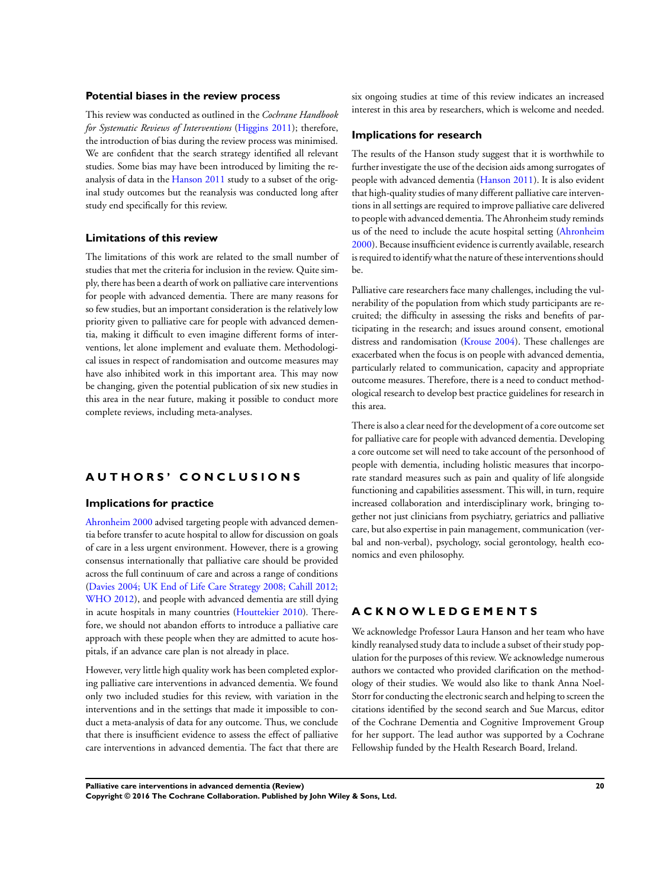### Potential biases in the review process

This review was conducted as outlined in the *Cochrane Handbook for Systematic Reviews of Interventions* (Higgins 2011); therefore, the introduction of bias during the review process was minimised. We are confident that the search strategy identified all relevant studies. Some bias may have been introduced by limiting the reanalysis of data in the Hanson 2011 study to a subset of the original study outcomes but the reanalysis was conducted long after study end specifically for this review.

### Limitations of this review

The limitations of this work are related to the small number of studies that met the criteria for inclusion in the review. Quite simply, there has been a dearth of work on palliative care interventions for people with advanced dementia. There are many reasons for so few studies, but an important consideration is the relatively low priority given to palliative care for people with advanced dementia, making it difficult to even imagine different forms of interventions, let alone implement and evaluate them. Methodological issues in respect of randomisation and outcome measures may have also inhibited work in this important area. This may now be changing, given the potential publication of six new studies in this area in the near future, making it possible to conduct more complete reviews, including meta-analyses.

# AUTHORS' CONCLUSIONS

### Implications for practice

Ahronheim 2000 advised targeting people with advanced dementia before transfer to acute hospital to allow for discussion on goals of care in a less urgent environment. However, there is a growing consensus internationally that palliative care should be provided across the full continuum of care and across a range of conditions (Davies 2004; UK End of Life Care Strategy 2008; Cahill 2012; WHO 2012), and people with advanced dementia are still dying in acute hospitals in many countries (Houttekier 2010). Therefore, we should not abandon efforts to introduce a palliative care approach with these people when they are admitted to acute hospitals, if an advance care plan is not already in place.

However, very little high quality work has been completed exploring palliative care interventions in advanced dementia. We found only two included studies for this review, with variation in the interventions and in the settings that made it impossible to conduct a meta-analysis of data for any outcome. Thus, we conclude that there is insufficient evidence to assess the effect of palliative care interventions in advanced dementia. The fact that there are six ongoing studies at time of this review indicates an increased interest in this area by researchers, which is welcome and needed.

### Implications for research

The results of the Hanson study suggest that it is worthwhile to further investigate the use of the decision aids among surrogates of people with advanced dementia (Hanson 2011). It is also evident that high-quality studies of many different palliative care interventions in all settings are required to improve palliative care delivered to people with advanced dementia. The Ahronheim study reminds us of the need to include the acute hospital setting (Ahronheim 2000). Because insufficient evidence is currently available, research is required to identify what the nature of these interventions should be.

Palliative care researchers face many challenges, including the vulnerability of the population from which study participants are recruited; the difficulty in assessing the risks and benefits of participating in the research; and issues around consent, emotional distress and randomisation (Krouse 2004). These challenges are exacerbated when the focus is on people with advanced dementia, particularly related to communication, capacity and appropriate outcome measures. Therefore, there is a need to conduct methodological research to develop best practice guidelines for research in this area.

There is also a clear need for the development of a core outcome set for palliative care for people with advanced dementia. Developing a core outcome set will need to take account of the personhood of people with dementia, including holistic measures that incorporate standard measures such as pain and quality of life alongside functioning and capabilities assessment. This will, in turn, require increased collaboration and interdisciplinary work, bringing together not just clinicians from psychiatry, geriatrics and palliative care, but also expertise in pain management, communication (verbal and non-verbal), psychology, social gerontology, health economics and even philosophy.

# ACKNOWLEDGEMENTS

We acknowledge Professor Laura Hanson and her team who have kindly reanalysed study data to include a subset of their study population for the purposes of this review. We acknowledge numerous authors we contacted who provided clarification on the methodology of their studies. We would also like to thank Anna Noel-Storr for conducting the electronic search and helping to screen the citations identified by the second search and Sue Marcus, editor of the Cochrane Dementia and Cognitive Improvement Group for her support. The lead author was supported by a Cochrane Fellowship funded by the Health Research Board, Ireland.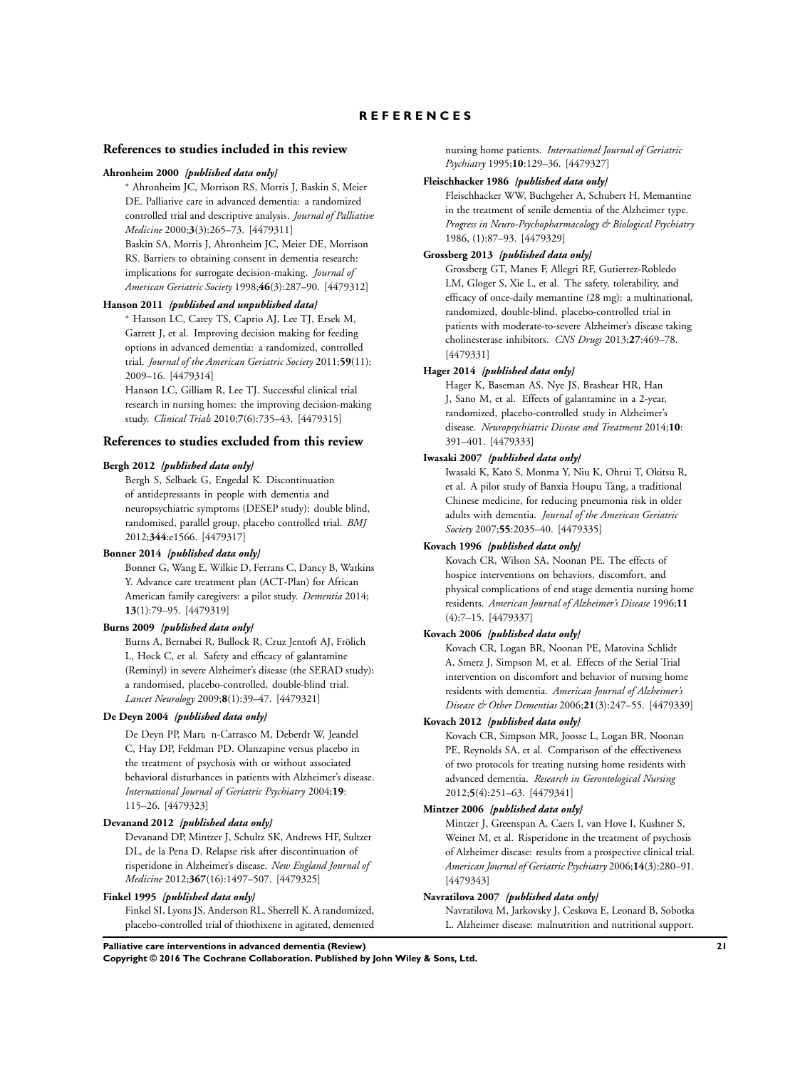# REFERENCES

## References to studies included in this review

**Ahronheim 2000** *{published data only}*

\* Ahronheim JC, Morrison RS, Morris J, Baskin S, Meier DE. Palliative care in advanced dementia: a randomized controlled trial and descriptive analysis. *Journal of Palliative Medicine* 2000;**3**(3):265–73. [4479311]

Baskin SA, Morris J, Ahronheim JC, Meier DE, Morrison RS. Barriers to obtaining consent in dementia research: implications for surrogate decision-making. *Journal of American Geriatric Society* 1998;**46**(3):287–90. [4479312]

**Hanson 2011** *{published and unpublished data}*

\* Hanson LC, Carey TS, Caprio AJ, Lee TJ, Ersek M, Garrett J, et al. Improving decision making for feeding options in advanced dementia: a randomized, controlled trial. *Journal of the American Geriatric Society* 2011;**59**(11): 2009–16. [4479314]

Hanson LC, Gilliam R, Lee TJ. Successful clinical trial research in nursing homes: the improving decision-making study. *Clinical Trials* 2010;**7**(6):735–43. [4479315]

## References to studies excluded from this review

**Bergh 2012** *{published data only}*

Bergh S, Selbaek G, Engedal K. Discontinuation of antidepressants in people with dementia and neuropsychiatric symptoms (DESEP study): double blind, randomised, parallel group, placebo controlled trial. *BMJ* 2012;**344**:e1566. [4479317]

**Bonner 2014** *{published data only}*

Bonner G, Wang E, Wilkie D, Ferrans C, Dancy B, Watkins Y. Advance care treatment plan (ACT-Plan) for African American family caregivers: a pilot study. *Dementia* 2014; **13**(1):79–95. [4479319]

**Burns 2009** *{published data only}*

Burns A, Bernabei R, Bullock R, Cruz Jentoft AJ, Frölich L, Hock C, et al. Safety and efficacy of galantamine (Reminyl) in severe Alzheimer's disease (the SERAD study): a randomised, placebo-controlled, double-blind trial. *Lancet Neurology* 2009;**8**(1):39–47. [4479321]

**De Deyn 2004** *{published data only}*

De Deyn PP, Martı n-Carrasco M, Deberdt W, Jeandel C, Hay DP, Feldman PD. Olanzapine versus placebo in the treatment of psychosis with or without associated behavioral disturbances in patients with Alzheimer's disease. *International Journal of Geriatric Psychiatry* 2004;**19**: 115–26. [4479323]

**Devanand 2012** *{published data only}*

Devanand DP, Mintzer J, Schultz SK, Andrews HF, Sultzer DL, de la Pena D. Relapse risk after discontinuation of risperidone in Alzheimer's disease. *New England Journal of Medicine* 2012;**367**(16):1497–507. [4479325]

**Finkel 1995** *{published data only}*

Finkel SI, Lyons JS, Anderson RL, Sherrell K. A randomized, placebo-controlled trial of thiothixene in agitated, demented nursing home patients. *International Journal of Geriatric Psychiatry* 1995;**10**:129–36. [4479327]

**Fleischhacker 1986** *{published data only}*

Fleischhacker WW, Buchgeher A, Schubert H. Memantine in the treatment of senile dementia of the Alzheimer type. *Progress in Neuro-Psychopharmacology & Biological Psychiatry* 1986, (1):87–93. [4479329]

**Grossberg 2013** *{published data only}*

Grossberg GT, Manes F, Allegri RF, Gutierrez-Robledo LM, Gloger S, Xie L, et al. The safety, tolerability, and efficacy of once-daily memantine (28 mg): a multinational, randomized, double-blind, placebo-controlled trial in patients with moderate-to-severe Alzheimer's disease taking cholinesterase inhibitors. *CNS Drugs* 2013;**27**:469–78. [4479331]

**Hager 2014** *{published data only}*

Hager K, Baseman AS. Nye JS, Brashear HR, Han J, Sano M, et al. Effects of galantamine in a 2-year, randomized, placebo-controlled study in Alzheimer's disease. *Neuropsychiatric Disease and Treatment* 2014;**10**: 391–401. [4479333]

**Iwasaki 2007** *{published data only}*

Iwasaki K, Kato S, Monma Y, Niu K, Ohrui T, Okitsu R, et al. A pilot study of Banxia Houpu Tang, a traditional Chinese medicine, for reducing pneumonia risk in older adults with dementia. *Journal of the American Geriatric Society* 2007;**55**:2035–40. [4479335]

**Kovach 1996** *{published data only}*

Kovach CR, Wilson SA, Noonan PE. The effects of hospice interventions on behaviors, discomfort, and physical complications of end stage dementia nursing home residents. *American Journal of Alzheimer's Disease* 1996;**11** (4):7–15. [4479337]

**Kovach 2006** *{published data only}*

Kovach CR, Logan BR, Noonan PE, Matovina Schlidt A, Smerz J, Simpson M, et al. Effects of the Serial Trial intervention on discomfort and behavior of nursing home residents with dementia. *American Journal of Alzheimer's Disease & Other Dementias* 2006;**21**(3):247–55. [4479339]

**Kovach 2012** *{published data only}*

Kovach CR, Simpson MR, Joosse L, Logan BR, Noonan PE, Reynolds SA, et al. Comparison of the effectiveness of two protocols for treating nursing home residents with advanced dementia. *Research in Gerontological Nursing* 2012;**5**(4):251–63. [4479341]

**Mintzer 2006** *{published data only}*

Mintzer J, Greenspan A, Caers I, van Hove I, Kushner S, Weiner M, et al. Risperidone in the treatment of psychosis of Alzheimer disease: results from a prospective clinical trial. *American Journal of Geriatric Psychiatry* 2006;**14**(3):280–91. [4479343]

**Navratilova 2007** *{published data only}*

Navratilova M, Jarkovsky J, Ceskova E, Leonard B, Sobotka L. Alzheimer disease: malnutrition and nutritional support.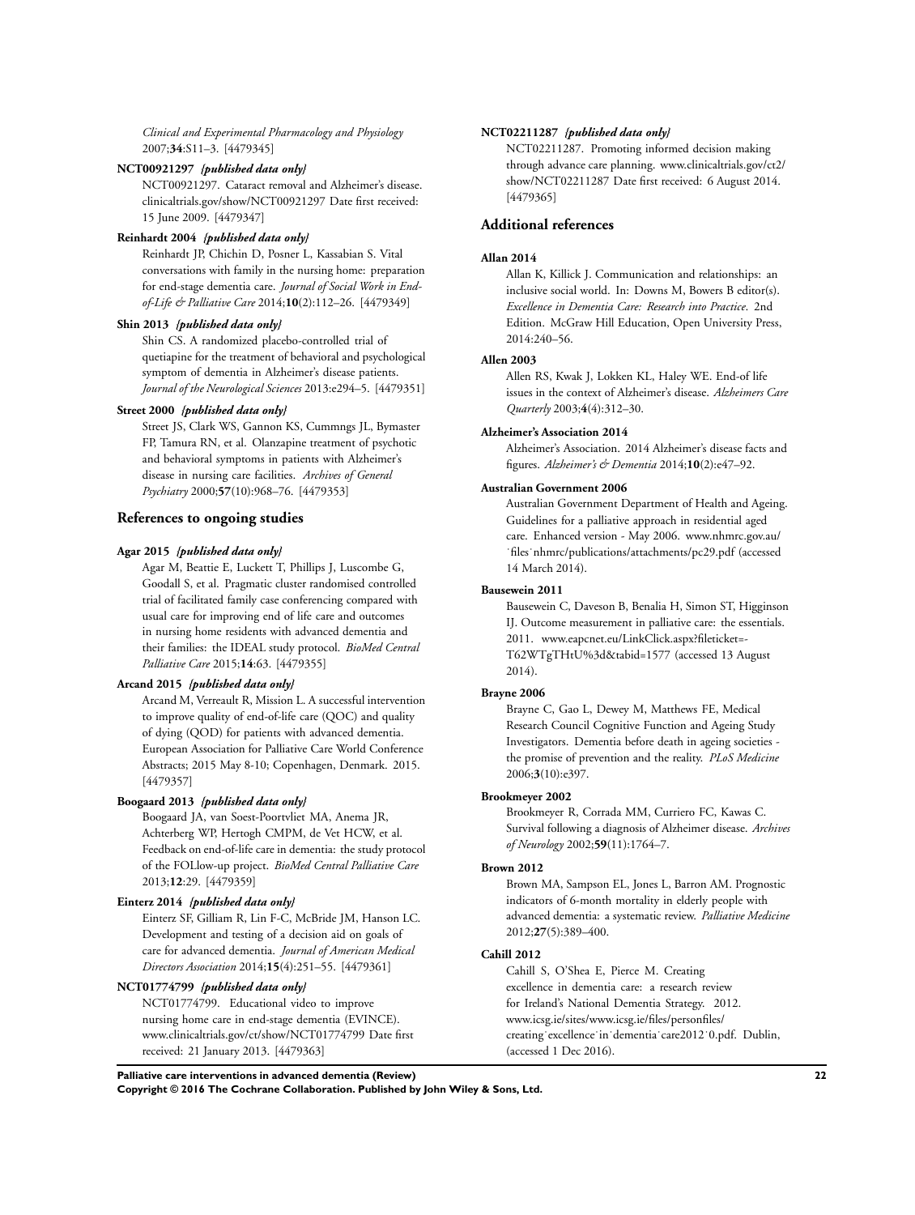*Clinical and Experimental Pharmacology and Physiology* 2007;**34**:S11–3. [4479345]

**NCT00921297** *{published data only}*

NCT00921297. Cataract removal and Alzheimer's disease. clinicaltrials.gov/show/NCT00921297 Date first received: 15 June 2009. [4479347]

**Reinhardt 2004** *{published data only}*

Reinhardt JP, Chichin D, Posner L, Kassabian S. Vital conversations with family in the nursing home: preparation for end-stage dementia care. *Journal of Social Work in End-of-Life & Palliative Care* 2014;**10**(2):112–26. [4479349]

**Shin 2013** *{published data only}*

Shin CS. A randomized placebo-controlled trial of quetiapine for the treatment of behavioral and psychological symptom of dementia in Alzheimer's disease patients. *Journal of the Neurological Sciences* 2013:e294–5. [4479351]

**Street 2000** *{published data only}*

Street JS, Clark WS, Gannon KS, Cummngs JL, Bymaster FP, Tamura RN, et al. Olanzapine treatment of psychotic and behavioral symptoms in patients with Alzheimer's disease in nursing care facilities. *Archives of General Psychiatry* 2000;**57**(10):968–76. [4479353]

## References to ongoing studies

**Agar 2015** *{published data only}*

Agar M, Beattie E, Luckett T, Phillips J, Luscombe G, Goodall S, et al. Pragmatic cluster randomised controlled trial of facilitated family case conferencing compared with usual care for improving end of life care and outcomes in nursing home residents with advanced dementia and their families: the IDEAL study protocol. *BioMed Central Palliative Care* 2015;**14**:63. [4479355]

**Arcand 2015** *{published data only}*

Arcand M, Verreault R, Mission L. A successful intervention to improve quality of end-of-life care (QOC) and quality of dying (QOD) for patients with advanced dementia. European Association for Palliative Care World Conference Abstracts; 2015 May 8-10; Copenhagen, Denmark. 2015. [4479357]

**Boogaard 2013** *{published data only}*

Boogaard JA, van Soest-Poortvliet MA, Anema JR, Achterberg WP, Hertogh CMPM, de Vet HCW, et al. Feedback on end-of-life care in dementia: the study protocol of the FOLlow-up project. *BioMed Central Palliative Care* 2013;**12**:29. [4479359]

**Einterz 2014** *{published data only}*

Einterz SF, Gilliam R, Lin F-C, McBride JM, Hanson LC. Development and testing of a decision aid on goals of care for advanced dementia. *Journal of American Medical Directors Association* 2014;**15**(4):251–55. [4479361]

**NCT01774799** *{published data only}*

NCT01774799. Educational video to improve nursing home care in end-stage dementia (EVINCE). www.clinicaltrials.gov/ct/show/NCT01774799 Date first received: 21 January 2013. [4479363]

**NCT02211287** *{published data only}*

NCT02211287. Promoting informed decision making through advance care planning. www.clinicaltrials.gov/ct2/show/NCT02211287 Date first received: 6 August 2014. [4479365]

## Additional references

**Allan 2014**

Allan K, Killick J. Communication and relationships: an inclusive social world. In: Downs M, Bowers B editor(s). *Excellence in Dementia Care: Research into Practice*. 2nd Edition. McGraw Hill Education, Open University Press, 2014:240–56.

**Allen 2003**

Allen RS, Kwak J, Lokken KL, Haley WE. End-of life issues in the context of Alzheimer's disease. *Alzheimers Care Quarterly* 2003;**4**(4):312–30.

**Alzheimer's Association 2014**

Alzheimer's Association. 2014 Alzheimer's disease facts and figures. *Alzheimer's & Dementia* 2014;**10**(2):e47–92.

**Australian Government 2006**

Australian Government Department of Health and Ageing. Guidelines for a palliative approach in residential aged care. Enhanced version - May 2006. www.nhmrc.gov.au/˙files˙nhmrc/publications/attachments/pc29.pdf (accessed 14 March 2014).

**Bausewein 2011**

Bausewein C, Daveson B, Benalia H, Simon ST, Higginson IJ. Outcome measurement in palliative care: the essentials. 2011. www.eapcnet.eu/LinkClick.aspx?fileticket=-T62WTgTHtU%3d&tabid=1577 (accessed 13 August 2014).

**Brayne 2006**

Brayne C, Gao L, Dewey M, Matthews FE, Medical Research Council Cognitive Function and Ageing Study Investigators. Dementia before death in ageing societies - the promise of prevention and the reality. *PLoS Medicine* 2006;**3**(10):e397.

**Brookmeyer 2002**

Brookmeyer R, Corrada MM, Curriero FC, Kawas C. Survival following a diagnosis of Alzheimer disease. *Archives of Neurology* 2002;**59**(11):1764–7.

**Brown 2012**

Brown MA, Sampson EL, Jones L, Barron AM. Prognostic indicators of 6-month mortality in elderly people with advanced dementia: a systematic review. *Palliative Medicine* 2012;**27**(5):389–400.

**Cahill 2012**

Cahill S, O'Shea E, Pierce M. Creating excellence in dementia care: a research review for Ireland's National Dementia Strategy. 2012. www.icsg.ie/sites/www.icsg.ie/files/personfiles/creating˙excellence˙in˙dementia˙care2012˙0.pdf. Dublin, (accessed 1 Dec 2016).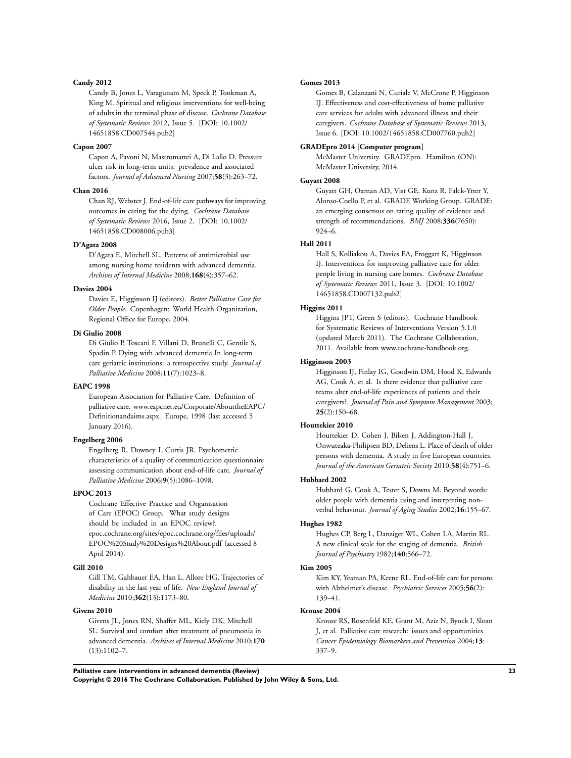**Candy 2012**

Candy B, Jones L, Varagunam M, Speck P, Tookman A, King M. Spiritual and religious interventions for well-being of adults in the terminal phase of disease. *Cochrane Database of Systematic Reviews* 2012, Issue 5. [DOI: 10.1002/14651858.CD007544.pub2]

**Capon 2007**

Capon A, Pavoni N, Mastromattei A, Di Lallo D. Pressure ulcer risk in long-term units: prevalence and associated factors. *Journal of Advanced Nursing* 2007;**58**(3):263–72.

**Chan 2016**

Chan RJ, Webster J. End-of-life care pathways for improving outcomes in caring for the dying. *Cochrane Database of Systematic Reviews* 2016, Issue 2. [DOI: 10.1002/14651858.CD008006.pub3]

**D'Agata 2008**

D'Agata E, Mitchell SL. Patterns of antimicrobial use among nursing home residents with advanced dementia. *Archives of Internal Medicine* 2008;**168**(4):357–62.

**Davies 2004**

Davies E, Higginson IJ (editors). *Better Palliative Care for Older People*. Copenhagen: World Health Organization, Regional Office for Europe, 2004.

**Di Giulio 2008**

Di Giulio P, Toscani F, Villani D, Brunelli C, Gentile S, Spadin P. Dying with advanced dementia In long-term care geriatric institutions: a retrospective study. *Journal of Palliative Medicine* 2008;**11**(7):1023–8.

**EAPC 1998**

European Association for Palliative Care. Definition of palliative care. www.eapcnet.eu/Corporate/AbouttheEAPC/Definitionandaims.aspx. Europe, 1998 (last accessed 5 January 2016).

**Engelberg 2006**

Engelberg R, Downey L Curtis JR. Psychometric characteristics of a quality of communication questionnaire assessing communication about end-of-life care. *Journal of Palliative Medicine* 2006;**9**(5):1086–1098.

**EPOC 2013**

Cochrane Effective Practice and Organisation of Care (EPOC) Group. What study designs should be included in an EPOC review?. epoc.cochrane.org/sites/epoc.cochrane.org/files/uploads/EPOC%20Study%20Designs%20About.pdf (accessed 8 April 2014).

**Gill 2010**

Gill TM, Gahbauer EA, Han L, Allore HG. Trajectories of disability in the last year of life. *New England Journal of Medicine* 2010;**362**(13):1173–80.

**Givens 2010**

Givens JL, Jones RN, Shaffer ML, Kiely DK, Mitchell SL. Survival and comfort after treatment of pneumonia in advanced dementia. *Archives of Internal Medicine* 2010;**170**(13):1102–7.

**Gomes 2013**

Gomes B, Calanzani N, Curiale V, McCrone P, Higginson IJ. Effectiveness and cost-effectiveness of home palliative care services for adults with advanced illness and their caregivers. *Cochrane Database of Systematic Reviews* 2013, Issue 6. [DOI: 10.1002/14651858.CD007760.pub2]

**GRADEpro 2014 [Computer program]**

McMaster University. GRADEpro. Hamilton (ON): McMaster University, 2014.

**Guyatt 2008**

Guyatt GH, Oxman AD, Vist GE, Kunz R, Falck-Ytter Y, Alonso-Coello P, et al. GRADE Working Group. GRADE: an emerging consensus on rating quality of evidence and strength of recommendations. *BMJ* 2008;**336**(7650):924–6.

**Hall 2011**

Hall S, Kolliakou A, Davies EA, Froggatt K, Higginson IJ. Interventions for improving palliative care for older people living in nursing care homes. *Cochrane Database of Systematic Reviews* 2011, Issue 3. [DOI: 10.1002/14651858.CD007132.pub2]

**Higgins 2011**

Higgins JPT, Green S (editors). Cochrane Handbook for Systematic Reviews of Interventions Version 5.1.0 (updated March 2011). The Cochrane Collaboration, 2011. Available from www.cochrane-handbook.org.

**Higginson 2003**

Higginson IJ, Finlay IG, Goodwin DM, Hood K, Edwards AG, Cook A, et al. Is there evidence that palliative care teams alter end-of-life experiences of patients and their caregivers?. *Journal of Pain and Symptom Management* 2003;**25**(2):150–68.

**Houttekier 2010**

Houttekier D, Cohen J, Bilsen J, Addington-Hall J, Onwuteaka-Philipsen BD, Deliens L. Place of death of older persons with dementia. A study in five European countries. *Journal of the American Geriatric Society* 2010;**58**(4):751–6.

**Hubbard 2002**

Hubbard G, Cook A, Tester S, Downs M. Beyond words: older people with dementia using and interpreting non-verbal behaviour. *Journal of Aging Studies* 2002;**16**:155–67.

**Hughes 1982**

Hughes CP, Berg L, Danziger WL, Coben LA, Martin RL. A new clinical scale for the staging of dementia. *British Journal of Psychiatry* 1982;**140**:566–72.

**Kim 2005**

Kim KY, Yeaman PA, Keene RL. End-of-life care for persons with Alzheimer's disease. *Psychiatric Services* 2005;**56**(2):139–41.

**Krouse 2004**

Krouse RS, Rosenfeld KE, Grant M, Aziz N, Byock I, Sloan J, et al. Palliative care research: issues and opportunities. *Cancer Epidemiology Biomarkers and Prevention* 2004;**13**:337–9.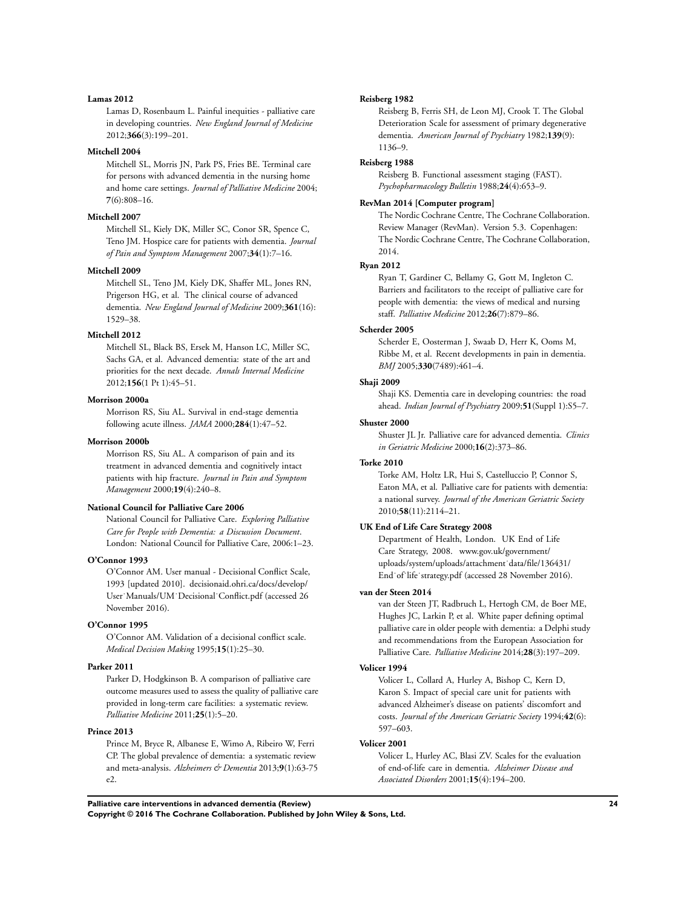**Lamas 2012**

Lamas D, Rosenbaum L. Painful inequities - palliative care in developing countries. *New England Journal of Medicine* 2012;**366**(3):199–201.

**Mitchell 2004**

Mitchell SL, Morris JN, Park PS, Fries BE. Terminal care for persons with advanced dementia in the nursing home and home care settings. *Journal of Palliative Medicine* 2004; **7**(6):808–16.

**Mitchell 2007**

Mitchell SL, Kiely DK, Miller SC, Conor SR, Spence C, Teno JM. Hospice care for patients with dementia. *Journal of Pain and Symptom Management* 2007;**34**(1):7–16.

**Mitchell 2009**

Mitchell SL, Teno JM, Kiely DK, Shaffer ML, Jones RN, Prigerson HG, et al. The clinical course of advanced dementia. *New England Journal of Medicine* 2009;**361**(16): 1529–38.

**Mitchell 2012**

Mitchell SL, Black BS, Ersek M, Hanson LC, Miller SC, Sachs GA, et al. Advanced dementia: state of the art and priorities for the next decade. *Annals Internal Medicine* 2012;**156**(1 Pt 1):45–51.

**Morrison 2000a**

Morrison RS, Siu AL. Survival in end-stage dementia following acute illness. *JAMA* 2000;**284**(1):47–52.

**Morrison 2000b**

Morrison RS, Siu AL. A comparison of pain and its treatment in advanced dementia and cognitively intact patients with hip fracture. *Journal in Pain and Symptom Management* 2000;**19**(4):240–8.

**National Council for Palliative Care 2006**

National Council for Palliative Care. *Exploring Palliative Care for People with Dementia: a Discussion Document*. London: National Council for Palliative Care, 2006:1–23.

**O'Connor 1993**

O'Connor AM. User manual - Decisional Conflict Scale, 1993 [updated 2010]. decisionaid.ohri.ca/docs/develop/User˙Manuals/UM˙Decisional˙Conflict.pdf (accessed 26 November 2016).

**O'Connor 1995**

O'Connor AM. Validation of a decisional conflict scale. *Medical Decision Making* 1995;**15**(1):25–30.

**Parker 2011**

Parker D, Hodgkinson B. A comparison of palliative care outcome measures used to assess the quality of palliative care provided in long-term care facilities: a systematic review. *Palliative Medicine* 2011;**25**(1):5–20.

**Prince 2013**

Prince M, Bryce R, Albanese E, Wimo A, Ribeiro W, Ferri CP. The global prevalence of dementia: a systematic review and meta-analysis. *Alzheimers & Dementia* 2013;**9**(1):63-75 e2.

**Reisberg 1982**

Reisberg B, Ferris SH, de Leon MJ, Crook T. The Global Deterioration Scale for assessment of primary degenerative dementia. *American Journal of Psychiatry* 1982;**139**(9): 1136–9.

**Reisberg 1988**

Reisberg B. Functional assessment staging (FAST). *Psychopharmacology Bulletin* 1988;**24**(4):653–9.

**RevMan 2014 [Computer program]**

The Nordic Cochrane Centre, The Cochrane Collaboration. Review Manager (RevMan). Version 5.3. Copenhagen: The Nordic Cochrane Centre, The Cochrane Collaboration, 2014.

**Ryan 2012**

Ryan T, Gardiner C, Bellamy G, Gott M, Ingleton C. Barriers and facilitators to the receipt of palliative care for people with dementia: the views of medical and nursing staff. *Palliative Medicine* 2012;**26**(7):879–86.

**Scherder 2005**

Scherder E, Oosterman J, Swaab D, Herr K, Ooms M, Ribbe M, et al. Recent developments in pain in dementia. *BMJ* 2005;**330**(7489):461–4.

**Shaji 2009**

Shaji KS. Dementia care in developing countries: the road ahead. *Indian Journal of Psychiatry* 2009;**51**(Suppl 1):S5–7.

**Shuster 2000**

Shuster JL Jr. Palliative care for advanced dementia. *Clinics in Geriatric Medicine* 2000;**16**(2):373–86.

**Torke 2010**

Torke AM, Holtz LR, Hui S, Castelluccio P, Connor S, Eaton MA, et al. Palliative care for patients with dementia: a national survey. *Journal of the American Geriatric Society* 2010;**58**(11):2114–21.

**UK End of Life Care Strategy 2008**

Department of Health, London. UK End of Life Care Strategy, 2008. www.gov.uk/government/uploads/system/uploads/attachment˙data/file/136431/End˙of˙life˙strategy.pdf (accessed 28 November 2016).

**van der Steen 2014**

van der Steen JT, Radbruch L, Hertogh CM, de Boer ME, Hughes JC, Larkin P, et al. White paper defining optimal palliative care in older people with dementia: a Delphi study and recommendations from the European Association for Palliative Care. *Palliative Medicine* 2014;**28**(3):197–209.

**Volicer 1994**

Volicer L, Collard A, Hurley A, Bishop C, Kern D, Karon S. Impact of special care unit for patients with advanced Alzheimer's disease on patients' discomfort and costs. *Journal of the American Geriatric Society* 1994;**42**(6): 597–603.

**Volicer 2001**

Volicer L, Hurley AC, Blasi ZV. Scales for the evaluation of end-of-life care in dementia. *Alzheimer Disease and Associated Disorders* 2001;**15**(4):194–200.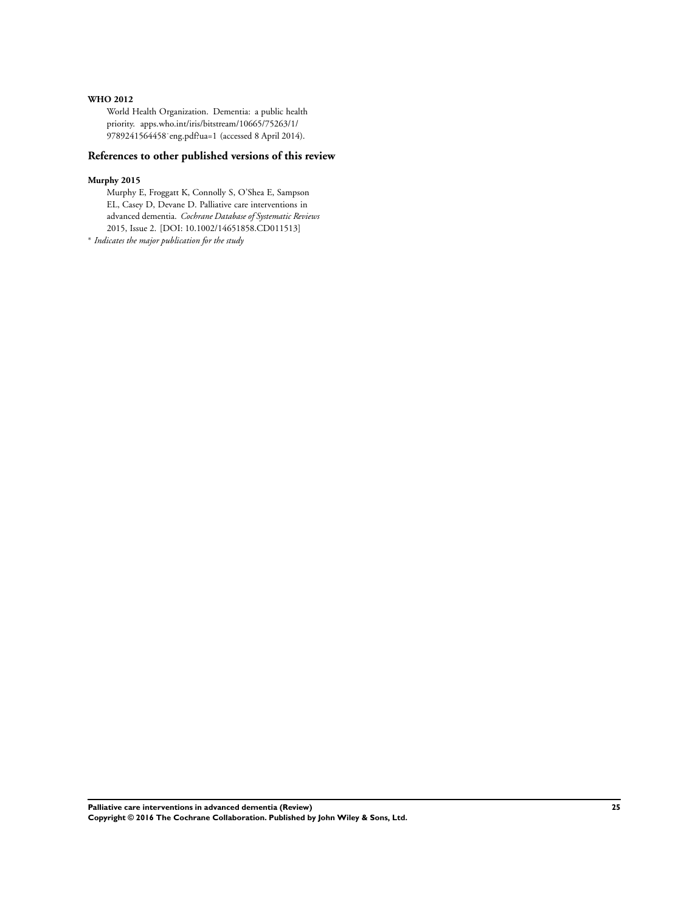**WHO 2012**

World Health Organization. Dementia: a public health priority. apps.who.int/iris/bitstream/10665/75263/1/9789241564458˙eng.pdf?ua=1 (accessed 8 April 2014).

## References to other published versions of this review

**Murphy 2015**

Murphy E, Froggatt K, Connolly S, O'Shea E, Sampson EL, Casey D, Devane D. Palliative care interventions in advanced dementia. *Cochrane Database of Systematic Reviews* 2015, Issue 2. [DOI: 10.1002/14651858.CD011513]

\* *Indicates the major publication for the study*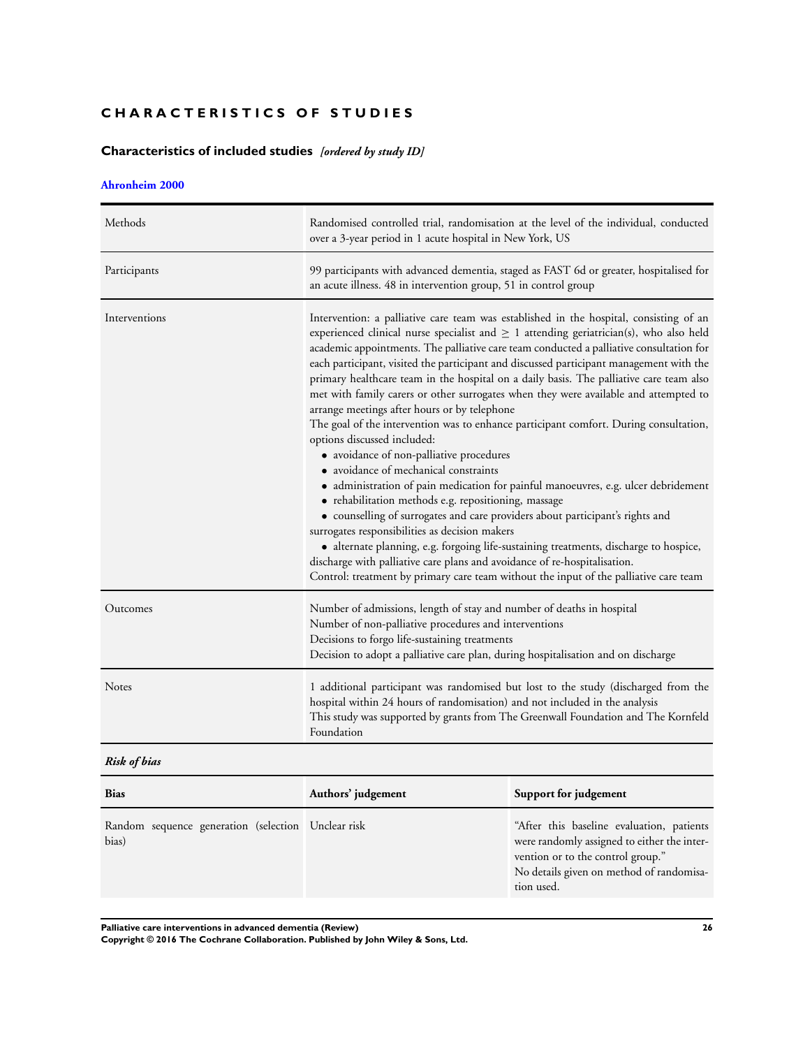# CHARACTERISTICS OF STUDIES

## Characteristics of included studies *[ordered by study ID]*

### Ahronheim 2000

| | |
|---|---|
| Methods | Randomised controlled trial, randomisation at the level of the individual, conducted over a 3-year period in 1 acute hospital in New York, US |
| Participants | 99 participants with advanced dementia, staged as FAST 6d or greater, hospitalised for an acute illness. 48 in intervention group, 51 in control group |
| Interventions | Intervention: a palliative care team was established in the hospital, consisting of an experienced clinical nurse specialist and $\geq$ 1 attending geriatrician(s), who also held academic appointments. The palliative care team conducted a palliative consultation for each participant, visited the participant and discussed participant management with the primary healthcare team in the hospital on a daily basis. The palliative care team also met with family carers or other surrogates when they were available and attempted to arrange meetings after hours or by telephone<br>The goal of the intervention was to enhance participant comfort. During consultation, options discussed included:<br>• avoidance of non-palliative procedures<br>• avoidance of mechanical constraints<br>• administration of pain medication for painful manoeuvres, e.g. ulcer debridement<br>• rehabilitation methods e.g. repositioning, massage<br>• counselling of surrogates and care providers about participant's rights and surrogates responsibilities as decision makers<br>• alternate planning, e.g. forgoing life-sustaining treatments, discharge to hospice, discharge with palliative care plans and avoidance of re-hospitalisation.<br>Control: treatment by primary care team without the input of the palliative care team |
| Outcomes | Number of admissions, length of stay and number of deaths in hospital<br>Number of non-palliative procedures and interventions<br>Decisions to forgo life-sustaining treatments<br>Decision to adopt a palliative care plan, during hospitalisation and on discharge |
| Notes | 1 additional participant was randomised but lost to the study (discharged from the hospital within 24 hours of randomisation) and not included in the analysis<br>This study was supported by grants from The Greenwall Foundation and The Kornfeld Foundation |

*Risk of bias*

| Bias | Authors' judgement | Support for judgement |
|---|---|---|
| Random sequence generation (selection bias) | Unclear risk | "After this baseline evaluation, patients were randomly assigned to either the intervention or to the control group."<br>No details given on method of randomisation used. |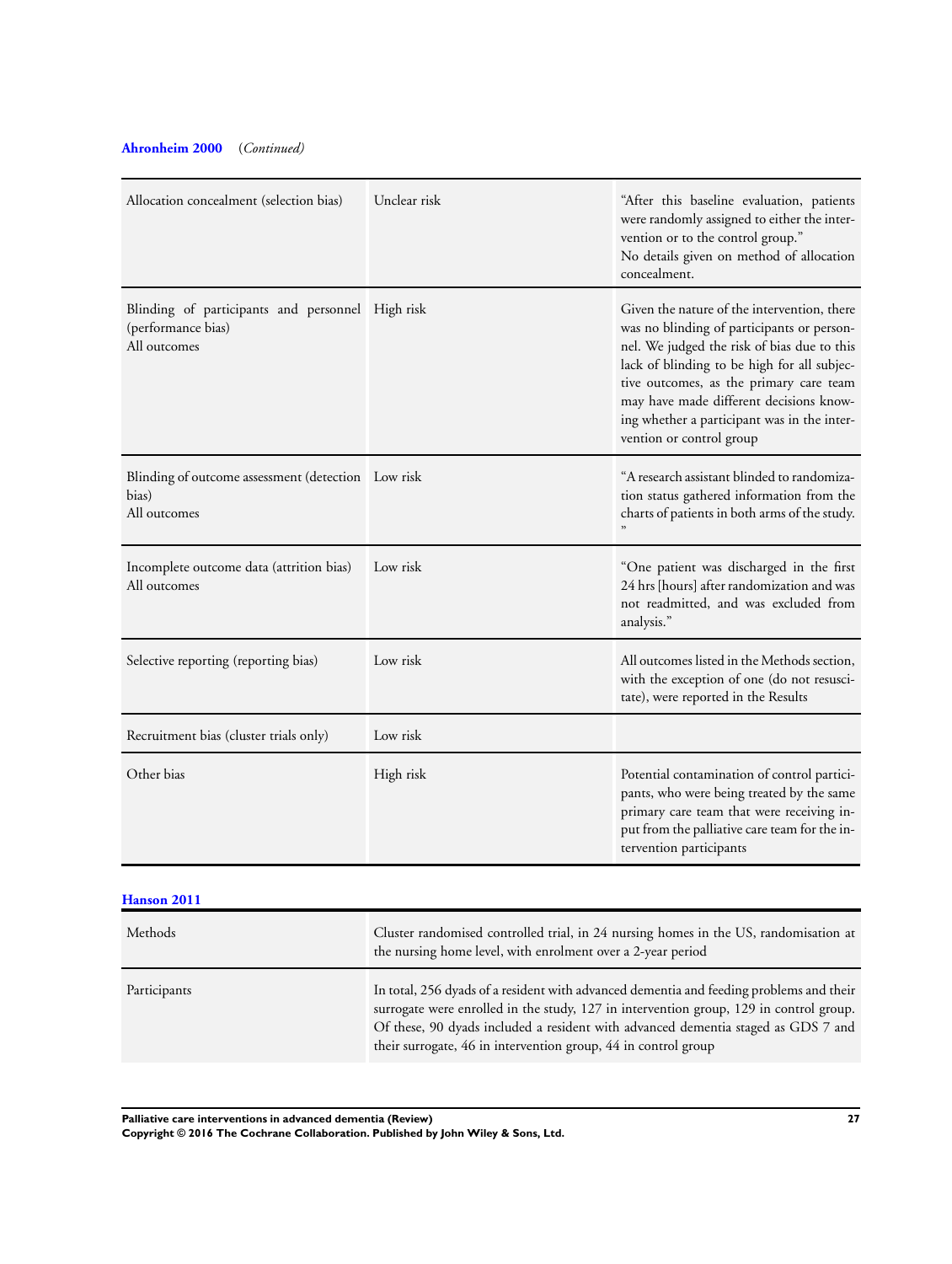**Ahronheim 2000** (*Continued*)

| | | |
|---|---|---|
| Allocation concealment (selection bias) | Unclear risk | "After this baseline evaluation, patients were randomly assigned to either the intervention or to the control group." No details given on method of allocation concealment. |
| Blinding of participants and personnel (performance bias) All outcomes | High risk | Given the nature of the intervention, there was no blinding of participants or personnel. We judged the risk of bias due to this lack of blinding to be high for all subjective outcomes, as the primary care team may have made different decisions knowing whether a participant was in the intervention or control group |
| Blinding of outcome assessment (detection bias) All outcomes | Low risk | "A research assistant blinded to randomization status gathered information from the charts of patients in both arms of the study. " |
| Incomplete outcome data (attrition bias) All outcomes | Low risk | "One patient was discharged in the first 24 hrs [hours] after randomization and was not readmitted, and was excluded from analysis." |
| Selective reporting (reporting bias) | Low risk | All outcomes listed in the Methods section, with the exception of one (do not resuscitate), were reported in the Results |
| Recruitment bias (cluster trials only) | Low risk | |
| Other bias | High risk | Potential contamination of control participants, who were being treated by the same primary care team that were receiving input from the palliative care team for the intervention participants |

**Hanson 2011**

| | |
|---|---|
| Methods | Cluster randomised controlled trial, in 24 nursing homes in the US, randomisation at the nursing home level, with enrolment over a 2-year period |
| Participants | In total, 256 dyads of a resident with advanced dementia and feeding problems and their surrogate were enrolled in the study, 127 in intervention group, 129 in control group. Of these, 90 dyads included a resident with advanced dementia staged as GDS 7 and their surrogate, 46 in intervention group, 44 in control group |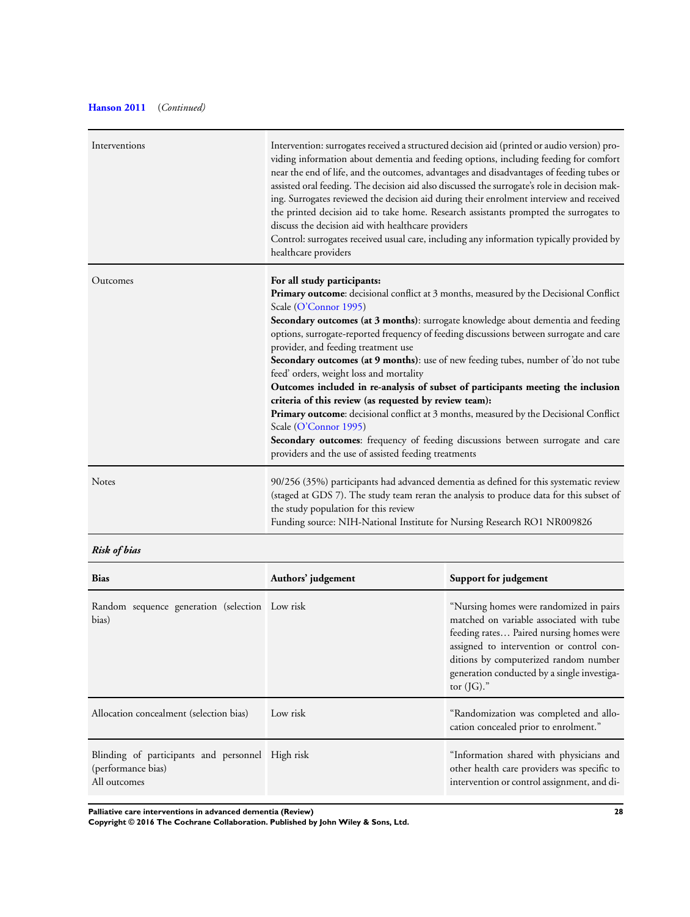**Hanson 2011** (*Continued*)

| | |
|---|---|
| Interventions | Intervention: surrogates received a structured decision aid (printed or audio version) providing information about dementia and feeding options, including feeding for comfort near the end of life, and the outcomes, advantages and disadvantages of feeding tubes or assisted oral feeding. The decision aid also discussed the surrogate's role in decision making. Surrogates reviewed the decision aid during their enrolment interview and received the printed decision aid to take home. Research assistants prompted the surrogates to discuss the decision aid with healthcare providers<br>Control: surrogates received usual care, including any information typically provided by healthcare providers |
| Outcomes | **For all study participants:**<br>**Primary outcome**: decisional conflict at 3 months, measured by the Decisional Conflict Scale (O'Connor 1995)<br>**Secondary outcomes (at 3 months)**: surrogate knowledge about dementia and feeding options, surrogate-reported frequency of feeding discussions between surrogate and care provider, and feeding treatment use<br>**Secondary outcomes (at 9 months)**: use of new feeding tubes, number of 'do not tube feed' orders, weight loss and mortality<br>**Outcomes included in re-analysis of subset of participants meeting the inclusion criteria of this review (as requested by review team):**<br>**Primary outcome**: decisional conflict at 3 months, measured by the Decisional Conflict Scale (O'Connor 1995)<br>**Secondary outcomes**: frequency of feeding discussions between surrogate and care providers and the use of assisted feeding treatments |
| Notes | 90/256 (35%) participants had advanced dementia as defined for this systematic review (staged at GDS 7). The study team reran the analysis to produce data for this subset of the study population for this review<br>Funding source: NIH-National Institute for Nursing Research RO1 NR009826 |

***Risk of bias***

| **Bias** | **Authors' judgement** | **Support for judgement** |
|---|---|---|
| Random sequence generation (selection bias) | Low risk | "Nursing homes were randomized in pairs matched on variable associated with tube feeding rates… Paired nursing homes were assigned to intervention or control conditions by computerized random number generation conducted by a single investigator (JG)." |
| Allocation concealment (selection bias) | Low risk | "Randomization was completed and allocation concealed prior to enrolment." |
| Blinding of participants and personnel (performance bias)<br>All outcomes | High risk | "Information shared with physicians and other health care providers was specific to intervention or control assignment, and di- |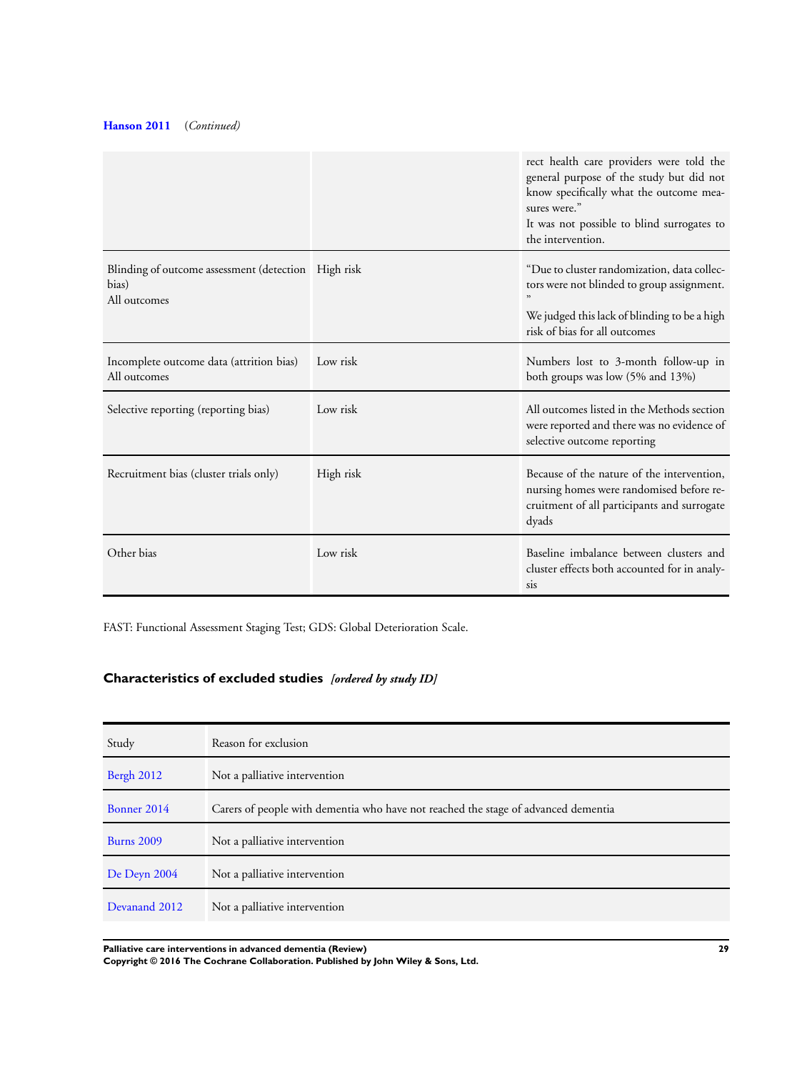**Hanson 2011** *(Continued)*

| | | |
|---|---|---|
| | | rect health care providers were told the general purpose of the study but did not know specifically what the outcome measures were." It was not possible to blind surrogates to the intervention. |
| Blinding of outcome assessment (detection bias) All outcomes | High risk | "Due to cluster randomization, data collectors were not blinded to group assignment." We judged this lack of blinding to be a high risk of bias for all outcomes |
| Incomplete outcome data (attrition bias) All outcomes | Low risk | Numbers lost to 3-month follow-up in both groups was low (5% and 13%) |
| Selective reporting (reporting bias) | Low risk | All outcomes listed in the Methods section were reported and there was no evidence of selective outcome reporting |
| Recruitment bias (cluster trials only) | High risk | Because of the nature of the intervention, nursing homes were randomised before recruitment of all participants and surrogate dyads |
| Other bias | Low risk | Baseline imbalance between clusters and cluster effects both accounted for in analysis |

FAST: Functional Assessment Staging Test; GDS: Global Deterioration Scale.

## Characteristics of excluded studies *[ordered by study ID]*

| Study | Reason for exclusion |
|---|---|
| Bergh 2012 | Not a palliative intervention |
| Bonner 2014 | Carers of people with dementia who have not reached the stage of advanced dementia |
| Burns 2009 | Not a palliative intervention |
| De Deyn 2004 | Not a palliative intervention |
| Devanand 2012 | Not a palliative intervention |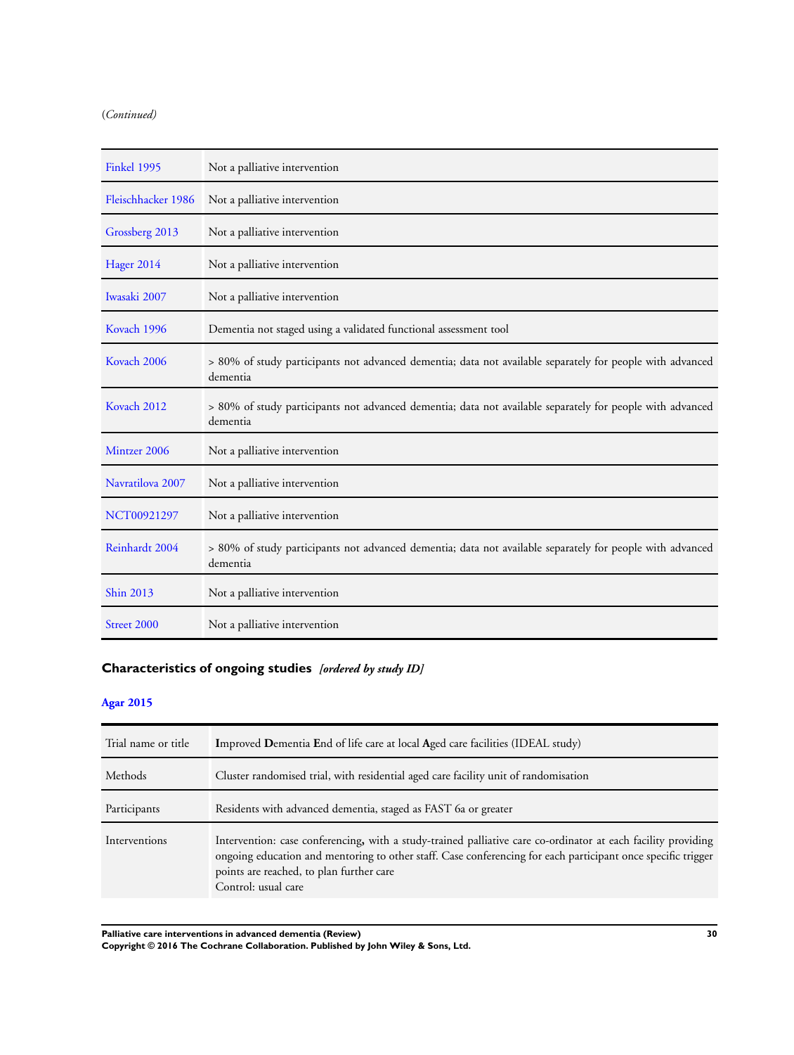(*Continued*)

| | |
|---|---|
| Finkel 1995 | Not a palliative intervention |
| Fleischhacker 1986 | Not a palliative intervention |
| Grossberg 2013 | Not a palliative intervention |
| Hager 2014 | Not a palliative intervention |
| Iwasaki 2007 | Not a palliative intervention |
| Kovach 1996 | Dementia not staged using a validated functional assessment tool |
| Kovach 2006 | > 80% of study participants not advanced dementia; data not available separately for people with advanced dementia |
| Kovach 2012 | > 80% of study participants not advanced dementia; data not available separately for people with advanced dementia |
| Mintzer 2006 | Not a palliative intervention |
| Navratilova 2007 | Not a palliative intervention |
| NCT00921297 | Not a palliative intervention |
| Reinhardt 2004 | > 80% of study participants not advanced dementia; data not available separately for people with advanced dementia |
| Shin 2013 | Not a palliative intervention |
| Street 2000 | Not a palliative intervention |

## Characteristics of ongoing studies *[ordered by study ID]*

### Agar 2015

| | |
|---|---|
| Trial name or title | **I**mproved **D**ementia **E**nd of life care at local **A**ged care facilities (IDEAL study) |
| Methods | Cluster randomised trial, with residential aged care facility unit of randomisation |
| Participants | Residents with advanced dementia, staged as FAST 6a or greater |
| Interventions | Intervention: case conferencing, with a study-trained palliative care co-ordinator at each facility providing ongoing education and mentoring to other staff. Case conferencing for each participant once specific trigger points are reached, to plan further care<br>Control: usual care |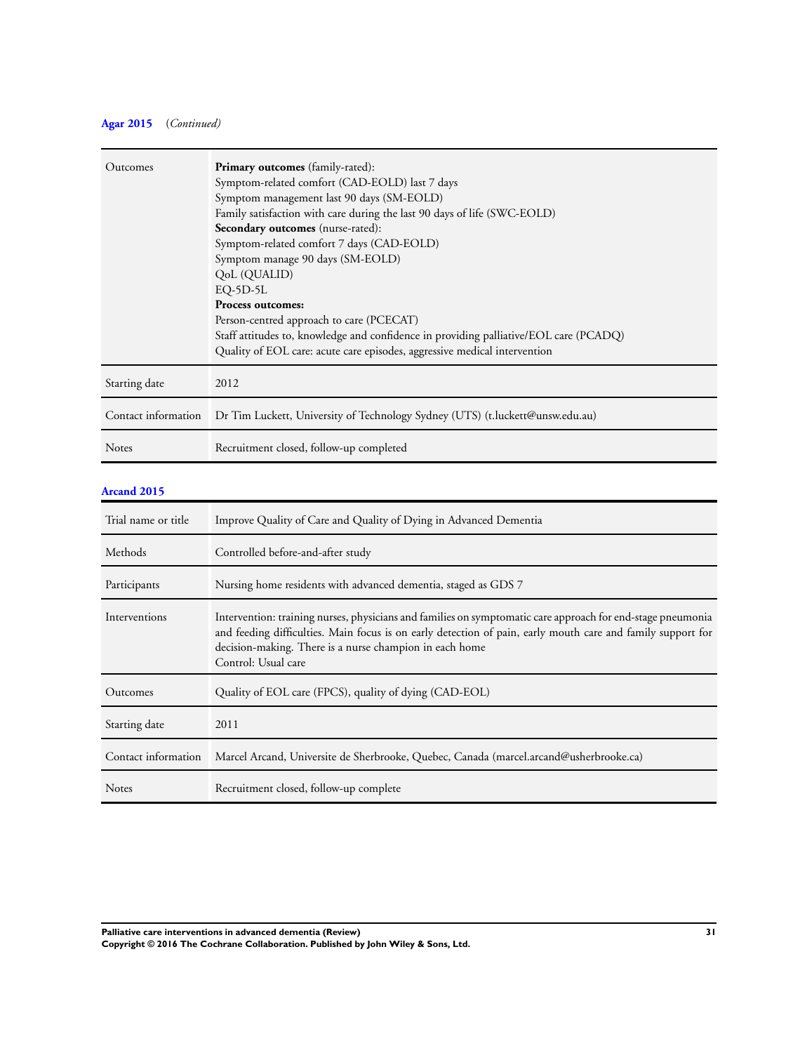**Agar 2015** (*Continued*)

| | |
|---|---|
| Outcomes | **Primary outcomes** (family-rated):<br>Symptom-related comfort (CAD-EOLD) last 7 days<br>Symptom management last 90 days (SM-EOLD)<br>Family satisfaction with care during the last 90 days of life (SWC-EOLD)<br>**Secondary outcomes** (nurse-rated):<br>Symptom-related comfort 7 days (CAD-EOLD)<br>Symptom manage 90 days (SM-EOLD)<br>QoL (QUALID)<br>EQ-5D-5L<br>**Process outcomes:**<br>Person-centred approach to care (PCECAT)<br>Staff attitudes to, knowledge and confidence in providing palliative/EOL care (PCADQ)<br>Quality of EOL care: acute care episodes, aggressive medical intervention |
| Starting date | 2012 |
| Contact information | Dr Tim Luckett, University of Technology Sydney (UTS) (t.luckett@unsw.edu.au) |
| Notes | Recruitment closed, follow-up completed |

**Arcand 2015**

| | |
|---|---|
| Trial name or title | Improve Quality of Care and Quality of Dying in Advanced Dementia |
| Methods | Controlled before-and-after study |
| Participants | Nursing home residents with advanced dementia, staged as GDS 7 |
| Interventions | Intervention: training nurses, physicians and families on symptomatic care approach for end-stage pneumonia and feeding difficulties. Main focus is on early detection of pain, early mouth care and family support for decision-making. There is a nurse champion in each home<br>Control: Usual care |
| Outcomes | Quality of EOL care (FPCS), quality of dying (CAD-EOL) |
| Starting date | 2011 |
| Contact information | Marcel Arcand, Universite de Sherbrooke, Quebec, Canada (marcel.arcand@usherbrooke.ca) |
| Notes | Recruitment closed, follow-up complete |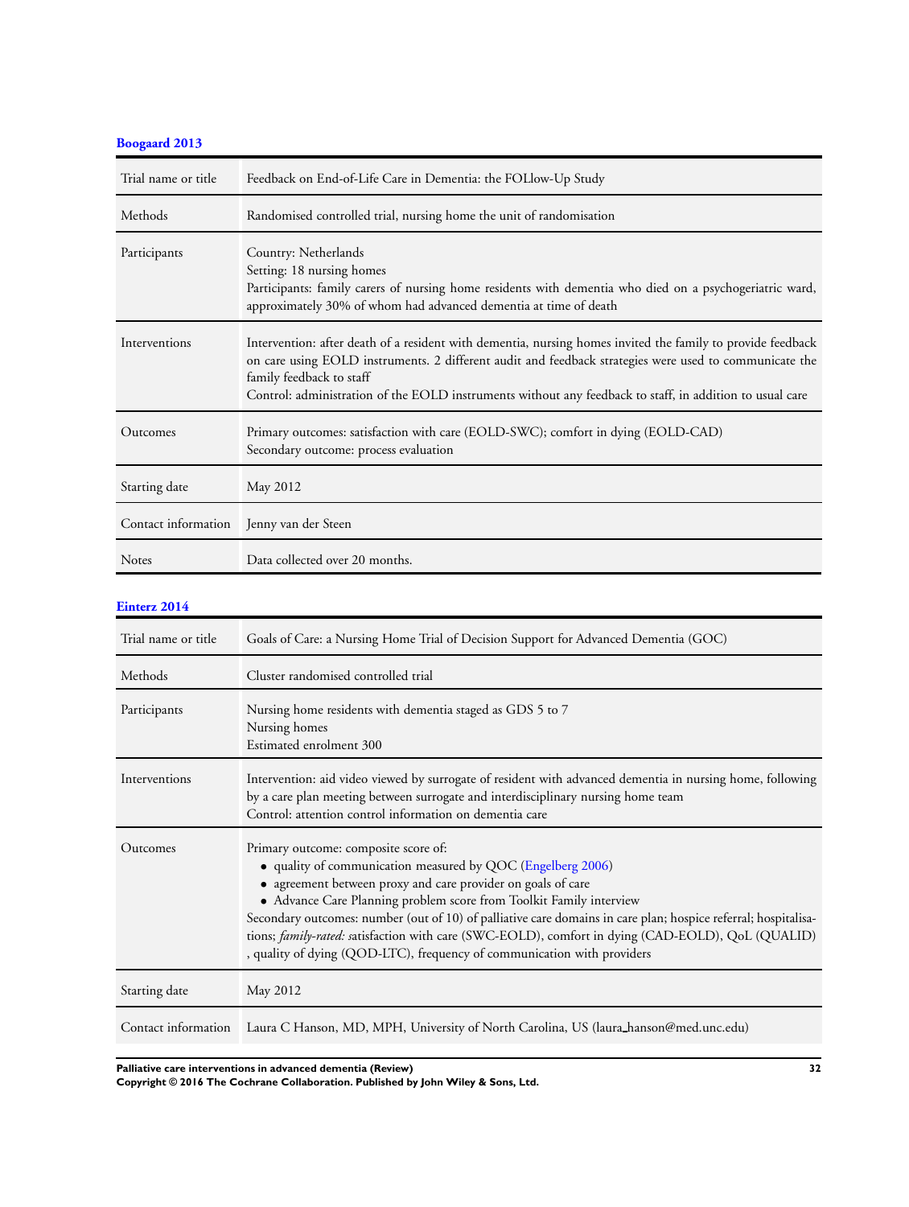**Boogaard 2013**

| Trial name or title | Feedback on End-of-Life Care in Dementia: the FOLlow-Up Study |
|---|---|
| Methods | Randomised controlled trial, nursing home the unit of randomisation |
| Participants | Country: Netherlands<br>Setting: 18 nursing homes<br>Participants: family carers of nursing home residents with dementia who died on a psychogeriatric ward, approximately 30% of whom had advanced dementia at time of death |
| Interventions | Intervention: after death of a resident with dementia, nursing homes invited the family to provide feedback on care using EOLD instruments. 2 different audit and feedback strategies were used to communicate the family feedback to staff<br>Control: administration of the EOLD instruments without any feedback to staff, in addition to usual care |
| Outcomes | Primary outcomes: satisfaction with care (EOLD-SWC); comfort in dying (EOLD-CAD)<br>Secondary outcome: process evaluation |
| Starting date | May 2012 |
| Contact information | Jenny van der Steen |
| Notes | Data collected over 20 months. |

**Einterz 2014**

| Trial name or title | Goals of Care: a Nursing Home Trial of Decision Support for Advanced Dementia (GOC) |
|---|---|
| Methods | Cluster randomised controlled trial |
| Participants | Nursing home residents with dementia staged as GDS 5 to 7<br>Nursing homes<br>Estimated enrolment 300 |
| Interventions | Intervention: aid video viewed by surrogate of resident with advanced dementia in nursing home, following by a care plan meeting between surrogate and interdisciplinary nursing home team<br>Control: attention control information on dementia care |
| Outcomes | Primary outcome: composite score of:<br>• quality of communication measured by QOC (Engelberg 2006)<br>• agreement between proxy and care provider on goals of care<br>• Advance Care Planning problem score from Toolkit Family interview<br>Secondary outcomes: number (out of 10) of palliative care domains in care plan; hospice referral; hospitalisations; *family-rated:* satisfaction with care (SWC-EOLD), comfort in dying (CAD-EOLD), QoL (QUALID), quality of dying (QOD-LTC), frequency of communication with providers |
| Starting date | May 2012 |
| Contact information | Laura C Hanson, MD, MPH, University of North Carolina, US (laura_hanson@med.unc.edu) |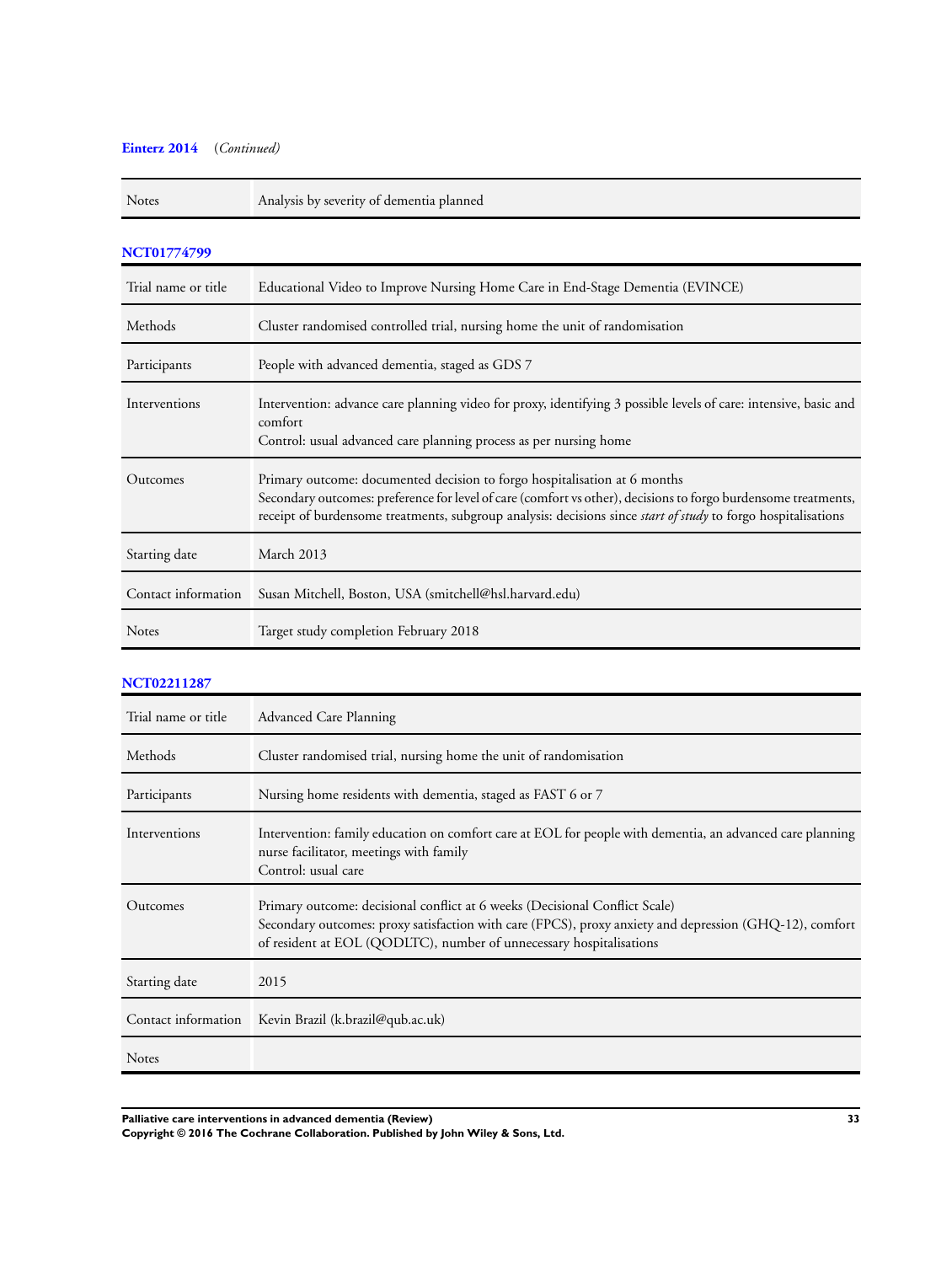**Einterz 2014** (*Continued*)

| | |
|---|---|
| Notes | Analysis by severity of dementia planned |

**NCT01774799**

| | |
|---|---|
| Trial name or title | Educational Video to Improve Nursing Home Care in End-Stage Dementia (EVINCE) |
| Methods | Cluster randomised controlled trial, nursing home the unit of randomisation |
| Participants | People with advanced dementia, staged as GDS 7 |
| Interventions | Intervention: advance care planning video for proxy, identifying 3 possible levels of care: intensive, basic and comfort<br>Control: usual advanced care planning process as per nursing home |
| Outcomes | Primary outcome: documented decision to forgo hospitalisation at 6 months<br>Secondary outcomes: preference for level of care (comfort vs other), decisions to forgo burdensome treatments, receipt of burdensome treatments, subgroup analysis: decisions since *start of study* to forgo hospitalisations |
| Starting date | March 2013 |
| Contact information | Susan Mitchell, Boston, USA (smitchell@hsl.harvard.edu) |
| Notes | Target study completion February 2018 |

**NCT02211287**

| | |
|---|---|
| Trial name or title | Advanced Care Planning |
| Methods | Cluster randomised trial, nursing home the unit of randomisation |
| Participants | Nursing home residents with dementia, staged as FAST 6 or 7 |
| Interventions | Intervention: family education on comfort care at EOL for people with dementia, an advanced care planning nurse facilitator, meetings with family<br>Control: usual care |
| Outcomes | Primary outcome: decisional conflict at 6 weeks (Decisional Conflict Scale)<br>Secondary outcomes: proxy satisfaction with care (FPCS), proxy anxiety and depression (GHQ-12), comfort of resident at EOL (QODLTC), number of unnecessary hospitalisations |
| Starting date | 2015 |
| Contact information | Kevin Brazil (k.brazil@qub.ac.uk) |
| Notes | |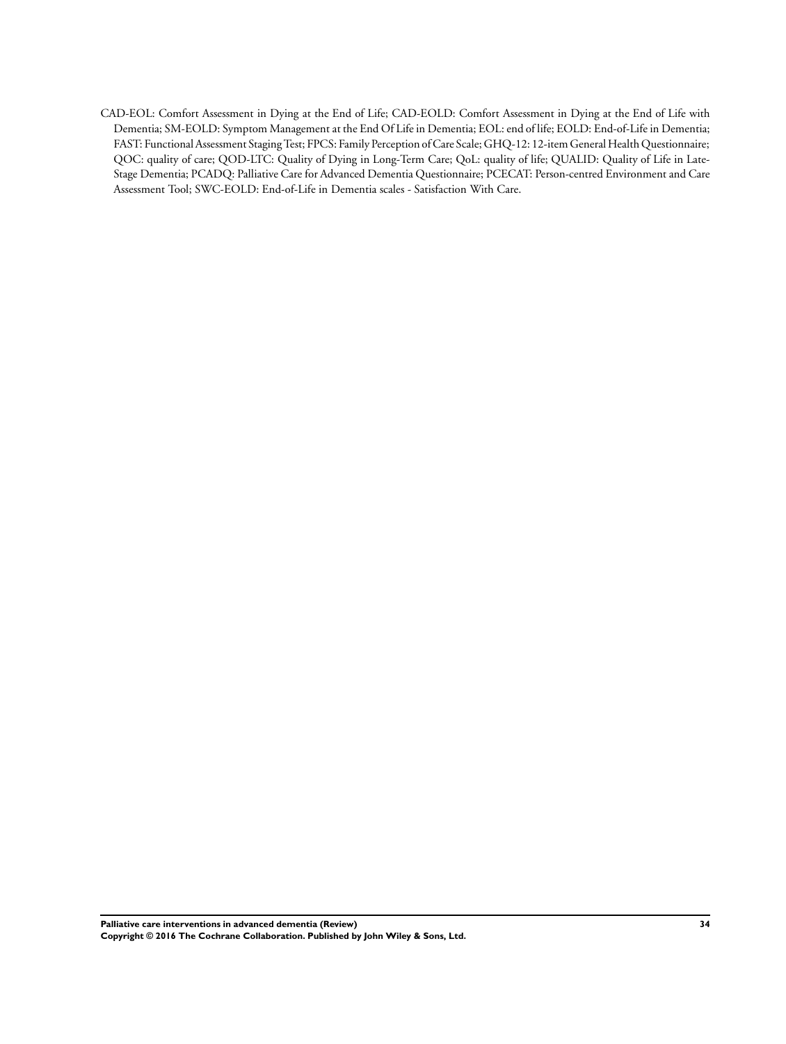CAD-EOL: Comfort Assessment in Dying at the End of Life; CAD-EOLD: Comfort Assessment in Dying at the End of Life with Dementia; SM-EOLD: Symptom Management at the End Of Life in Dementia; EOL: end of life; EOLD: End-of-Life in Dementia; FAST: Functional Assessment Staging Test; FPCS: Family Perception of Care Scale; GHQ-12: 12-item General Health Questionnaire; QOC: quality of care; QOD-LTC: Quality of Dying in Long-Term Care; QoL: quality of life; QUALID: Quality of Life in Late-Stage Dementia; PCADQ: Palliative Care for Advanced Dementia Questionnaire; PCECAT: Person-centred Environment and Care Assessment Tool; SWC-EOLD: End-of-Life in Dementia scales - Satisfaction With Care.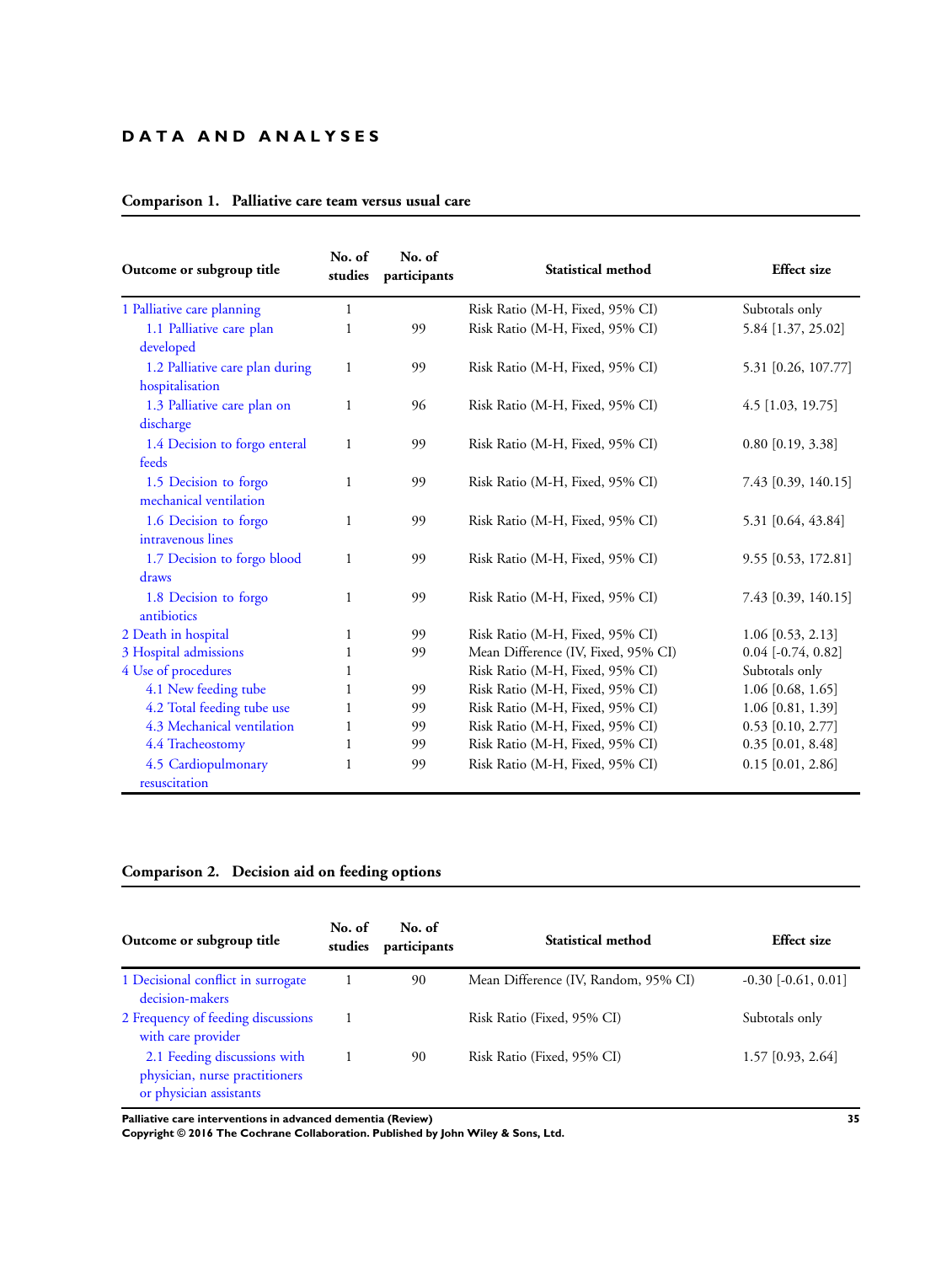# DATA AND ANALYSES

**Comparison 1. Palliative care team versus usual care**

| Outcome or subgroup title | No. of studies | No. of participants | Statistical method | Effect size |
|---|---|---|---|---|
| 1 Palliative care planning | 1 | | Risk Ratio (M-H, Fixed, 95% CI) | Subtotals only |
| 1.1 Palliative care plan developed | 1 | 99 | Risk Ratio (M-H, Fixed, 95% CI) | 5.84 [1.37, 25.02] |
| 1.2 Palliative care plan during hospitalisation | 1 | 99 | Risk Ratio (M-H, Fixed, 95% CI) | 5.31 [0.26, 107.77] |
| 1.3 Palliative care plan on discharge | 1 | 96 | Risk Ratio (M-H, Fixed, 95% CI) | 4.5 [1.03, 19.75] |
| 1.4 Decision to forgo enteral feeds | 1 | 99 | Risk Ratio (M-H, Fixed, 95% CI) | 0.80 [0.19, 3.38] |
| 1.5 Decision to forgo mechanical ventilation | 1 | 99 | Risk Ratio (M-H, Fixed, 95% CI) | 7.43 [0.39, 140.15] |
| 1.6 Decision to forgo intravenous lines | 1 | 99 | Risk Ratio (M-H, Fixed, 95% CI) | 5.31 [0.64, 43.84] |
| 1.7 Decision to forgo blood draws | 1 | 99 | Risk Ratio (M-H, Fixed, 95% CI) | 9.55 [0.53, 172.81] |
| 1.8 Decision to forgo antibiotics | 1 | 99 | Risk Ratio (M-H, Fixed, 95% CI) | 7.43 [0.39, 140.15] |
| 2 Death in hospital | 1 | 99 | Risk Ratio (M-H, Fixed, 95% CI) | 1.06 [0.53, 2.13] |
| 3 Hospital admissions | 1 | 99 | Mean Difference (IV, Fixed, 95% CI) | 0.04 [-0.74, 0.82] |
| 4 Use of procedures | 1 | | Risk Ratio (M-H, Fixed, 95% CI) | Subtotals only |
| 4.1 New feeding tube | 1 | 99 | Risk Ratio (M-H, Fixed, 95% CI) | 1.06 [0.68, 1.65] |
| 4.2 Total feeding tube use | 1 | 99 | Risk Ratio (M-H, Fixed, 95% CI) | 1.06 [0.81, 1.39] |
| 4.3 Mechanical ventilation | 1 | 99 | Risk Ratio (M-H, Fixed, 95% CI) | 0.53 [0.10, 2.77] |
| 4.4 Tracheostomy | 1 | 99 | Risk Ratio (M-H, Fixed, 95% CI) | 0.35 [0.01, 8.48] |
| 4.5 Cardiopulmonary resuscitation | 1 | 99 | Risk Ratio (M-H, Fixed, 95% CI) | 0.15 [0.01, 2.86] |

**Comparison 2. Decision aid on feeding options**

| Outcome or subgroup title | No. of studies | No. of participants | Statistical method | Effect size |
|---|---|---|---|---|
| 1 Decisional conflict in surrogate decision-makers | 1 | 90 | Mean Difference (IV, Random, 95% CI) | -0.30 [-0.61, 0.01] |
| 2 Frequency of feeding discussions with care provider | 1 | | Risk Ratio (Fixed, 95% CI) | Subtotals only |
| 2.1 Feeding discussions with physician, nurse practitioners or physician assistants | 1 | 90 | Risk Ratio (Fixed, 95% CI) | 1.57 [0.93, 2.64] |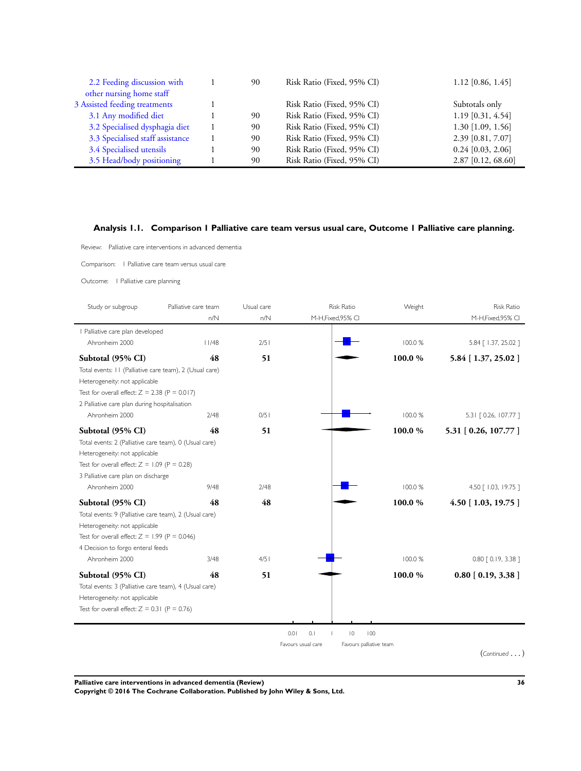| | | | | |
|---|---|---|---|---|
| 2.2 Feeding discussion with other nursing home staff | 1 | 90 | Risk Ratio (Fixed, 95% CI) | 1.12 [0.86, 1.45] |
| 3 Assisted feeding treatments | 1 | | Risk Ratio (Fixed, 95% CI) | Subtotals only |
| 3.1 Any modified diet | 1 | 90 | Risk Ratio (Fixed, 95% CI) | 1.19 [0.31, 4.54] |
| 3.2 Specialised dysphagia diet | 1 | 90 | Risk Ratio (Fixed, 95% CI) | 1.30 [1.09, 1.56] |
| 3.3 Specialised staff assistance | 1 | 90 | Risk Ratio (Fixed, 95% CI) | 2.39 [0.81, 7.07] |
| 3.4 Specialised utensils | 1 | 90 | Risk Ratio (Fixed, 95% CI) | 0.24 [0.03, 2.06] |
| 3.5 Head/body positioning | 1 | 90 | Risk Ratio (Fixed, 95% CI) | 2.87 [0.12, 68.60] |

### Analysis 1.1. Comparison 1 Palliative care team versus usual care, Outcome 1 Palliative care planning.

Review: Palliative care interventions in advanced dementia

Comparison: 1 Palliative care team versus usual care

Outcome: 1 Palliative care planning

| Study or subgroup | Palliative care team n/N | Usual care n/N | Risk Ratio M-H,Fixed,95% CI | Weight | Risk Ratio M-H,Fixed,95% CI |
|---|---|---|---|---|---|
| 1 Palliative care plan developed | | | | | |
| Ahronheim 2000 | 11/48 | 2/51 | | 100.0 % | 5.84 [ 1.37, 25.02 ] |
| **Subtotal (95% CI)** | **48** | **51** | | **100.0 %** | **5.84 [ 1.37, 25.02 ]** |
| Total events: 11 (Palliative care team), 2 (Usual care) | | | | | |
| Heterogeneity: not applicable | | | | | |
| Test for overall effect: Z = 2.38 (P = 0.017) | | | | | |
| 2 Palliative care plan during hospitalisation | | | | | |
| Ahronheim 2000 | 2/48 | 0/51 | | 100.0 % | 5.31 [ 0.26, 107.77 ] |
| **Subtotal (95% CI)** | **48** | **51** | | **100.0 %** | **5.31 [ 0.26, 107.77 ]** |
| Total events: 2 (Palliative care team), 0 (Usual care) | | | | | |
| Heterogeneity: not applicable | | | | | |
| Test for overall effect: Z = 1.09 (P = 0.28) | | | | | |
| 3 Palliative care plan on discharge | | | | | |
| Ahronheim 2000 | 9/48 | 2/48 | | 100.0 % | 4.50 [ 1.03, 19.75 ] |
| **Subtotal (95% CI)** | **48** | **48** | | **100.0 %** | **4.50 [ 1.03, 19.75 ]** |
| Total events: 9 (Palliative care team), 2 (Usual care) | | | | | |
| Heterogeneity: not applicable | | | | | |
| Test for overall effect: Z = 1.99 (P = 0.046) | | | | | |
| 4 Decision to forgo enteral feeds | | | | | |
| Ahronheim 2000 | 3/48 | 4/51 | | 100.0 % | 0.80 [ 0.19, 3.38 ] |
| **Subtotal (95% CI)** | **48** | **51** | | **100.0 %** | **0.80 [ 0.19, 3.38 ]** |
| Total events: 3 (Palliative care team), 4 (Usual care) | | | | | |
| Heterogeneity: not applicable | | | | | |
| Test for overall effect: Z = 0.31 (P = 0.76) | | | | | |

0.01 0.1 1 10 100

Favours usual care Favours palliative team

(*Continued* . . . )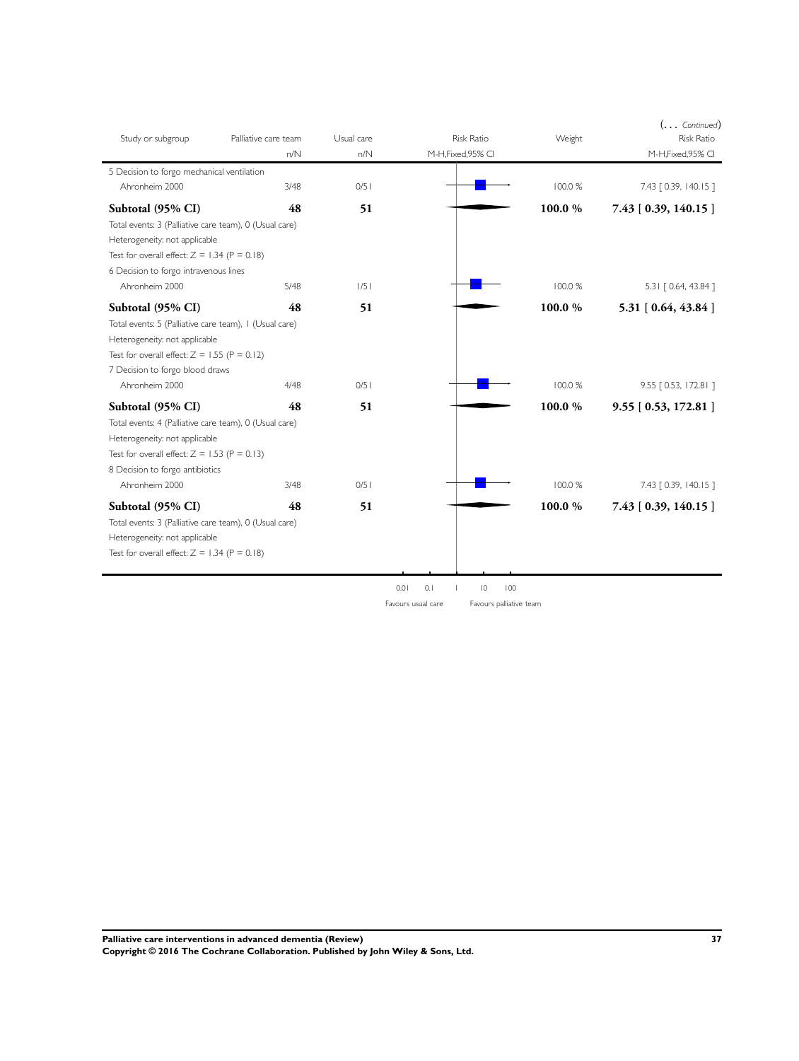(... *Continued*)

| Study or subgroup | Palliative care team n/N | Usual care n/N | Risk Ratio M-H,Fixed,95% CI | Weight | Risk Ratio M-H,Fixed,95% CI |
|---|---|---|---|---|---|
| 5 Decision to forgo mechanical ventilation | | | | | |
| Ahronheim 2000 | 3/48 | 0/51 | | 100.0 % | 7.43 [ 0.39, 140.15 ] |
| **Subtotal (95% CI)** | **48** | **51** | | **100.0 %** | **7.43 [ 0.39, 140.15 ]** |
| Total events: 3 (Palliative care team), 0 (Usual care) | | | | | |
| Heterogeneity: not applicable | | | | | |
| Test for overall effect: Z = 1.34 (P = 0.18) | | | | | |
| 6 Decision to forgo intravenous lines | | | | | |
| Ahronheim 2000 | 5/48 | 1/51 | | 100.0 % | 5.31 [ 0.64, 43.84 ] |
| **Subtotal (95% CI)** | **48** | **51** | | **100.0 %** | **5.31 [ 0.64, 43.84 ]** |
| Total events: 5 (Palliative care team), 1 (Usual care) | | | | | |
| Heterogeneity: not applicable | | | | | |
| Test for overall effect: Z = 1.55 (P = 0.12) | | | | | |
| 7 Decision to forgo blood draws | | | | | |
| Ahronheim 2000 | 4/48 | 0/51 | | 100.0 % | 9.55 [ 0.53, 172.81 ] |
| **Subtotal (95% CI)** | **48** | **51** | | **100.0 %** | **9.55 [ 0.53, 172.81 ]** |
| Total events: 4 (Palliative care team), 0 (Usual care) | | | | | |
| Heterogeneity: not applicable | | | | | |
| Test for overall effect: Z = 1.53 (P = 0.13) | | | | | |
| 8 Decision to forgo antibiotics | | | | | |
| Ahronheim 2000 | 3/48 | 0/51 | | 100.0 % | 7.43 [ 0.39, 140.15 ] |
| **Subtotal (95% CI)** | **48** | **51** | | **100.0 %** | **7.43 [ 0.39, 140.15 ]** |
| Total events: 3 (Palliative care team), 0 (Usual care) | | | | | |
| Heterogeneity: not applicable | | | | | |
| Test for overall effect: Z = 1.34 (P = 0.18) | | | | | |

0.01 0.1 1 10 100

Favours usual care Favours palliative team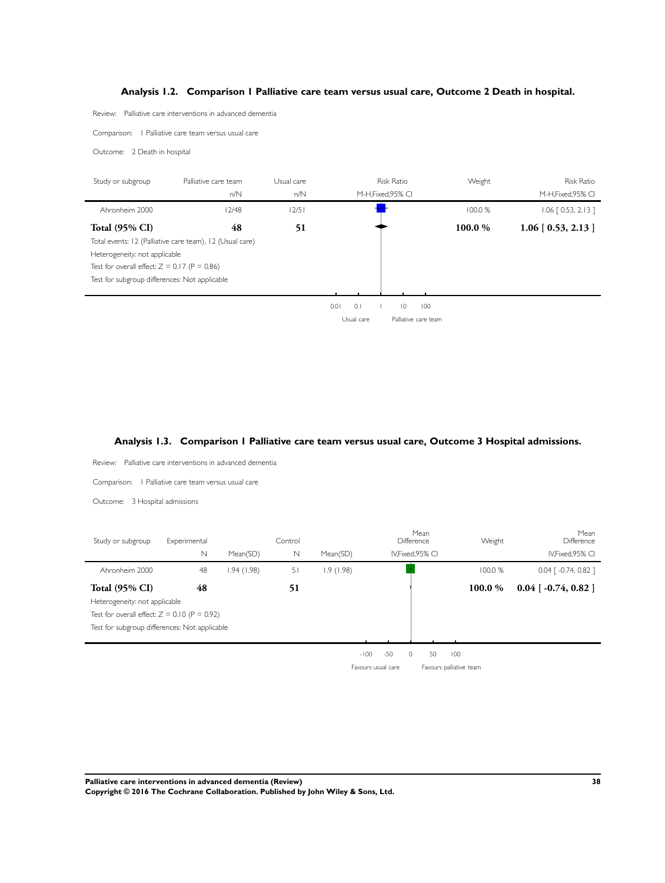### Analysis 1.2. Comparison 1 Palliative care team versus usual care, Outcome 2 Death in hospital.

Review: Palliative care interventions in advanced dementia

Comparison: 1 Palliative care team versus usual care

Outcome: 2 Death in hospital

| Study or subgroup | Palliative care team n/N | Usual care n/N | Risk Ratio M-H,Fixed,95% CI | Weight | Risk Ratio M-H,Fixed,95% CI |
|---|---|---|---|---|---|
| Ahronheim 2000 | 12/48 | 12/51 | | 100.0 % | 1.06 [ 0.53, 2.13 ] |
| **Total (95% CI)** | **48** | **51** | | **100.0 %** | **1.06 [ 0.53, 2.13 ]** |

Total events: 12 (Palliative care team), 12 (Usual care)

Heterogeneity: not applicable

Test for overall effect: Z = 0.17 (P = 0.86)

Test for subgroup differences: Not applicable

0.01 0.1 1 10 100

Usual care — Palliative care team

### Analysis 1.3. Comparison 1 Palliative care team versus usual care, Outcome 3 Hospital admissions.

Review: Palliative care interventions in advanced dementia

Comparison: 1 Palliative care team versus usual care

Outcome: 3 Hospital admissions

| Study or subgroup | Experimental N | Mean(SD) | Control N | Mean(SD) | Mean Difference IV,Fixed,95% CI | Weight | Mean Difference IV,Fixed,95% CI |
|---|---|---|---|---|---|---|---|
| Ahronheim 2000 | 48 | 1.94 (1.98) | 51 | 1.9 (1.98) | | 100.0 % | 0.04 [ -0.74, 0.82 ] |
| **Total (95% CI)** | **48** | | **51** | | | **100.0 %** | **0.04 [ -0.74, 0.82 ]** |

Heterogeneity: not applicable

Test for overall effect: Z = 0.10 (P = 0.92)

Test for subgroup differences: Not applicable

-100 -50 0 50 100

Favours usual care — Favours palliative team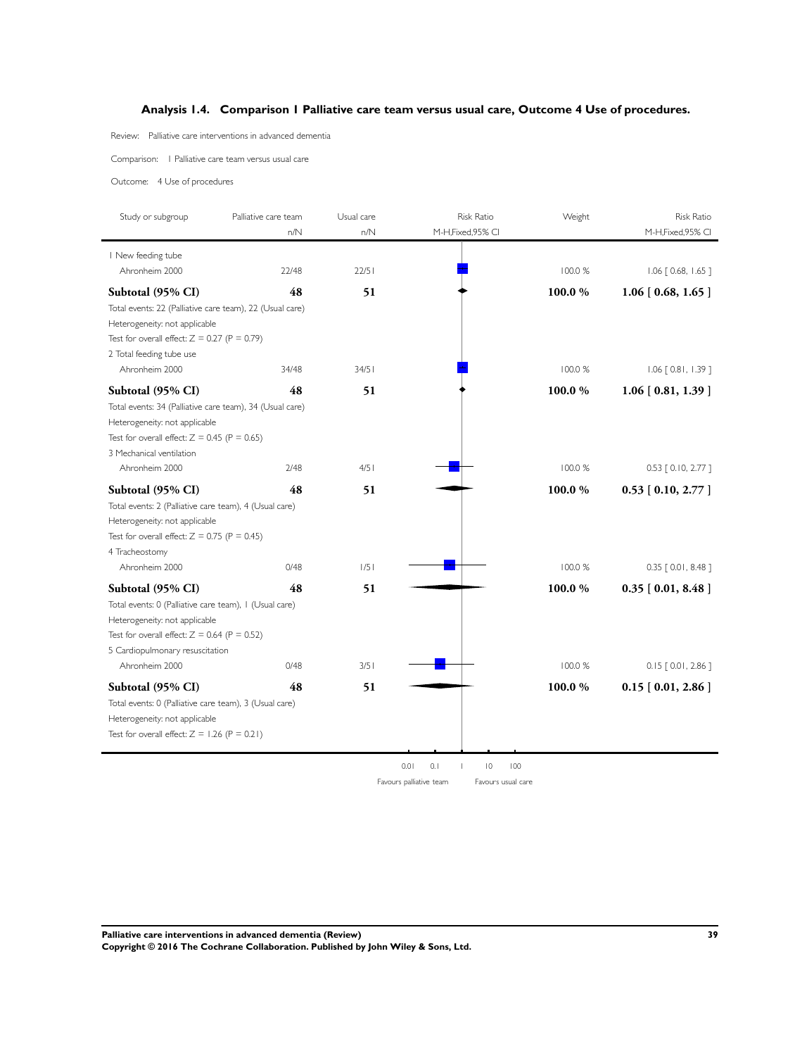## Analysis 1.4. Comparison 1 Palliative care team versus usual care, Outcome 4 Use of procedures.

Review: Palliative care interventions in advanced dementia

Comparison: 1 Palliative care team versus usual care

Outcome: 4 Use of procedures

| Study or subgroup | Palliative care team n/N | Usual care n/N | Weight | Risk Ratio M-H,Fixed,95% CI |
|---|---|---|---|---|
| **1 New feeding tube** | | | | |
| Ahronheim 2000 | 22/48 | 22/51 | 100.0 % | 1.06 [ 0.68, 1.65 ] |
| **Subtotal (95% CI)** | **48** | **51** | **100.0 %** | **1.06 [ 0.68, 1.65 ]** |
| Total events: 22 (Palliative care team), 22 (Usual care) | | | | |
| Heterogeneity: not applicable | | | | |
| Test for overall effect: Z = 0.27 (P = 0.79) | | | | |
| **2 Total feeding tube use** | | | | |
| Ahronheim 2000 | 34/48 | 34/51 | 100.0 % | 1.06 [ 0.81, 1.39 ] |
| **Subtotal (95% CI)** | **48** | **51** | **100.0 %** | **1.06 [ 0.81, 1.39 ]** |
| Total events: 34 (Palliative care team), 34 (Usual care) | | | | |
| Heterogeneity: not applicable | | | | |
| Test for overall effect: Z = 0.45 (P = 0.65) | | | | |
| **3 Mechanical ventilation** | | | | |
| Ahronheim 2000 | 2/48 | 4/51 | 100.0 % | 0.53 [ 0.10, 2.77 ] |
| **Subtotal (95% CI)** | **48** | **51** | **100.0 %** | **0.53 [ 0.10, 2.77 ]** |
| Total events: 2 (Palliative care team), 4 (Usual care) | | | | |
| Heterogeneity: not applicable | | | | |
| Test for overall effect: Z = 0.75 (P = 0.45) | | | | |
| **4 Tracheostomy** | | | | |
| Ahronheim 2000 | 0/48 | 1/51 | 100.0 % | 0.35 [ 0.01, 8.48 ] |
| **Subtotal (95% CI)** | **48** | **51** | **100.0 %** | **0.35 [ 0.01, 8.48 ]** |
| Total events: 0 (Palliative care team), 1 (Usual care) | | | | |
| Heterogeneity: not applicable | | | | |
| Test for overall effect: Z = 0.64 (P = 0.52) | | | | |
| **5 Cardiopulmonary resuscitation** | | | | |
| Ahronheim 2000 | 0/48 | 3/51 | 100.0 % | 0.15 [ 0.01, 2.86 ] |
| **Subtotal (95% CI)** | **48** | **51** | **100.0 %** | **0.15 [ 0.01, 2.86 ]** |
| Total events: 0 (Palliative care team), 3 (Usual care) | | | | |
| Heterogeneity: not applicable | | | | |
| Test for overall effect: Z = 1.26 (P = 0.21) | | | | |

0.01 0.1 1 10 100

Favours palliative team | Favours usual care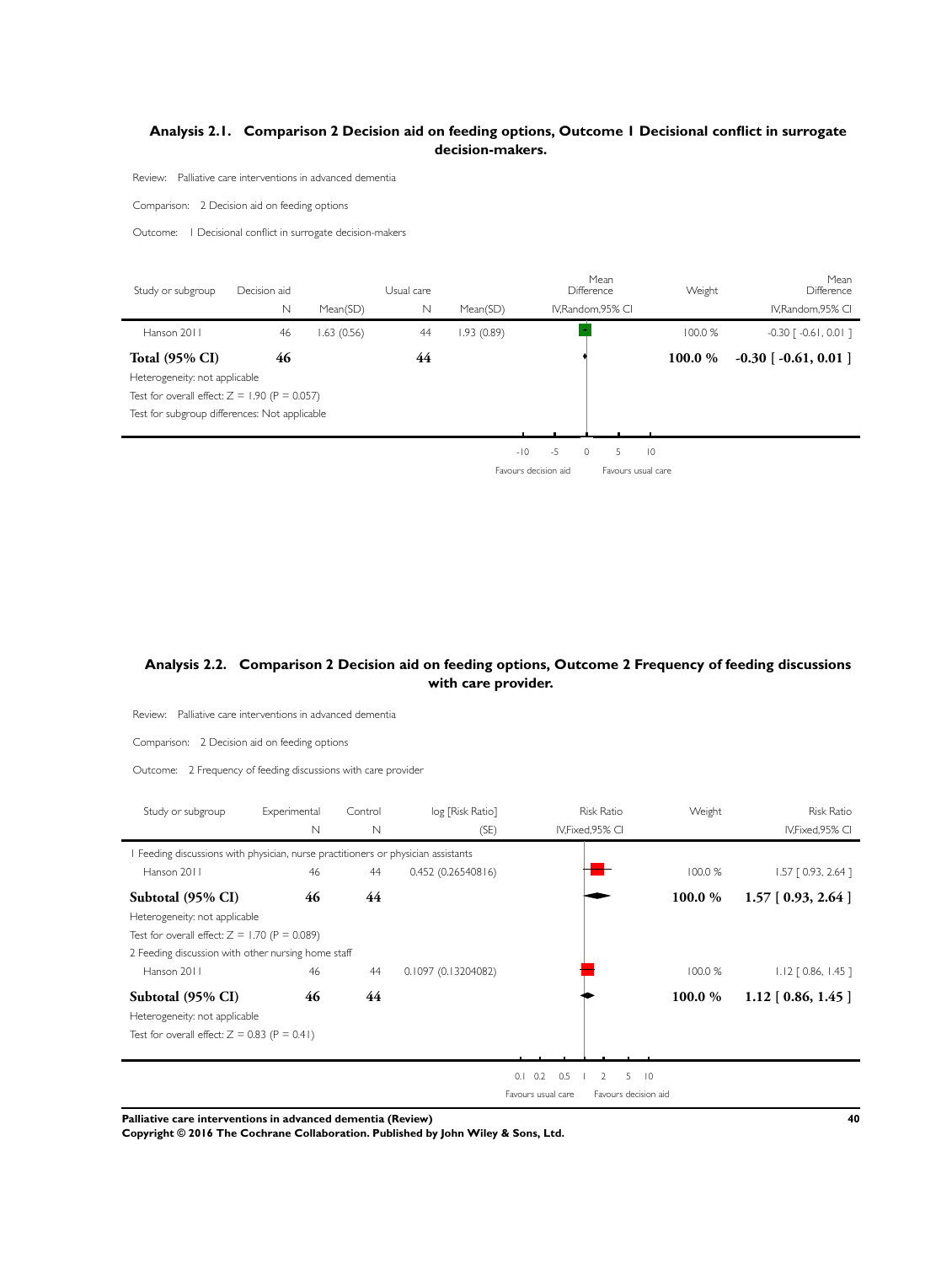## Analysis 2.1. Comparison 2 Decision aid on feeding options, Outcome 1 Decisional conflict in surrogate decision-makers.

Review: Palliative care interventions in advanced dementia

Comparison: 2 Decision aid on feeding options

Outcome: 1 Decisional conflict in surrogate decision-makers

| Study or subgroup | Decision aid N | Decision aid Mean(SD) | Usual care N | Usual care Mean(SD) | Mean Difference IV,Random,95% CI | Weight | Mean Difference IV,Random,95% CI |
|---|---|---|---|---|---|---|---|
| Hanson 2011 | 46 | 1.63 (0.56) | 44 | 1.93 (0.89) | | 100.0 % | -0.30 [ -0.61, 0.01 ] |
| **Total (95% CI)** | **46** | | **44** | | | **100.0 %** | **-0.30 [ -0.61, 0.01 ]** |

Heterogeneity: not applicable

Test for overall effect: Z = 1.90 (P = 0.057)

Test for subgroup differences: Not applicable

-10 -5 0 5 10

Favours decision aid Favours usual care

## Analysis 2.2. Comparison 2 Decision aid on feeding options, Outcome 2 Frequency of feeding discussions with care provider.

Review: Palliative care interventions in advanced dementia

Comparison: 2 Decision aid on feeding options

Outcome: 2 Frequency of feeding discussions with care provider

| Study or subgroup | Experimental N | Control N | log [Risk Ratio] (SE) | Risk Ratio IV,Fixed,95% CI | Weight | Risk Ratio IV,Fixed,95% CI |
|---|---|---|---|---|---|---|
| 1 Feeding discussions with physician, nurse practitioners or physician assistants | | | | | | |
| Hanson 2011 | 46 | 44 | 0.452 (0.26540816) | | 100.0 % | 1.57 [ 0.93, 2.64 ] |
| **Subtotal (95% CI)** | **46** | **44** | | | **100.0 %** | **1.57 [ 0.93, 2.64 ]** |
| Heterogeneity: not applicable | | | | | | |
| Test for overall effect: Z = 1.70 (P = 0.089) | | | | | | |
| 2 Feeding discussion with other nursing home staff | | | | | | |
| Hanson 2011 | 46 | 44 | 0.1097 (0.13204082) | | 100.0 % | 1.12 [ 0.86, 1.45 ] |
| **Subtotal (95% CI)** | **46** | **44** | | | **100.0 %** | **1.12 [ 0.86, 1.45 ]** |
| Heterogeneity: not applicable | | | | | | |
| Test for overall effect: Z = 0.83 (P = 0.41) | | | | | | |

0.1 0.2 0.5 1 2 5 10

Favours usual care Favours decision aid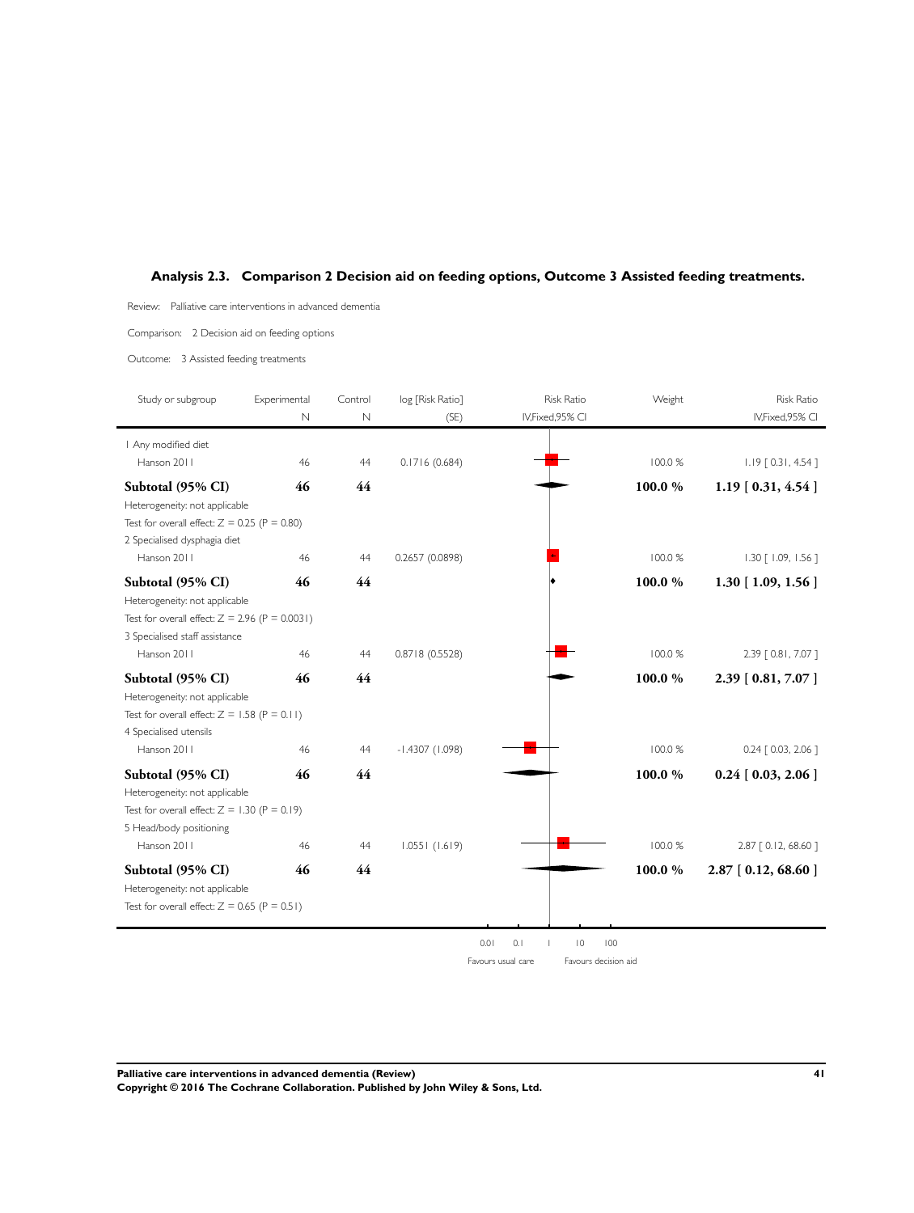### Analysis 2.3. Comparison 2 Decision aid on feeding options, Outcome 3 Assisted feeding treatments.

Review: Palliative care interventions in advanced dementia

Comparison: 2 Decision aid on feeding options

Outcome: 3 Assisted feeding treatments

| Study or subgroup | Experimental N | Control N | log [Risk Ratio] (SE) | Risk Ratio IV,Fixed,95% CI | Weight | Risk Ratio IV,Fixed,95% CI |
|---|---|---|---|---|---|---|
| 1 Any modified diet | | | | | | |
| Hanson 2011 | 46 | 44 | 0.1716 (0.684) | | 100.0 % | 1.19 [ 0.31, 4.54 ] |
| **Subtotal (95% CI)** | **46** | **44** | | | **100.0 %** | **1.19 [ 0.31, 4.54 ]** |
| Heterogeneity: not applicable | | | | | | |
| Test for overall effect: Z = 0.25 (P = 0.80) | | | | | | |
| 2 Specialised dysphagia diet | | | | | | |
| Hanson 2011 | 46 | 44 | 0.2657 (0.0898) | | 100.0 % | 1.30 [ 1.09, 1.56 ] |
| **Subtotal (95% CI)** | **46** | **44** | | | **100.0 %** | **1.30 [ 1.09, 1.56 ]** |
| Heterogeneity: not applicable | | | | | | |
| Test for overall effect: Z = 2.96 (P = 0.0031) | | | | | | |
| 3 Specialised staff assistance | | | | | | |
| Hanson 2011 | 46 | 44 | 0.8718 (0.5528) | | 100.0 % | 2.39 [ 0.81, 7.07 ] |
| **Subtotal (95% CI)** | **46** | **44** | | | **100.0 %** | **2.39 [ 0.81, 7.07 ]** |
| Heterogeneity: not applicable | | | | | | |
| Test for overall effect: Z = 1.58 (P = 0.11) | | | | | | |
| 4 Specialised utensils | | | | | | |
| Hanson 2011 | 46 | 44 | -1.4307 (1.098) | | 100.0 % | 0.24 [ 0.03, 2.06 ] |
| **Subtotal (95% CI)** | **46** | **44** | | | **100.0 %** | **0.24 [ 0.03, 2.06 ]** |
| Heterogeneity: not applicable | | | | | | |
| Test for overall effect: Z = 1.30 (P = 0.19) | | | | | | |
| 5 Head/body positioning | | | | | | |
| Hanson 2011 | 46 | 44 | 1.0551 (1.619) | | 100.0 % | 2.87 [ 0.12, 68.60 ] |
| **Subtotal (95% CI)** | **46** | **44** | | | **100.0 %** | **2.87 [ 0.12, 68.60 ]** |
| Heterogeneity: not applicable | | | | | | |
| Test for overall effect: Z = 0.65 (P = 0.51) | | | | | | |

0.01 0.1 1 10 100

Favours usual care | Favours decision aid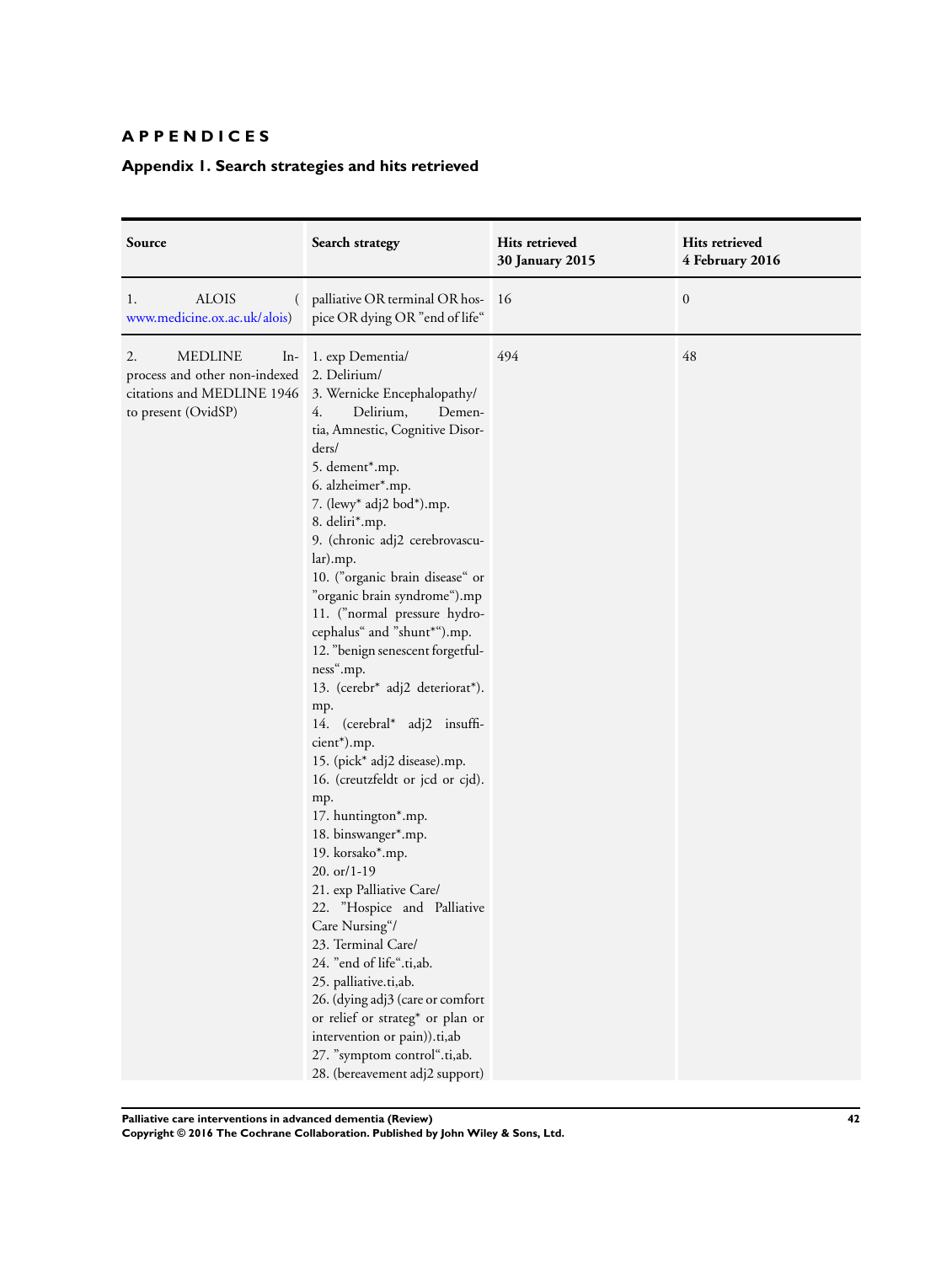# APPENDICES

## Appendix 1. Search strategies and hits retrieved

| Source | Search strategy | Hits retrieved 30 January 2015 | Hits retrieved 4 February 2016 |
|---|---|---|---|
| 1. ALOIS (www.medicine.ox.ac.uk/alois) | palliative OR terminal OR hospice OR dying OR "end of life" | 16 | 0 |
| 2. MEDLINE In-process and other non-indexed citations and MEDLINE 1946 to present (OvidSP) | 1. exp Dementia/<br>2. Delirium/<br>3. Wernicke Encephalopathy/<br>4. Delirium, Dementia, Amnestic, Cognitive Disorders/<br>5. dement*.mp.<br>6. alzheimer*.mp.<br>7. (lewy* adj2 bod*).mp.<br>8. deliri*.mp.<br>9. (chronic adj2 cerebrovascular).mp.<br>10. ("organic brain disease" or "organic brain syndrome").mp<br>11. ("normal pressure hydrocephalus" and "shunt*").mp.<br>12. "benign senescent forgetfulness".mp.<br>13. (cerebr* adj2 deteriorat*).mp.<br>14. (cerebral* adj2 insufficient*).mp.<br>15. (pick* adj2 disease).mp.<br>16. (creutzfeldt or jcd or cjd).mp.<br>17. huntington*.mp.<br>18. binswanger*.mp.<br>19. korsako*.mp.<br>20. or/1-19<br>21. exp Palliative Care/<br>22. "Hospice and Palliative Care Nursing"/<br>23. Terminal Care/<br>24. "end of life".ti,ab.<br>25. palliative.ti,ab.<br>26. (dying adj3 (care or comfort or relief or strateg* or plan or intervention or pain)).ti,ab<br>27. "symptom control".ti,ab.<br>28. (bereavement adj2 support) | 494 | 48 |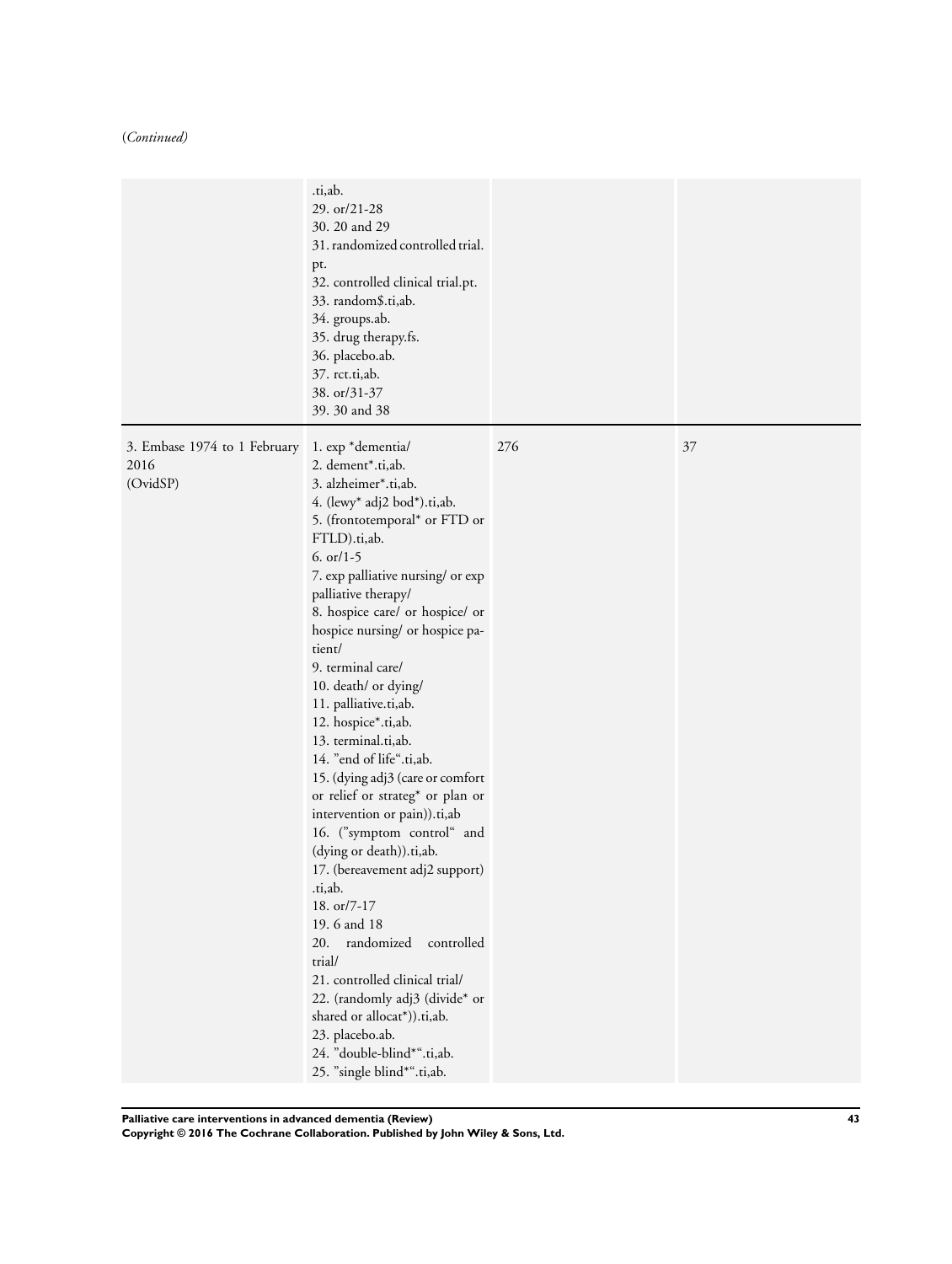(*Continued*)

| | | | |
|---|---|---|---|
| | .ti,ab.<br>29. or/21-28<br>30. 20 and 29<br>31. randomized controlled trial.pt.<br>32. controlled clinical trial.pt.<br>33. random$.ti,ab.<br>34. groups.ab.<br>35. drug therapy.fs.<br>36. placebo.ab.<br>37. rct.ti,ab.<br>38. or/31-37<br>39. 30 and 38 | | |
| 3. Embase 1974 to 1 February 2016<br>(OvidSP) | 1. exp *dementia/<br>2. dement*.ti,ab.<br>3. alzheimer*.ti,ab.<br>4. (lewy* adj2 bod*).ti,ab.<br>5. (frontotemporal* or FTD or FTLD).ti,ab.<br>6. or/1-5<br>7. exp palliative nursing/ or exp palliative therapy/<br>8. hospice care/ or hospice/ or hospice nursing/ or hospice patient/<br>9. terminal care/<br>10. death/ or dying/<br>11. palliative.ti,ab.<br>12. hospice*.ti,ab.<br>13. terminal.ti,ab.<br>14. "end of life".ti,ab.<br>15. (dying adj3 (care or comfort or relief or strateg* or plan or intervention or pain)).ti,ab<br>16. ("symptom control" and (dying or death)).ti,ab.<br>17. (bereavement adj2 support).ti,ab.<br>18. or/7-17<br>19. 6 and 18<br>20. randomized controlled trial/<br>21. controlled clinical trial/<br>22. (randomly adj3 (divide* or shared or allocat*)).ti,ab.<br>23. placebo.ab.<br>24. "double-blind*".ti,ab.<br>25. "single blind*".ti,ab. | 276 | 37 |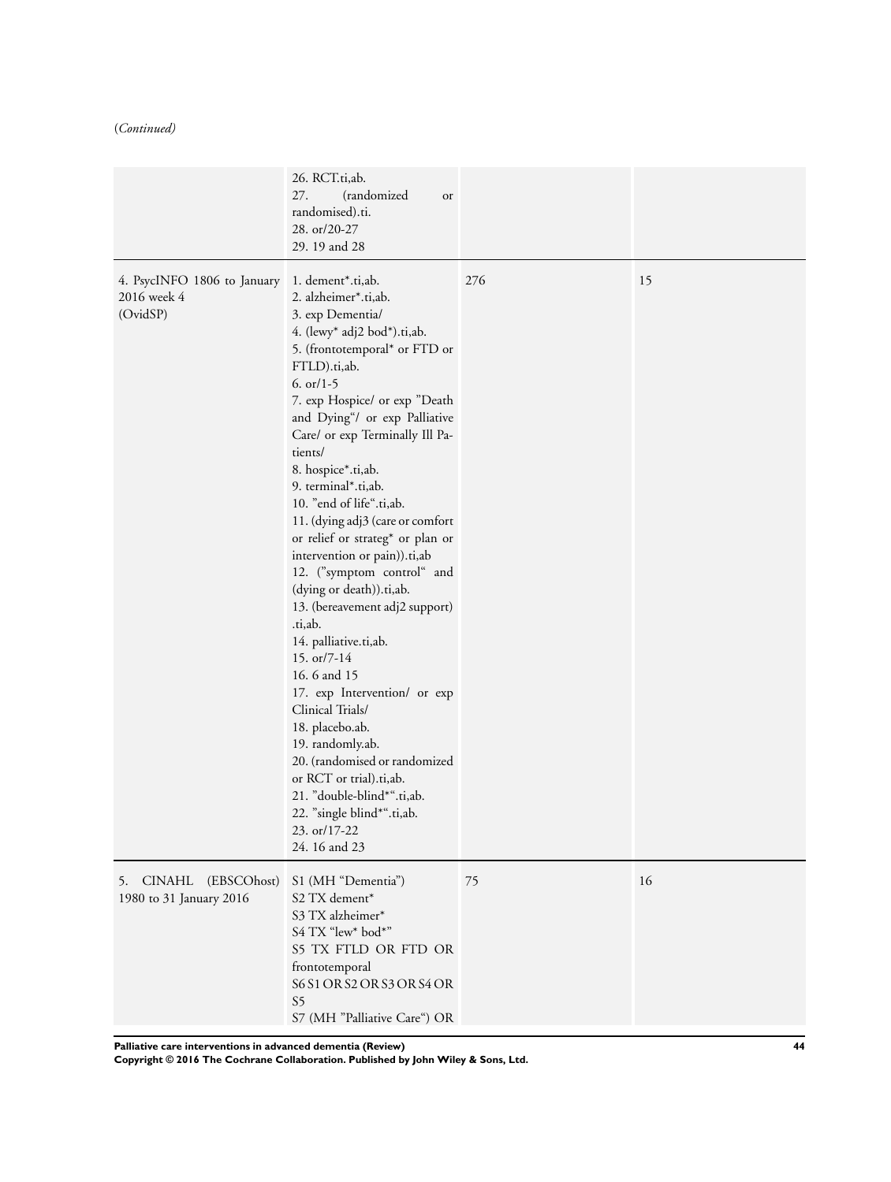(*Continued*)

| | | | |
|---|---|---|---|
| | 26. RCT.ti,ab.<br>27. (randomized or randomised).ti.<br>28. or/20-27<br>29. 19 and 28 | | |
| 4. PsycINFO 1806 to January 2016 week 4 (OvidSP) | 1. dement*.ti,ab.<br>2. alzheimer*.ti,ab.<br>3. exp Dementia/<br>4. (lewy* adj2 bod*).ti,ab.<br>5. (frontotemporal* or FTD or FTLD).ti,ab.<br>6. or/1-5<br>7. exp Hospice/ or exp "Death and Dying"/ or exp Palliative Care/ or exp Terminally Ill Patients/<br>8. hospice*.ti,ab.<br>9. terminal*.ti,ab.<br>10. "end of life".ti,ab.<br>11. (dying adj3 (care or comfort or relief or strateg* or plan or intervention or pain)).ti,ab<br>12. ("symptom control" and (dying or death)).ti,ab.<br>13. (bereavement adj2 support) .ti,ab.<br>14. palliative.ti,ab.<br>15. or/7-14<br>16. 6 and 15<br>17. exp Intervention/ or exp Clinical Trials/<br>18. placebo.ab.<br>19. randomly.ab.<br>20. (randomised or randomized or RCT or trial).ti,ab.<br>21. "double-blind*".ti,ab.<br>22. "single blind*".ti,ab.<br>23. or/17-22<br>24. 16 and 23 | 276 | 15 |
| 5. CINAHL (EBSCOhost) 1980 to 31 January 2016 | S1 (MH "Dementia")<br>S2 TX dement*<br>S3 TX alzheimer*<br>S4 TX "lew* bod*"<br>S5 TX FTLD OR FTD OR frontotemporal<br>S6 S1 OR S2 OR S3 OR S4 OR S5<br>S7 (MH "Palliative Care") OR | 75 | 16 |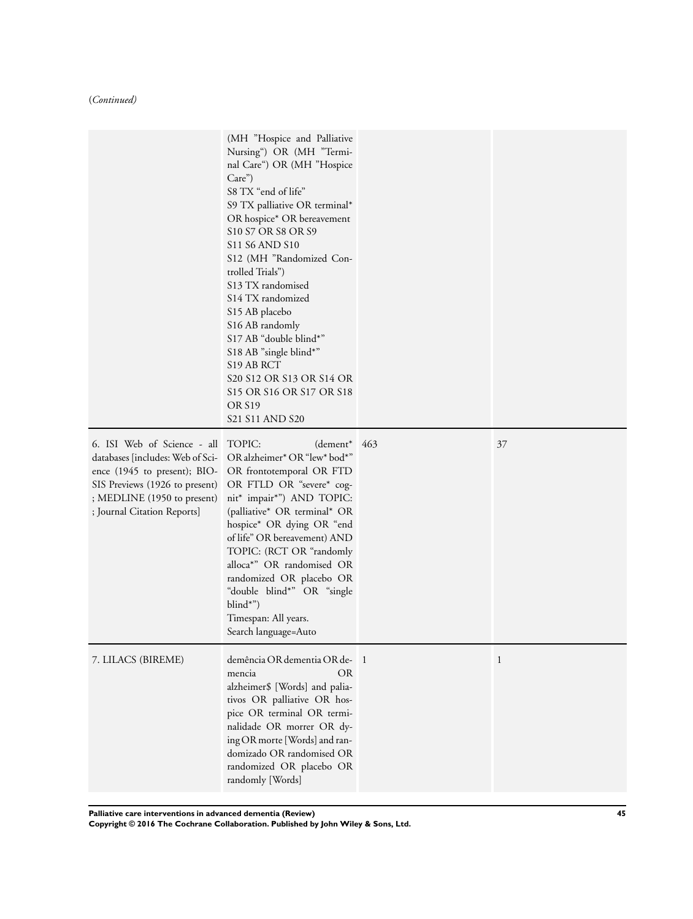(*Continued*)

| | | | |
|---|---|---|---|
| | (MH "Hospice and Palliative Nursing") OR (MH "Terminal Care") OR (MH "Hospice Care")<br>S8 TX "end of life"<br>S9 TX palliative OR terminal* OR hospice* OR bereavement<br>S10 S7 OR S8 OR S9<br>S11 S6 AND S10<br>S12 (MH "Randomized Controlled Trials")<br>S13 TX randomised<br>S14 TX randomized<br>S15 AB placebo<br>S16 AB randomly<br>S17 AB "double blind*"<br>S18 AB "single blind*"<br>S19 AB RCT<br>S20 S12 OR S13 OR S14 OR S15 OR S16 OR S17 OR S18 OR S19<br>S21 S11 AND S20 | | |
| 6. ISI Web of Science - all databases [includes: Web of Science (1945 to present); BIOSIS Previews (1926 to present) ; MEDLINE (1950 to present) ; Journal Citation Reports] | TOPIC: (dement* OR alzheimer* OR "lew* bod*" OR frontotemporal OR FTD OR FTLD OR "severe* cognit* impair*") AND TOPIC: (palliative* OR terminal* OR hospice* OR dying OR "end of life" OR bereavement) AND TOPIC: (RCT OR "randomly alloca*" OR randomised OR randomized OR placebo OR "double blind*" OR "single blind*")<br>Timespan: All years.<br>Search language=Auto | 463 | 37 |
| 7. LILACS (BIREME) | demência OR dementia OR demencia OR alzheimer$ [Words] and paliativos OR palliative OR hospice OR terminal OR terminalidade OR morrer OR dying OR morte [Words] and randomizado OR randomised OR randomized OR placebo OR randomly [Words] | 1 | 1 |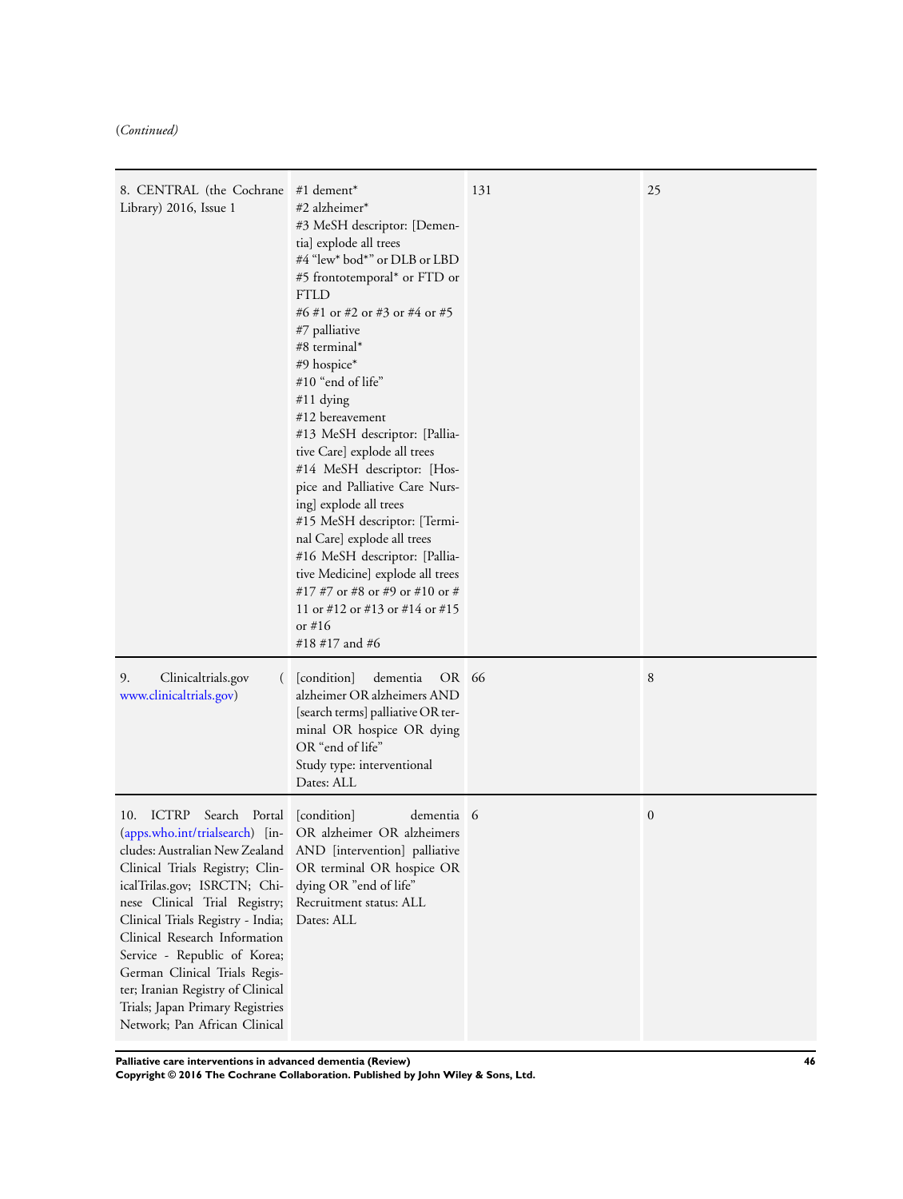(*Continued*)

| | | | |
|---|---|---|---|
| 8. CENTRAL (the Cochrane Library) 2016, Issue 1 | #1 dement*<br>#2 alzheimer*<br>#3 MeSH descriptor: [Dementia] explode all trees<br>#4 "lew* bod*" or DLB or LBD<br>#5 frontotemporal* or FTD or FTLD<br>#6 #1 or #2 or #3 or #4 or #5<br>#7 palliative<br>#8 terminal*<br>#9 hospice*<br>#10 "end of life"<br>#11 dying<br>#12 bereavement<br>#13 MeSH descriptor: [Palliative Care] explode all trees<br>#14 MeSH descriptor: [Hospice and Palliative Care Nursing] explode all trees<br>#15 MeSH descriptor: [Terminal Care] explode all trees<br>#16 MeSH descriptor: [Palliative Medicine] explode all trees<br>#17 #7 or #8 or #9 or #10 or # 11 or #12 or #13 or #14 or #15 or #16<br>#18 #17 and #6 | 131 | 25 |
| 9. Clinicaltrials.gov (www.clinicaltrials.gov) | [condition] dementia OR alzheimer OR alzheimers AND [search terms] palliative OR terminal OR hospice OR dying OR "end of life"<br>Study type: interventional<br>Dates: ALL | 66 | 8 |
| 10. ICTRP Search Portal (apps.who.int/trialsearch) [includes: Australian New Zealand Clinical Trials Registry; ClinicalTrilas.gov; ISRCTN; Chinese Clinical Trial Registry; Clinical Trials Registry - India; Clinical Research Information Service - Republic of Korea; German Clinical Trials Register; Iranian Registry of Clinical Trials; Japan Primary Registries Network; Pan African Clinical | [condition] dementia OR alzheimer OR alzheimers AND [intervention] palliative OR terminal OR hospice OR dying OR "end of life"<br>Recruitment status: ALL<br>Dates: ALL | 6 | 0 |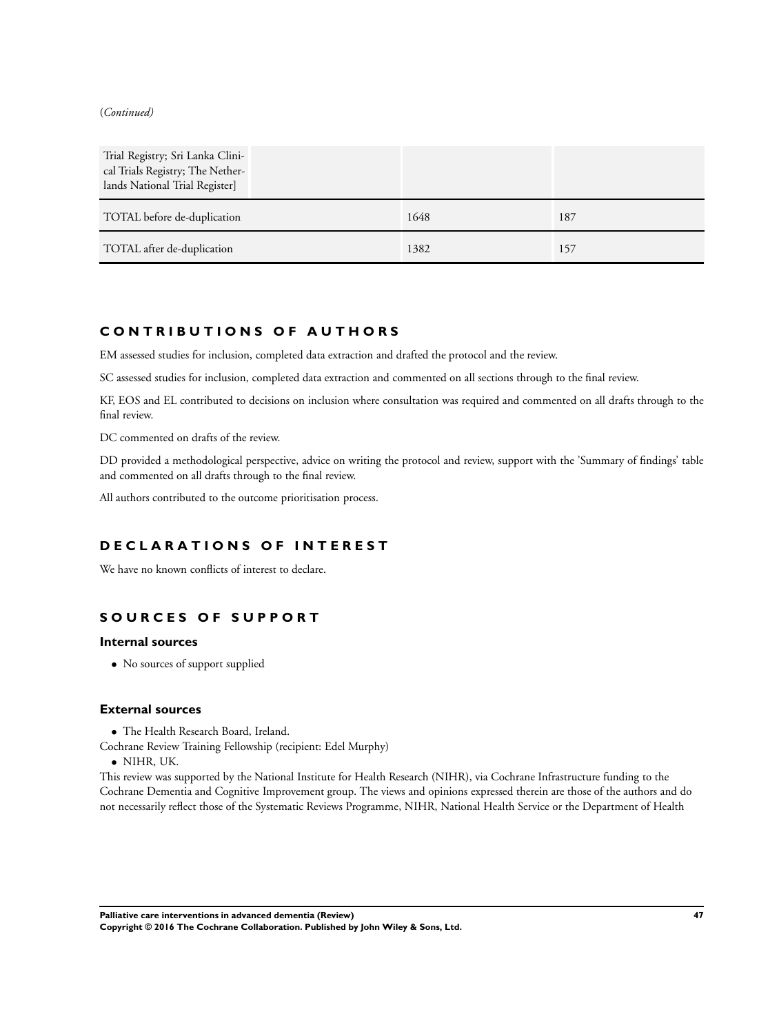(*Continued*)

| Trial Registry; Sri Lanka Clinical Trials Registry; The Netherlands National Trial Register] | | |
| --- | --- | --- |
| TOTAL before de-duplication | 1648 | 187 |
| TOTAL after de-duplication | 1382 | 157 |

## CONTRIBUTIONS OF AUTHORS

EM assessed studies for inclusion, completed data extraction and drafted the protocol and the review.

SC assessed studies for inclusion, completed data extraction and commented on all sections through to the final review.

KF, EOS and EL contributed to decisions on inclusion where consultation was required and commented on all drafts through to the final review.

DC commented on drafts of the review.

DD provided a methodological perspective, advice on writing the protocol and review, support with the 'Summary of findings' table and commented on all drafts through to the final review.

All authors contributed to the outcome prioritisation process.

## DECLARATIONS OF INTEREST

We have no known conflicts of interest to declare.

## SOURCES OF SUPPORT

### Internal sources

- No sources of support supplied

### External sources

- The Health Research Board, Ireland.

Cochrane Review Training Fellowship (recipient: Edel Murphy)

- NIHR, UK.

This review was supported by the National Institute for Health Research (NIHR), via Cochrane Infrastructure funding to the Cochrane Dementia and Cognitive Improvement group. The views and opinions expressed therein are those of the authors and do not necessarily reflect those of the Systematic Reviews Programme, NIHR, National Health Service or the Department of Health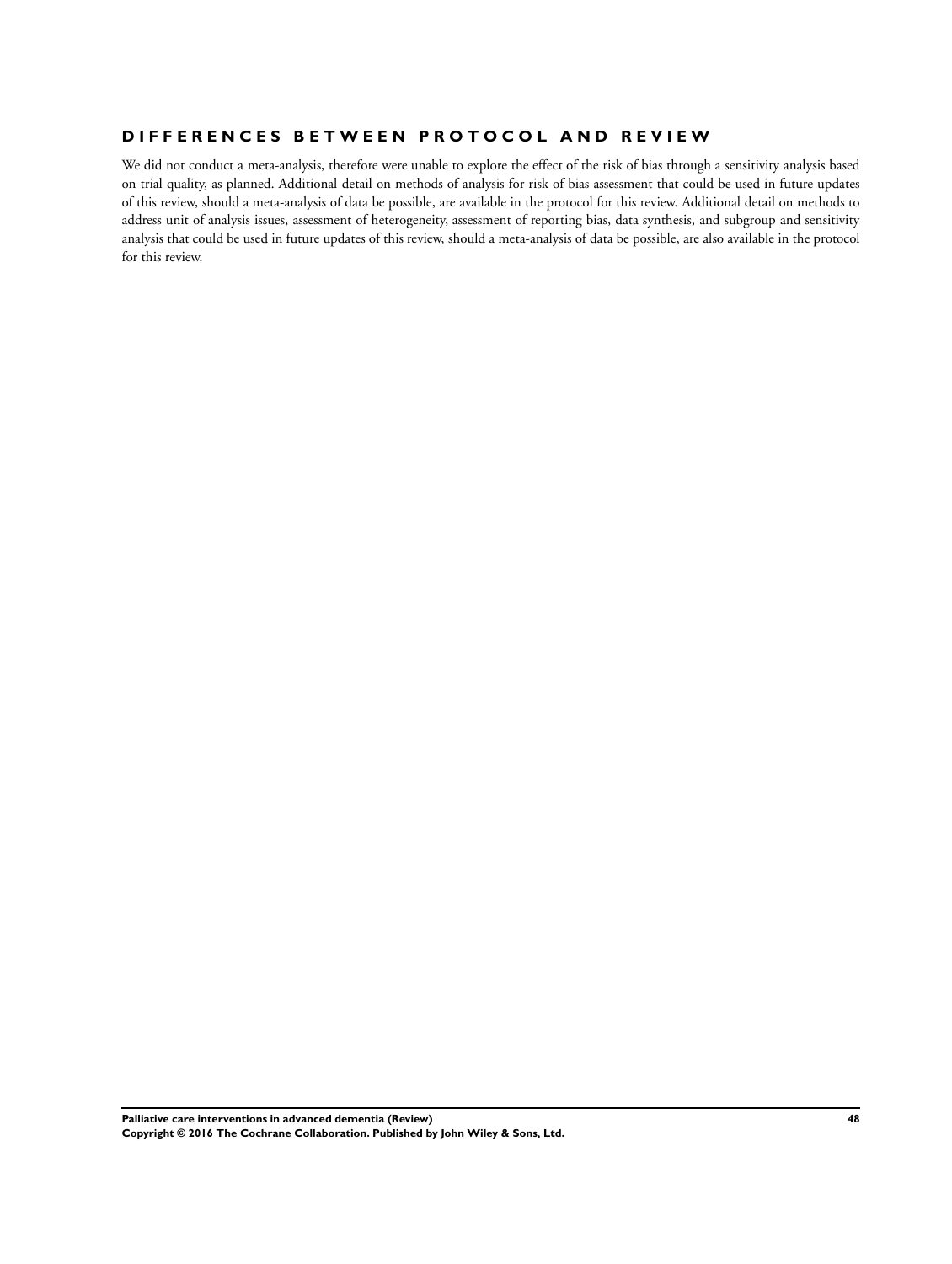## DIFFERENCES BETWEEN PROTOCOL AND REVIEW

We did not conduct a meta-analysis, therefore were unable to explore the effect of the risk of bias through a sensitivity analysis based on trial quality, as planned. Additional detail on methods of analysis for risk of bias assessment that could be used in future updates of this review, should a meta-analysis of data be possible, are available in the protocol for this review. Additional detail on methods to address unit of analysis issues, assessment of heterogeneity, assessment of reporting bias, data synthesis, and subgroup and sensitivity analysis that could be used in future updates of this review, should a meta-analysis of data be possible, are also available in the protocol for this review.